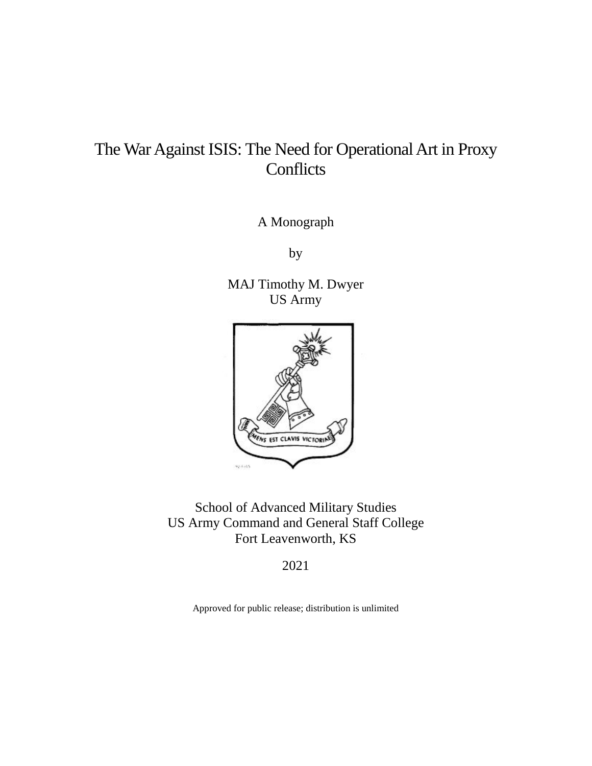# The War Against ISIS: The Need for Operational Art in Proxy Conflicts

A Monograph

by

MAJ Timothy M. Dwyer
US Army

School of Advanced Military Studies
US Army Command and General Staff College
Fort Leavenworth, KS

2021

Approved for public release; distribution is unlimited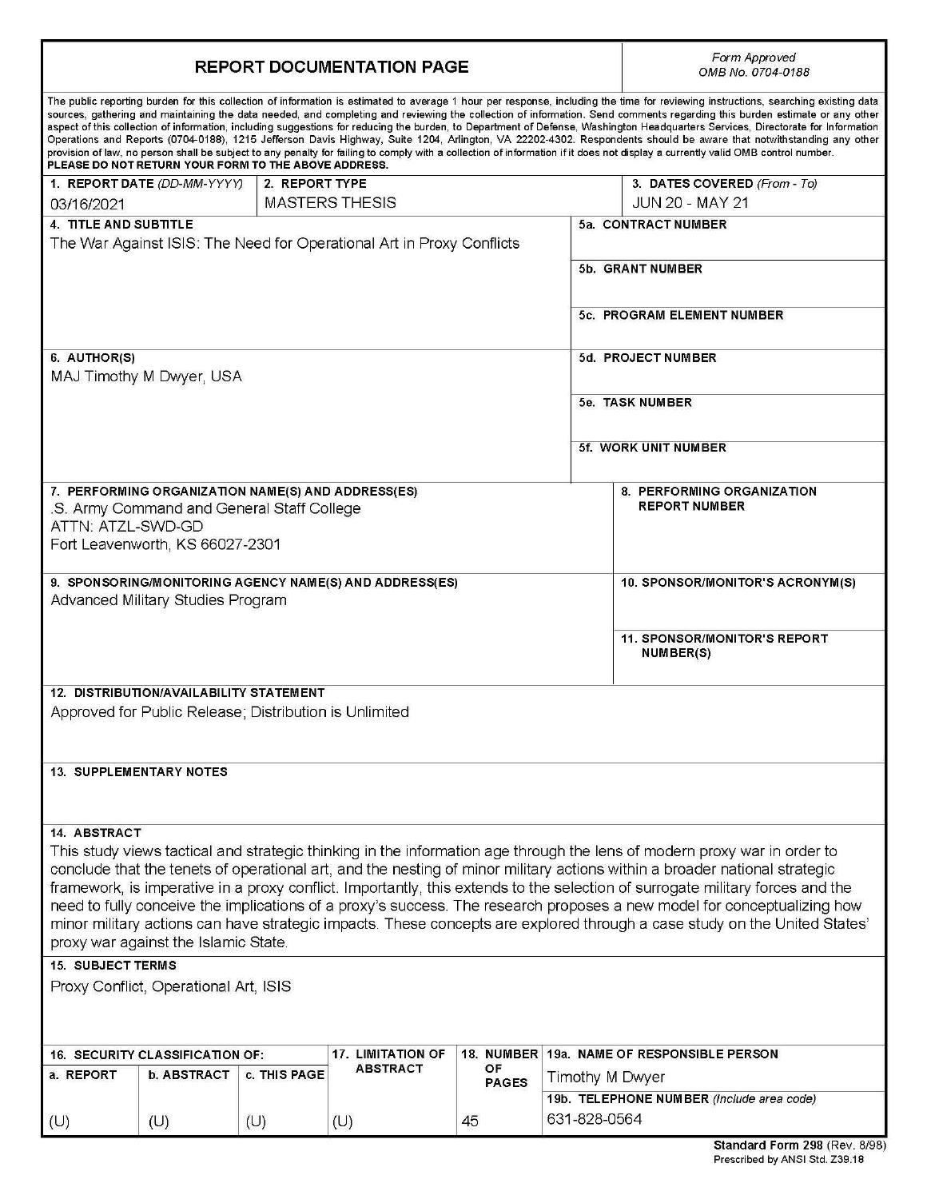# REPORT DOCUMENTATION PAGE

*Form Approved*
*OMB No. 0704-0188*

The public reporting burden for this collection of information is estimated to average 1 hour per response, including the time for reviewing instructions, searching existing data sources, gathering and maintaining the data needed, and completing and reviewing the collection of information. Send comments regarding this burden estimate or any other aspect of this collection of information, including suggestions for reducing the burden, to Department of Defense, Washington Headquarters Services, Directorate for Information Operations and Reports (0704-0188), 1215 Jefferson Davis Highway, Suite 1204, Arlington, VA 22202-4302. Respondents should be aware that notwithstanding any other provision of law, no person shall be subject to any penalty for failing to comply with a collection of information if it does not display a currently valid OMB control number.
**PLEASE DO NOT RETURN YOUR FORM TO THE ABOVE ADDRESS.**

| 1. REPORT DATE (DD-MM-YYYY) | 2. REPORT TYPE | 3. DATES COVERED (From - To) |
|---|---|---|
| 03/16/2021 | MASTERS THESIS | JUN 20 - MAY 21 |

**4. TITLE AND SUBTITLE**
The War Against ISIS: The Need for Operational Art in Proxy Conflicts

**5a. CONTRACT NUMBER**

**5b. GRANT NUMBER**

**5c. PROGRAM ELEMENT NUMBER**

**6. AUTHOR(S)**
MAJ Timothy M Dwyer, USA

**5d. PROJECT NUMBER**

**5e. TASK NUMBER**

**5f. WORK UNIT NUMBER**

**7. PERFORMING ORGANIZATION NAME(S) AND ADDRESS(ES)**
.S. Army Command and General Staff College
ATTN: ATZL-SWD-GD
Fort Leavenworth, KS 66027-2301

**8. PERFORMING ORGANIZATION REPORT NUMBER**

**9. SPONSORING/MONITORING AGENCY NAME(S) AND ADDRESS(ES)**
Advanced Military Studies Program

**10. SPONSOR/MONITOR'S ACRONYM(S)**

**11. SPONSOR/MONITOR'S REPORT NUMBER(S)**

**12. DISTRIBUTION/AVAILABILITY STATEMENT**
Approved for Public Release; Distribution is Unlimited

**13. SUPPLEMENTARY NOTES**

**14. ABSTRACT**
This study views tactical and strategic thinking in the information age through the lens of modern proxy war in order to conclude that the tenets of operational art, and the nesting of minor military actions within a broader national strategic framework, is imperative in a proxy conflict. Importantly, this extends to the selection of surrogate military forces and the need to fully conceive the implications of a proxy's success. The research proposes a new model for conceptualizing how minor military actions can have strategic impacts. These concepts are explored through a case study on the United States' proxy war against the Islamic State.

**15. SUBJECT TERMS**
Proxy Conflict, Operational Art, ISIS

| 16. SECURITY CLASSIFICATION OF: | | | 17. LIMITATION OF ABSTRACT | 18. NUMBER OF PAGES | 19a. NAME OF RESPONSIBLE PERSON |
|---|---|---|---|---|---|
| a. REPORT | b. ABSTRACT | c. THIS PAGE | | | Timothy M Dwyer |
| | | | | | 19b. TELEPHONE NUMBER (Include area code) |
| (U) | (U) | (U) | (U) | 45 | 631-828-0564 |

**Standard Form 298** (Rev. 8/98)
Prescribed by ANSI Std. Z39.18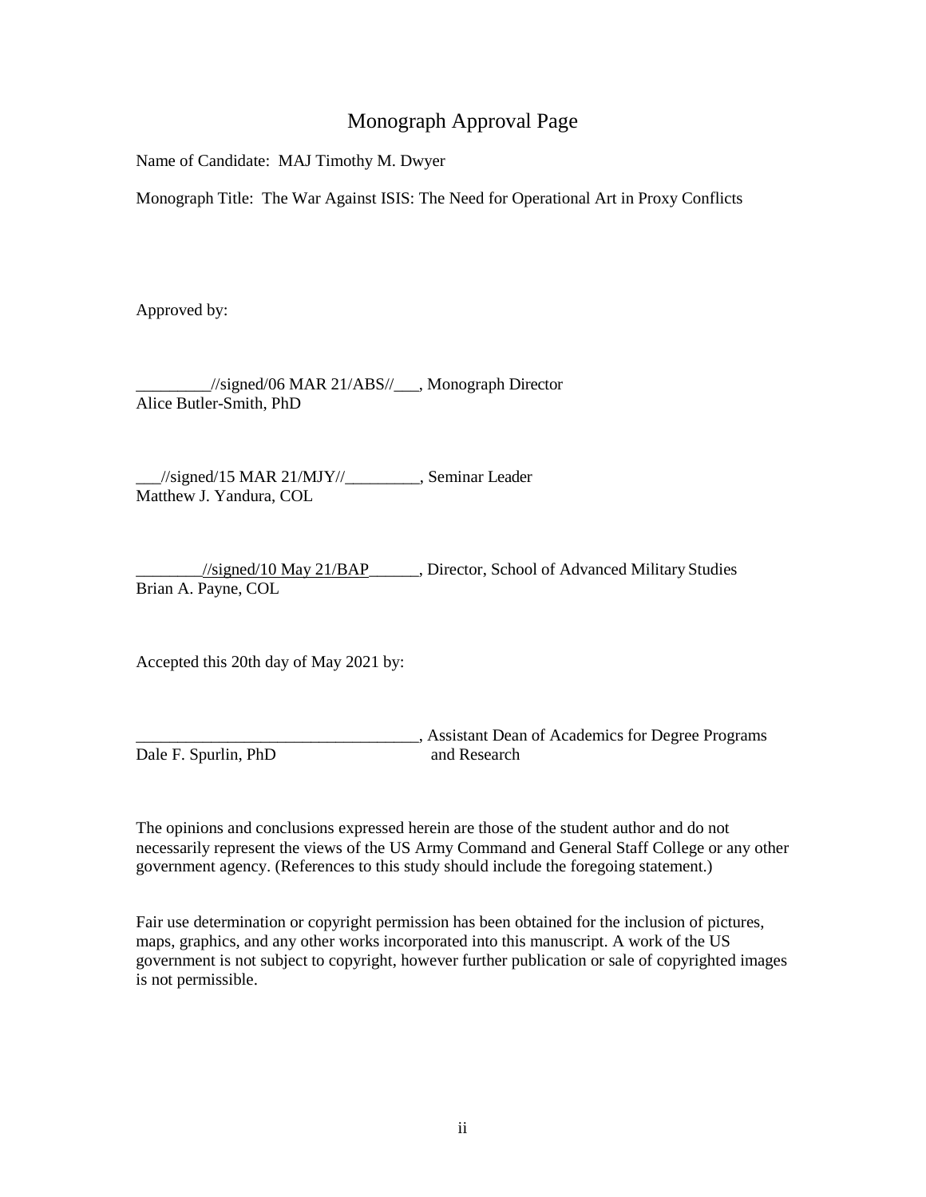# Monograph Approval Page

Name of Candidate: MAJ Timothy M. Dwyer

Monograph Title: The War Against ISIS: The Need for Operational Art in Proxy Conflicts

Approved by:

_________//signed/06 MAR 21/ABS//___, Monograph Director
Alice Butler-Smith, PhD

___//signed/15 MAR 21/MJY//_________, Seminar Leader
Matthew J. Yandura, COL

________//signed/10 May 21/BAP______, Director, School of Advanced Military Studies
Brian A. Payne, COL

Accepted this 20th day of May 2021 by:

__________________________________, Assistant Dean of Academics for Degree Programs and Research
Dale F. Spurlin, PhD

The opinions and conclusions expressed herein are those of the student author and do not necessarily represent the views of the US Army Command and General Staff College or any other government agency. (References to this study should include the foregoing statement.)

Fair use determination or copyright permission has been obtained for the inclusion of pictures, maps, graphics, and any other works incorporated into this manuscript. A work of the US government is not subject to copyright, however further publication or sale of copyrighted images is not permissible.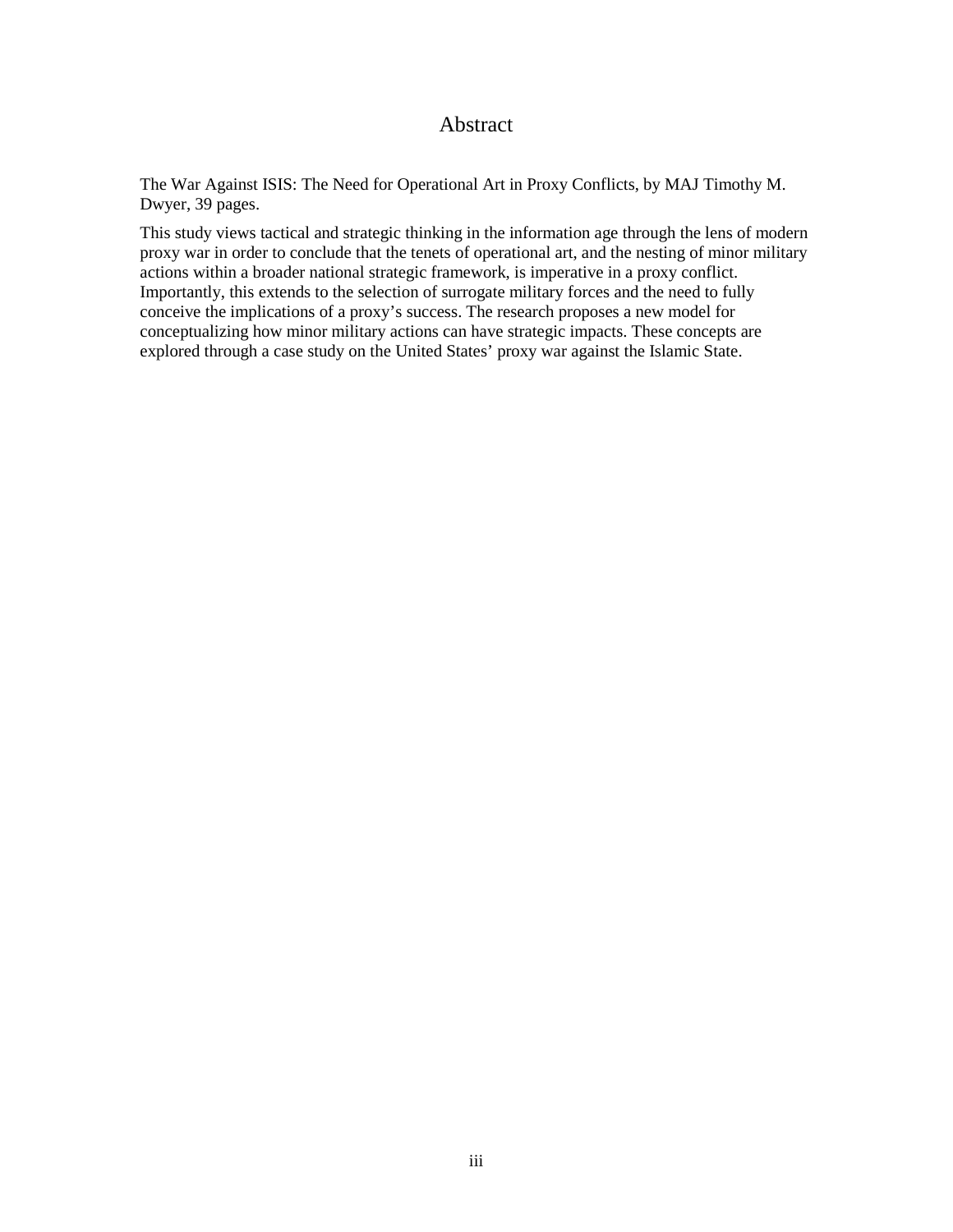# Abstract

The War Against ISIS: The Need for Operational Art in Proxy Conflicts, by MAJ Timothy M. Dwyer, 39 pages.

This study views tactical and strategic thinking in the information age through the lens of modern proxy war in order to conclude that the tenets of operational art, and the nesting of minor military actions within a broader national strategic framework, is imperative in a proxy conflict. Importantly, this extends to the selection of surrogate military forces and the need to fully conceive the implications of a proxy's success. The research proposes a new model for conceptualizing how minor military actions can have strategic impacts. These concepts are explored through a case study on the United States' proxy war against the Islamic State.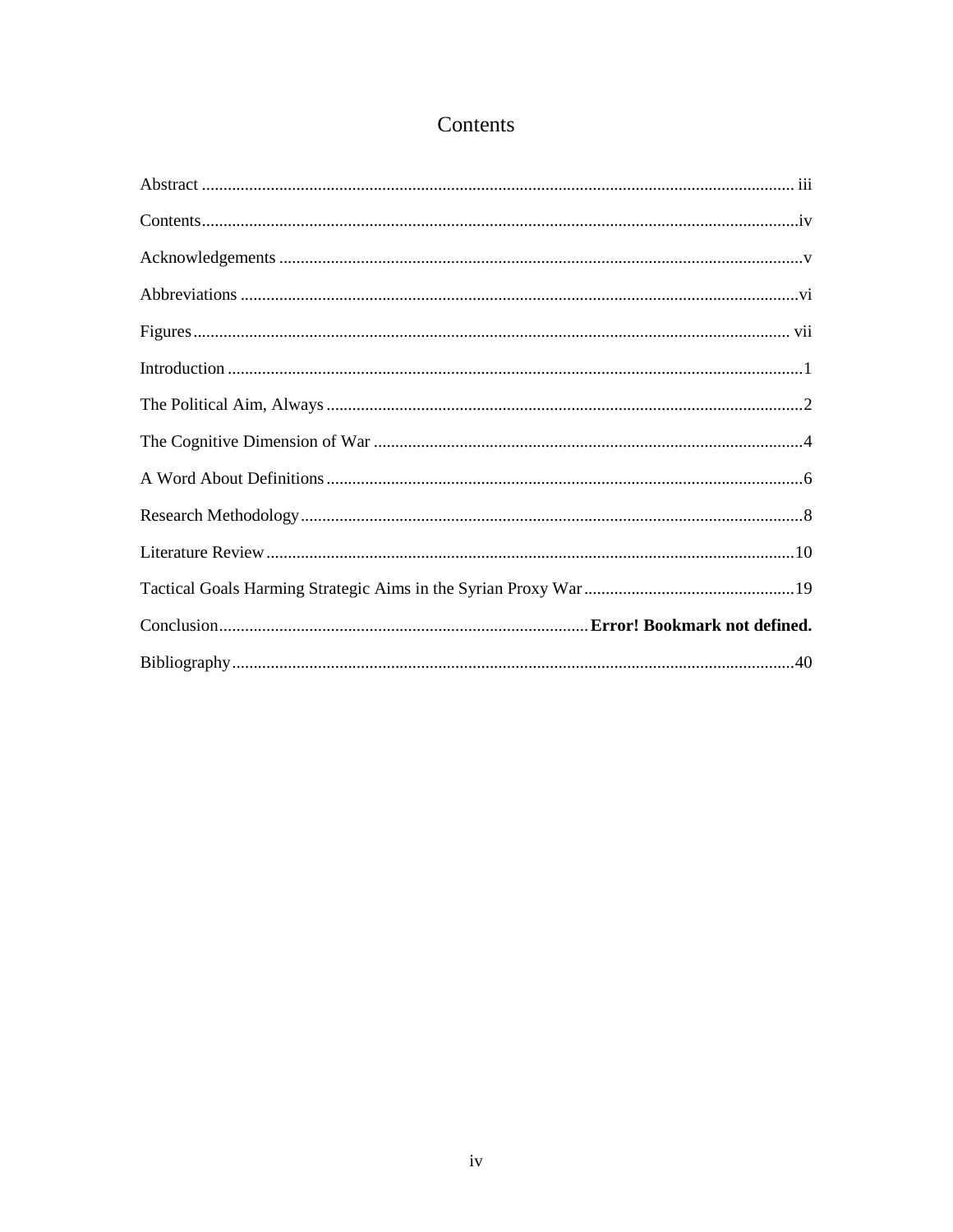# Contents

Abstract ........................................................................................................................................ iii

Contents........................................................................................................................................iv

Acknowledgements .........................................................................................................................v

Abbreviations .................................................................................................................................vi

Figures.......................................................................................................................................... vii

Introduction ....................................................................................................................................1

The Political Aim, Always ..............................................................................................................2

The Cognitive Dimension of War ....................................................................................................4

A Word About Definitions ..............................................................................................................6

Research Methodology ....................................................................................................................8

Literature Review ..........................................................................................................................10

Tactical Goals Harming Strategic Aims in the Syrian Proxy War .................................................19

Conclusion..................................................................................... **Error! Bookmark not defined.**

Bibliography ..................................................................................................................................40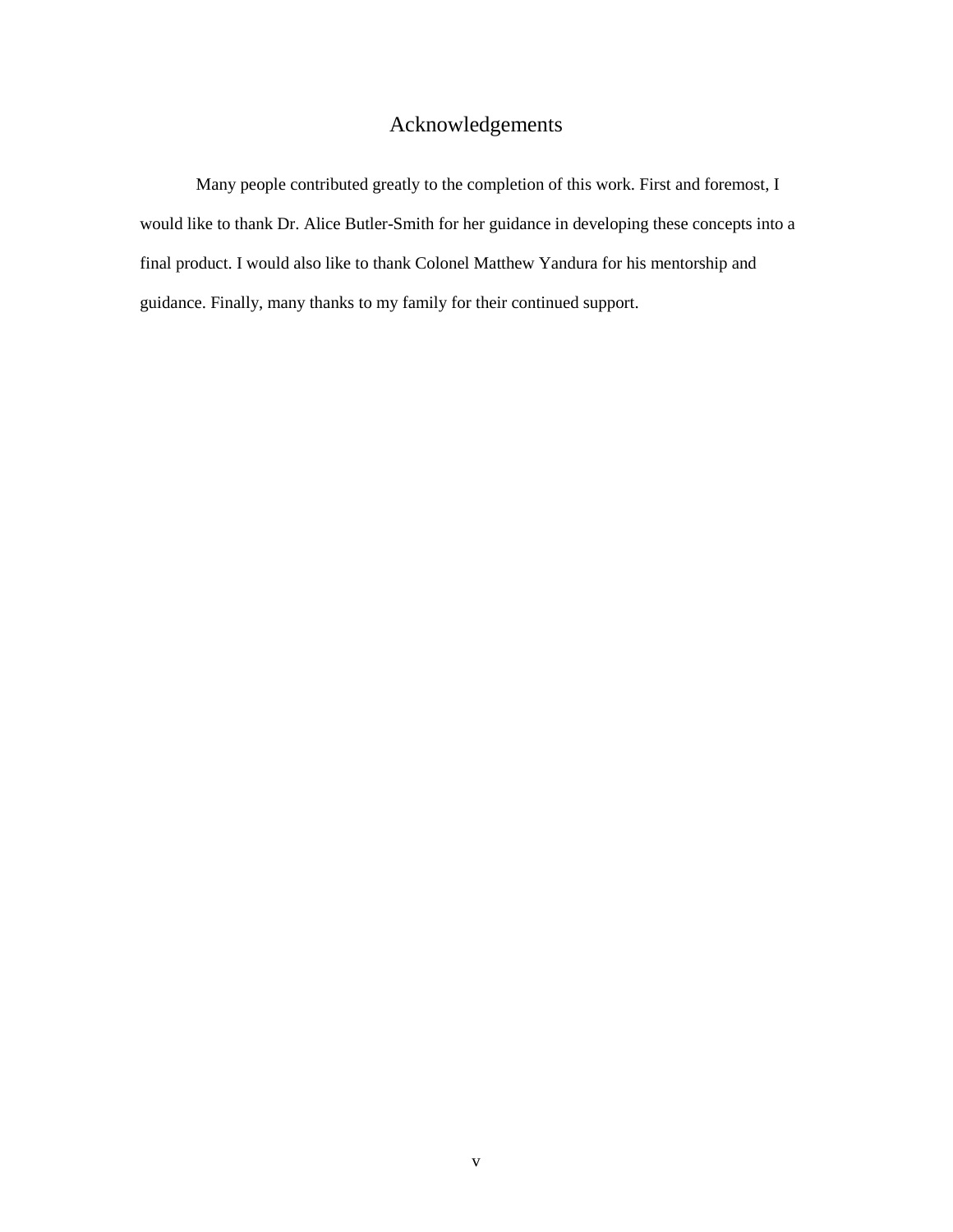# Acknowledgements

Many people contributed greatly to the completion of this work. First and foremost, I would like to thank Dr. Alice Butler-Smith for her guidance in developing these concepts into a final product. I would also like to thank Colonel Matthew Yandura for his mentorship and guidance. Finally, many thanks to my family for their continued support.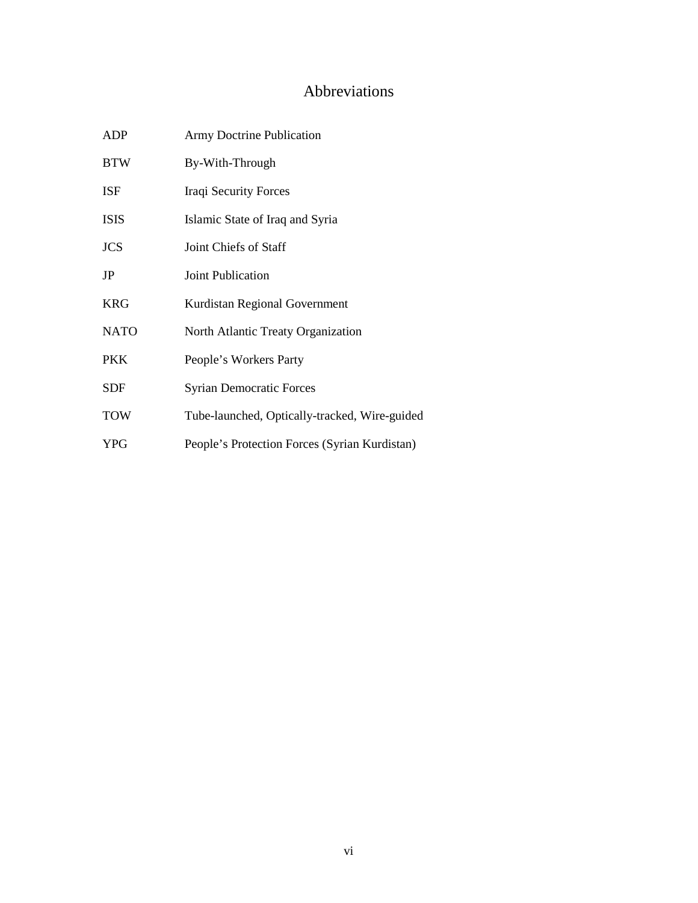# Abbreviations

| | |
|---|---|
| ADP | Army Doctrine Publication |
| BTW | By-With-Through |
| ISF | Iraqi Security Forces |
| ISIS | Islamic State of Iraq and Syria |
| JCS | Joint Chiefs of Staff |
| JP | Joint Publication |
| KRG | Kurdistan Regional Government |
| NATO | North Atlantic Treaty Organization |
| PKK | People's Workers Party |
| SDF | Syrian Democratic Forces |
| TOW | Tube-launched, Optically-tracked, Wire-guided |
| YPG | People's Protection Forces (Syrian Kurdistan) |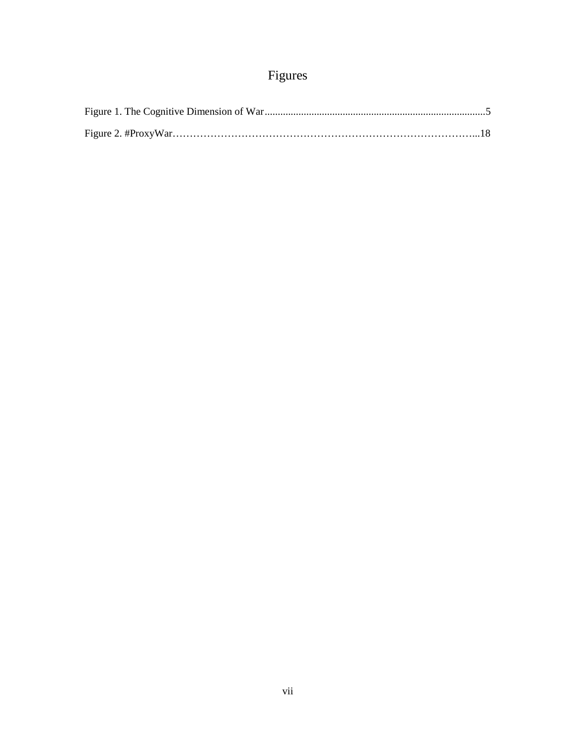# Figures

Figure 1. The Cognitive Dimension of War....................................................................................5

Figure 2. #ProxyWar……………………………………………………………………………...18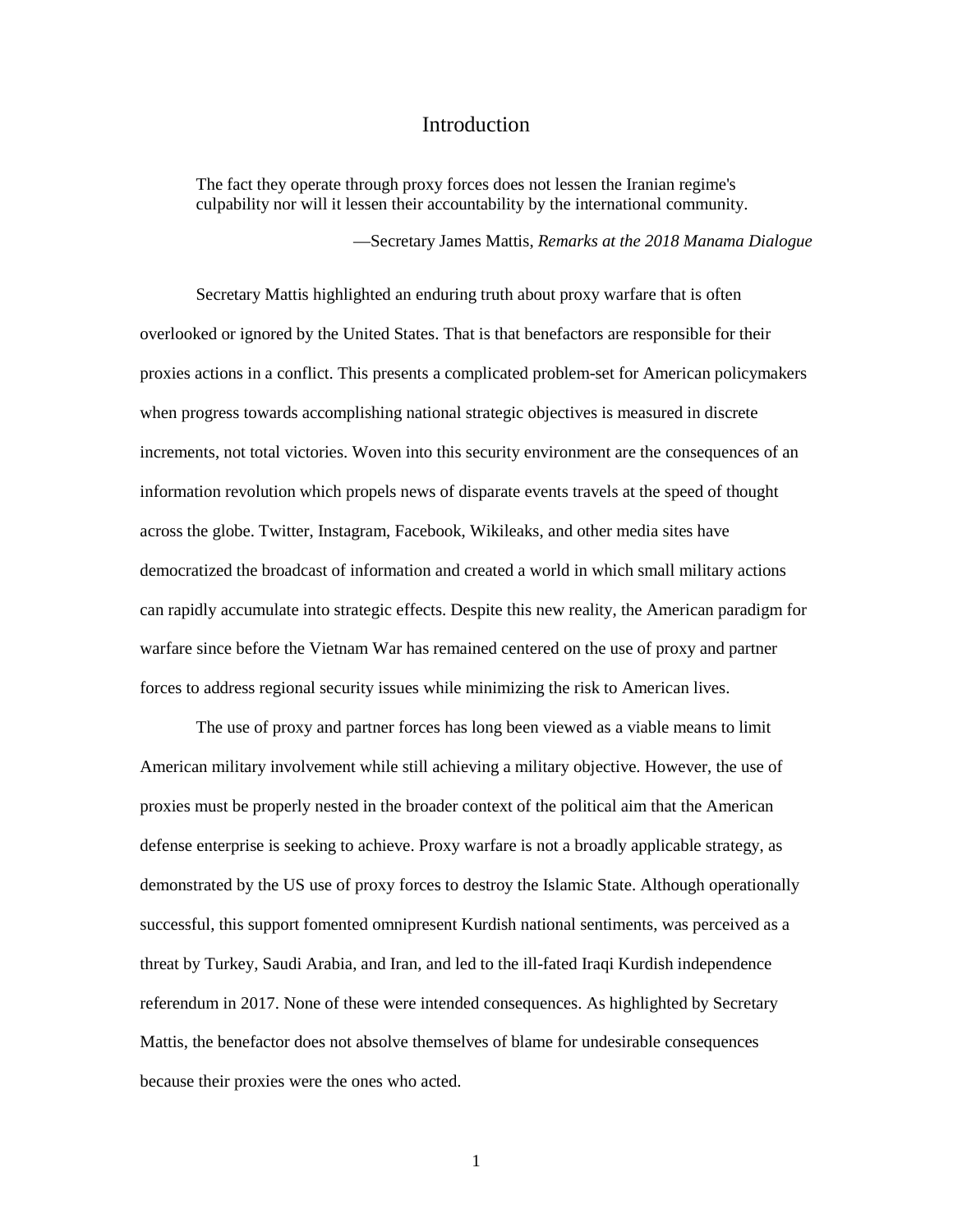# Introduction

> The fact they operate through proxy forces does not lessen the Iranian regime's culpability nor will it lessen their accountability by the international community.
>
> —Secretary James Mattis, *Remarks at the 2018 Manama Dialogue*

Secretary Mattis highlighted an enduring truth about proxy warfare that is often overlooked or ignored by the United States. That is that benefactors are responsible for their proxies actions in a conflict. This presents a complicated problem-set for American policymakers when progress towards accomplishing national strategic objectives is measured in discrete increments, not total victories. Woven into this security environment are the consequences of an information revolution which propels news of disparate events travels at the speed of thought across the globe. Twitter, Instagram, Facebook, Wikileaks, and other media sites have democratized the broadcast of information and created a world in which small military actions can rapidly accumulate into strategic effects. Despite this new reality, the American paradigm for warfare since before the Vietnam War has remained centered on the use of proxy and partner forces to address regional security issues while minimizing the risk to American lives.

The use of proxy and partner forces has long been viewed as a viable means to limit American military involvement while still achieving a military objective. However, the use of proxies must be properly nested in the broader context of the political aim that the American defense enterprise is seeking to achieve. Proxy warfare is not a broadly applicable strategy, as demonstrated by the US use of proxy forces to destroy the Islamic State. Although operationally successful, this support fomented omnipresent Kurdish national sentiments, was perceived as a threat by Turkey, Saudi Arabia, and Iran, and led to the ill-fated Iraqi Kurdish independence referendum in 2017. None of these were intended consequences. As highlighted by Secretary Mattis, the benefactor does not absolve themselves of blame for undesirable consequences because their proxies were the ones who acted.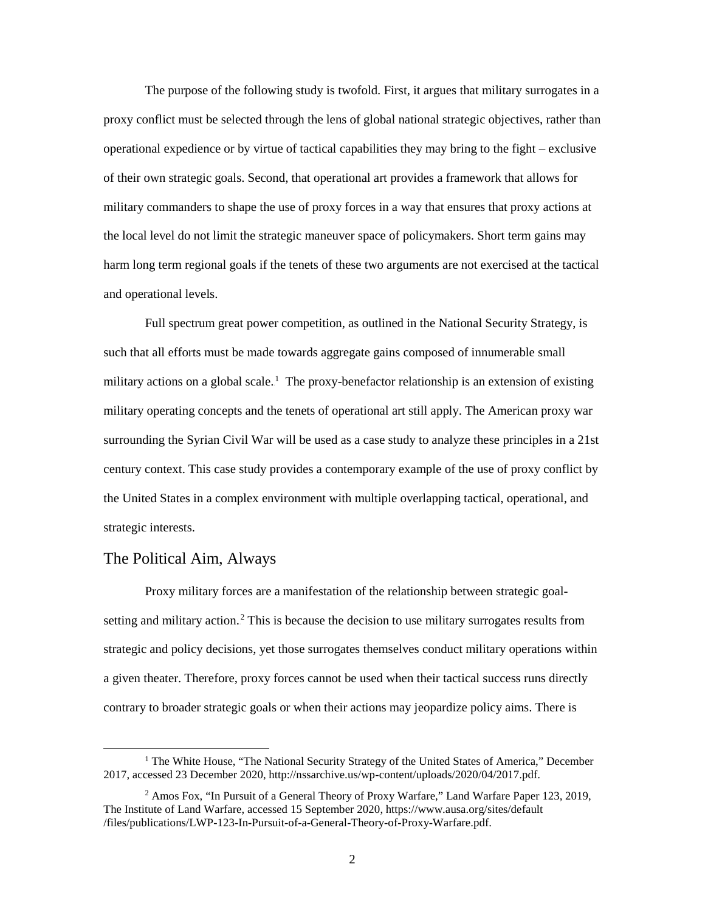The purpose of the following study is twofold. First, it argues that military surrogates in a proxy conflict must be selected through the lens of global national strategic objectives, rather than operational expedience or by virtue of tactical capabilities they may bring to the fight – exclusive of their own strategic goals. Second, that operational art provides a framework that allows for military commanders to shape the use of proxy forces in a way that ensures that proxy actions at the local level do not limit the strategic maneuver space of policymakers. Short term gains may harm long term regional goals if the tenets of these two arguments are not exercised at the tactical and operational levels.

Full spectrum great power competition, as outlined in the National Security Strategy, is such that all efforts must be made towards aggregate gains composed of innumerable small military actions on a global scale.[1] The proxy-benefactor relationship is an extension of existing military operating concepts and the tenets of operational art still apply. The American proxy war surrounding the Syrian Civil War will be used as a case study to analyze these principles in a 21st century context. This case study provides a contemporary example of the use of proxy conflict by the United States in a complex environment with multiple overlapping tactical, operational, and strategic interests.

## The Political Aim, Always

Proxy military forces are a manifestation of the relationship between strategic goal-setting and military action.[2] This is because the decision to use military surrogates results from strategic and policy decisions, yet those surrogates themselves conduct military operations within a given theater. Therefore, proxy forces cannot be used when their tactical success runs directly contrary to broader strategic goals or when their actions may jeopardize policy aims. There is

[1] The White House, "The National Security Strategy of the United States of America," December 2017, accessed 23 December 2020, http://nssarchive.us/wp-content/uploads/2020/04/2017.pdf.

[2] Amos Fox, "In Pursuit of a General Theory of Proxy Warfare," Land Warfare Paper 123, 2019, The Institute of Land Warfare, accessed 15 September 2020, https://www.ausa.org/sites/default /files/publications/LWP-123-In-Pursuit-of-a-General-Theory-of-Proxy-Warfare.pdf.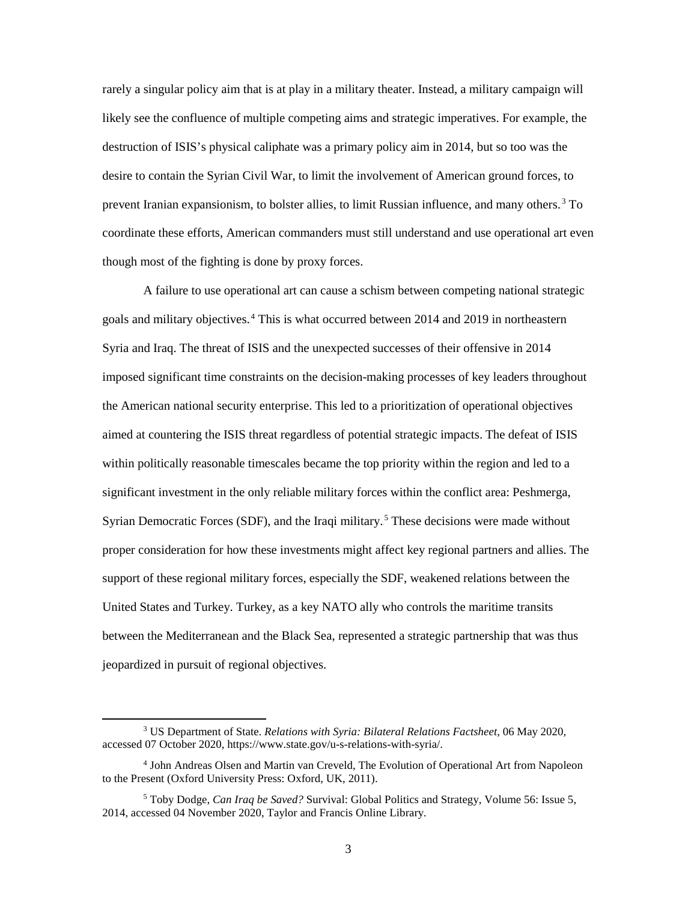rarely a singular policy aim that is at play in a military theater. Instead, a military campaign will likely see the confluence of multiple competing aims and strategic imperatives. For example, the destruction of ISIS's physical caliphate was a primary policy aim in 2014, but so too was the desire to contain the Syrian Civil War, to limit the involvement of American ground forces, to prevent Iranian expansionism, to bolster allies, to limit Russian influence, and many others.[3] To coordinate these efforts, American commanders must still understand and use operational art even though most of the fighting is done by proxy forces.

A failure to use operational art can cause a schism between competing national strategic goals and military objectives.[4] This is what occurred between 2014 and 2019 in northeastern Syria and Iraq. The threat of ISIS and the unexpected successes of their offensive in 2014 imposed significant time constraints on the decision-making processes of key leaders throughout the American national security enterprise. This led to a prioritization of operational objectives aimed at countering the ISIS threat regardless of potential strategic impacts. The defeat of ISIS within politically reasonable timescales became the top priority within the region and led to a significant investment in the only reliable military forces within the conflict area: Peshmerga, Syrian Democratic Forces (SDF), and the Iraqi military.[5] These decisions were made without proper consideration for how these investments might affect key regional partners and allies. The support of these regional military forces, especially the SDF, weakened relations between the United States and Turkey. Turkey, as a key NATO ally who controls the maritime transits between the Mediterranean and the Black Sea, represented a strategic partnership that was thus jeopardized in pursuit of regional objectives.

---

[3] US Department of State. *Relations with Syria: Bilateral Relations Factsheet*, 06 May 2020, accessed 07 October 2020, https://www.state.gov/u-s-relations-with-syria/.

[4] John Andreas Olsen and Martin van Creveld, The Evolution of Operational Art from Napoleon to the Present (Oxford University Press: Oxford, UK, 2011).

[5] Toby Dodge, *Can Iraq be Saved?* Survival: Global Politics and Strategy, Volume 56: Issue 5, 2014, accessed 04 November 2020, Taylor and Francis Online Library.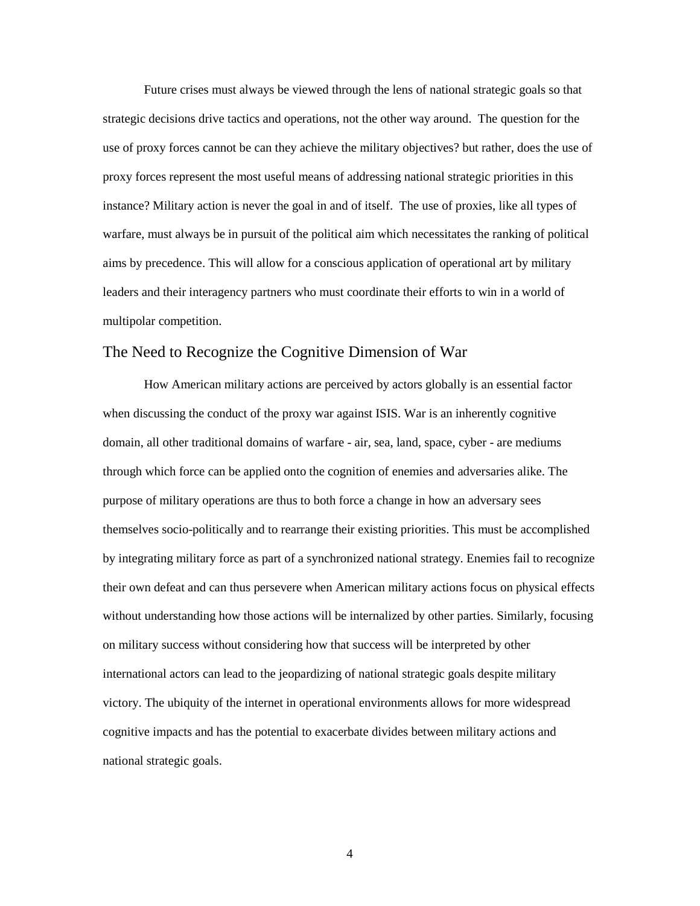Future crises must always be viewed through the lens of national strategic goals so that strategic decisions drive tactics and operations, not the other way around. The question for the use of proxy forces cannot be can they achieve the military objectives? but rather, does the use of proxy forces represent the most useful means of addressing national strategic priorities in this instance? Military action is never the goal in and of itself. The use of proxies, like all types of warfare, must always be in pursuit of the political aim which necessitates the ranking of political aims by precedence. This will allow for a conscious application of operational art by military leaders and their interagency partners who must coordinate their efforts to win in a world of multipolar competition.

## The Need to Recognize the Cognitive Dimension of War

How American military actions are perceived by actors globally is an essential factor when discussing the conduct of the proxy war against ISIS. War is an inherently cognitive domain, all other traditional domains of warfare - air, sea, land, space, cyber - are mediums through which force can be applied onto the cognition of enemies and adversaries alike. The purpose of military operations are thus to both force a change in how an adversary sees themselves socio-politically and to rearrange their existing priorities. This must be accomplished by integrating military force as part of a synchronized national strategy. Enemies fail to recognize their own defeat and can thus persevere when American military actions focus on physical effects without understanding how those actions will be internalized by other parties. Similarly, focusing on military success without considering how that success will be interpreted by other international actors can lead to the jeopardizing of national strategic goals despite military victory. The ubiquity of the internet in operational environments allows for more widespread cognitive impacts and has the potential to exacerbate divides between military actions and national strategic goals.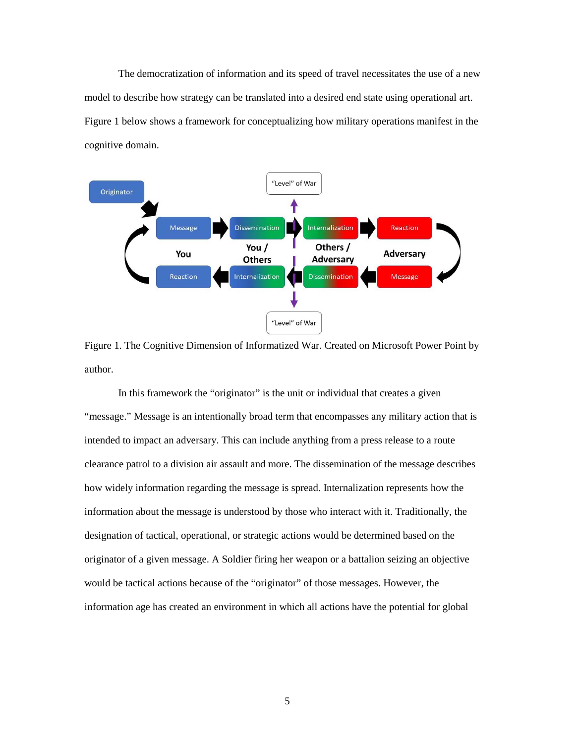The democratization of information and its speed of travel necessitates the use of a new model to describe how strategy can be translated into a desired end state using operational art. Figure 1 below shows a framework for conceptualizing how military operations manifest in the cognitive domain.

Figure 1. The Cognitive Dimension of Informatized War. Created on Microsoft Power Point by author.

In this framework the "originator" is the unit or individual that creates a given "message." Message is an intentionally broad term that encompasses any military action that is intended to impact an adversary. This can include anything from a press release to a route clearance patrol to a division air assault and more. The dissemination of the message describes how widely information regarding the message is spread. Internalization represents how the information about the message is understood by those who interact with it. Traditionally, the designation of tactical, operational, or strategic actions would be determined based on the originator of a given message. A Soldier firing her weapon or a battalion seizing an objective would be tactical actions because of the "originator" of those messages. However, the information age has created an environment in which all actions have the potential for global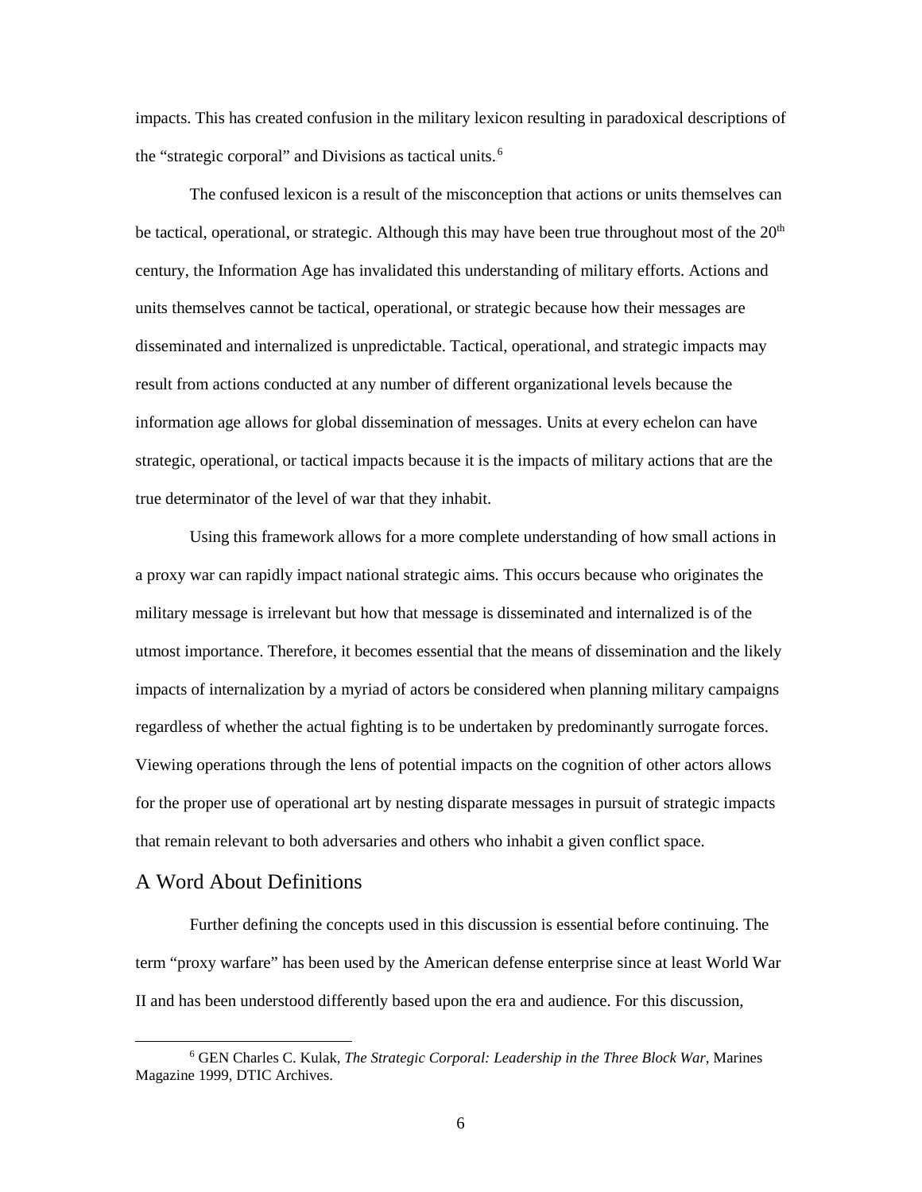impacts. This has created confusion in the military lexicon resulting in paradoxical descriptions of the "strategic corporal" and Divisions as tactical units.[6]

The confused lexicon is a result of the misconception that actions or units themselves can be tactical, operational, or strategic. Although this may have been true throughout most of the 20th century, the Information Age has invalidated this understanding of military efforts. Actions and units themselves cannot be tactical, operational, or strategic because how their messages are disseminated and internalized is unpredictable. Tactical, operational, and strategic impacts may result from actions conducted at any number of different organizational levels because the information age allows for global dissemination of messages. Units at every echelon can have strategic, operational, or tactical impacts because it is the impacts of military actions that are the true determinator of the level of war that they inhabit.

Using this framework allows for a more complete understanding of how small actions in a proxy war can rapidly impact national strategic aims. This occurs because who originates the military message is irrelevant but how that message is disseminated and internalized is of the utmost importance. Therefore, it becomes essential that the means of dissemination and the likely impacts of internalization by a myriad of actors be considered when planning military campaigns regardless of whether the actual fighting is to be undertaken by predominantly surrogate forces. Viewing operations through the lens of potential impacts on the cognition of other actors allows for the proper use of operational art by nesting disparate messages in pursuit of strategic impacts that remain relevant to both adversaries and others who inhabit a given conflict space.

## A Word About Definitions

Further defining the concepts used in this discussion is essential before continuing. The term "proxy warfare" has been used by the American defense enterprise since at least World War II and has been understood differently based upon the era and audience. For this discussion,

---

[6] GEN Charles C. Kulak, *The Strategic Corporal: Leadership in the Three Block War*, Marines Magazine 1999, DTIC Archives.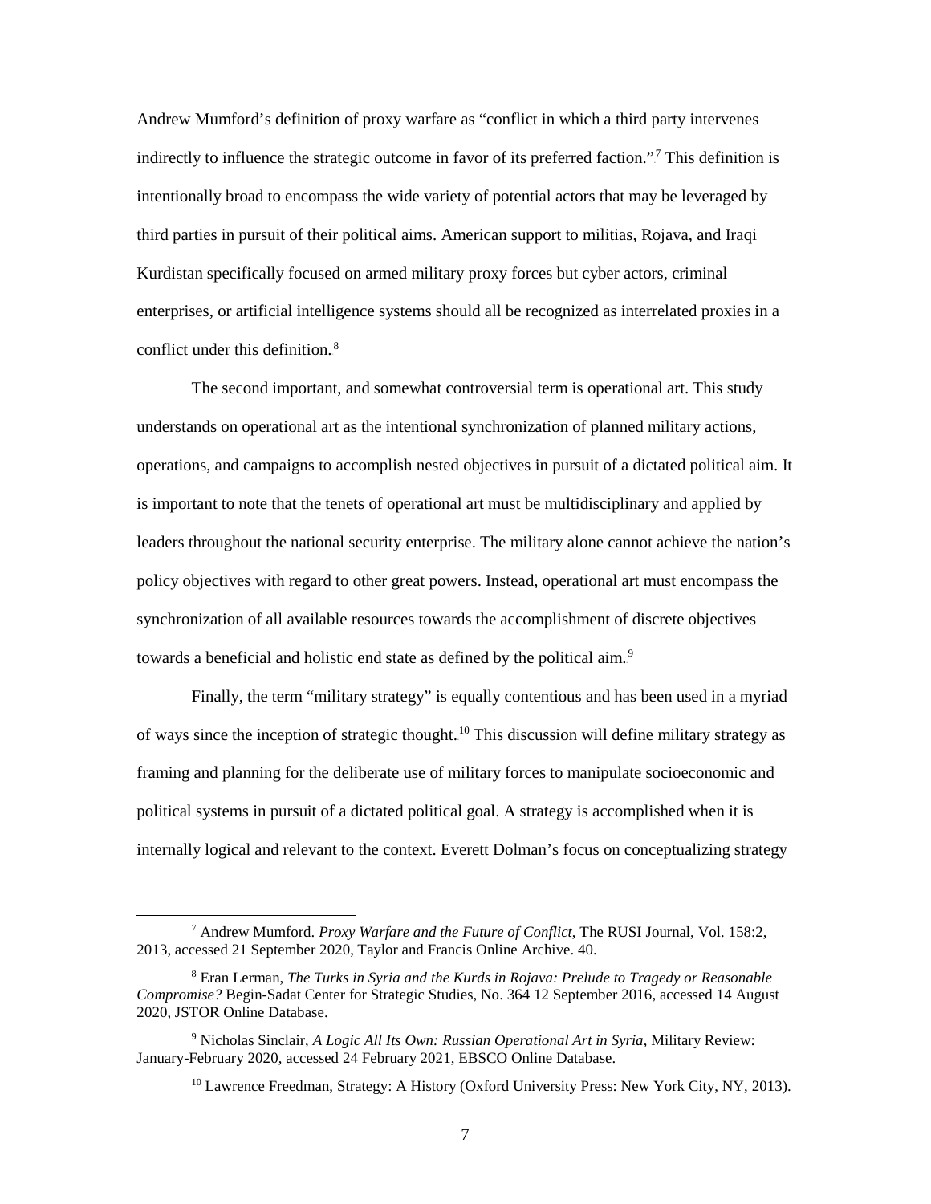Andrew Mumford's definition of proxy warfare as "conflict in which a third party intervenes indirectly to influence the strategic outcome in favor of its preferred faction."[7] This definition is intentionally broad to encompass the wide variety of potential actors that may be leveraged by third parties in pursuit of their political aims. American support to militias, Rojava, and Iraqi Kurdistan specifically focused on armed military proxy forces but cyber actors, criminal enterprises, or artificial intelligence systems should all be recognized as interrelated proxies in a conflict under this definition.[8]

The second important, and somewhat controversial term is operational art. This study understands on operational art as the intentional synchronization of planned military actions, operations, and campaigns to accomplish nested objectives in pursuit of a dictated political aim. It is important to note that the tenets of operational art must be multidisciplinary and applied by leaders throughout the national security enterprise. The military alone cannot achieve the nation's policy objectives with regard to other great powers. Instead, operational art must encompass the synchronization of all available resources towards the accomplishment of discrete objectives towards a beneficial and holistic end state as defined by the political aim.[9]

Finally, the term "military strategy" is equally contentious and has been used in a myriad of ways since the inception of strategic thought.[10] This discussion will define military strategy as framing and planning for the deliberate use of military forces to manipulate socioeconomic and political systems in pursuit of a dictated political goal. A strategy is accomplished when it is internally logical and relevant to the context. Everett Dolman's focus on conceptualizing strategy

---

[7] Andrew Mumford. *Proxy Warfare and the Future of Conflict*, The RUSI Journal, Vol. 158:2, 2013, accessed 21 September 2020, Taylor and Francis Online Archive. 40.

[8] Eran Lerman, *The Turks in Syria and the Kurds in Rojava: Prelude to Tragedy or Reasonable Compromise?* Begin-Sadat Center for Strategic Studies, No. 364 12 September 2016, accessed 14 August 2020, JSTOR Online Database.

[9] Nicholas Sinclair, *A Logic All Its Own: Russian Operational Art in Syria,* Military Review: January-February 2020, accessed 24 February 2021, EBSCO Online Database.

[10] Lawrence Freedman, Strategy: A History (Oxford University Press: New York City, NY, 2013).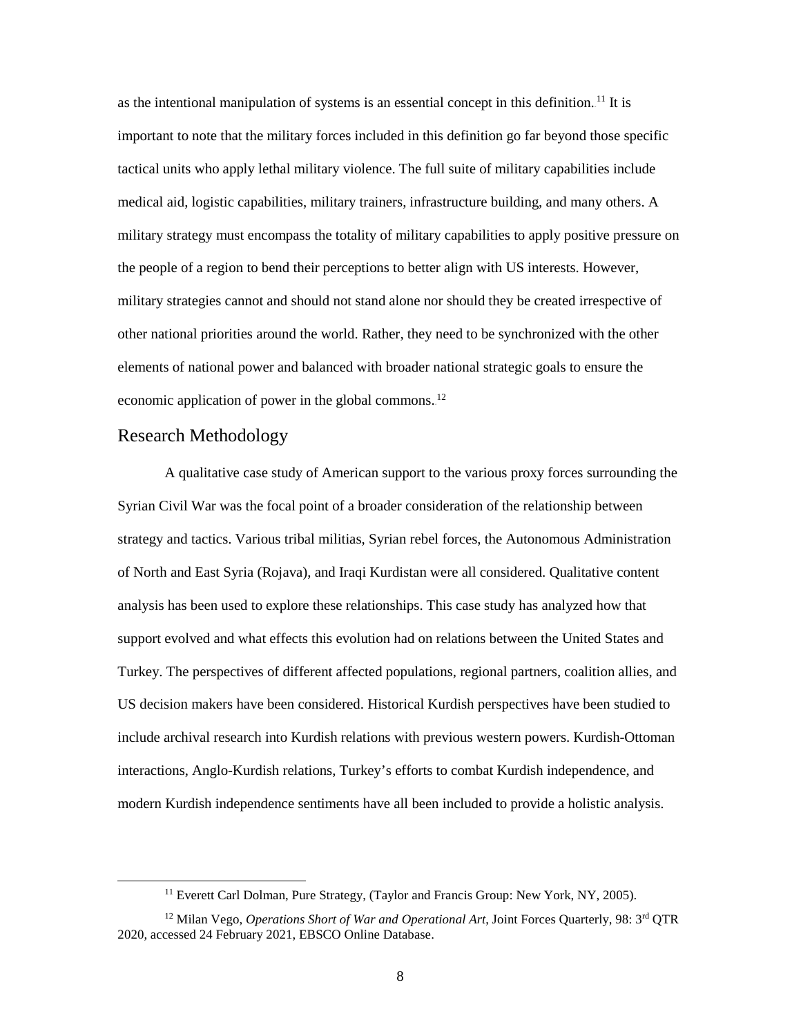as the intentional manipulation of systems is an essential concept in this definition.[11] It is important to note that the military forces included in this definition go far beyond those specific tactical units who apply lethal military violence. The full suite of military capabilities include medical aid, logistic capabilities, military trainers, infrastructure building, and many others. A military strategy must encompass the totality of military capabilities to apply positive pressure on the people of a region to bend their perceptions to better align with US interests. However, military strategies cannot and should not stand alone nor should they be created irrespective of other national priorities around the world. Rather, they need to be synchronized with the other elements of national power and balanced with broader national strategic goals to ensure the economic application of power in the global commons.[12]

## Research Methodology

A qualitative case study of American support to the various proxy forces surrounding the Syrian Civil War was the focal point of a broader consideration of the relationship between strategy and tactics. Various tribal militias, Syrian rebel forces, the Autonomous Administration of North and East Syria (Rojava), and Iraqi Kurdistan were all considered. Qualitative content analysis has been used to explore these relationships. This case study has analyzed how that support evolved and what effects this evolution had on relations between the United States and Turkey. The perspectives of different affected populations, regional partners, coalition allies, and US decision makers have been considered. Historical Kurdish perspectives have been studied to include archival research into Kurdish relations with previous western powers. Kurdish-Ottoman interactions, Anglo-Kurdish relations, Turkey's efforts to combat Kurdish independence, and modern Kurdish independence sentiments have all been included to provide a holistic analysis.

---

[11] Everett Carl Dolman, Pure Strategy, (Taylor and Francis Group: New York, NY, 2005).

[12] Milan Vego, *Operations Short of War and Operational Art*, Joint Forces Quarterly, 98: 3rd QTR 2020, accessed 24 February 2021, EBSCO Online Database.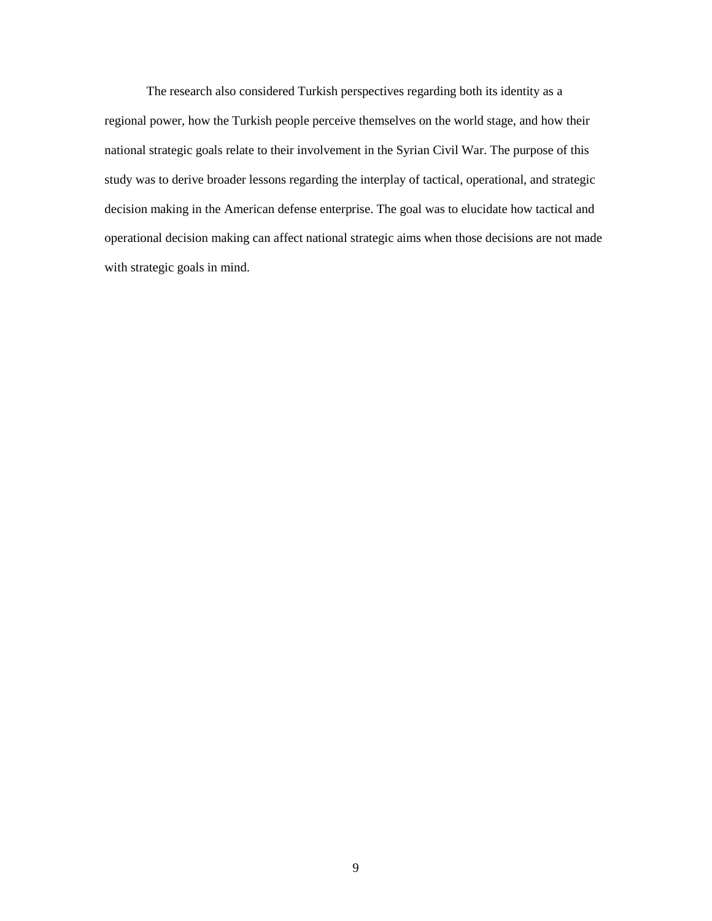The research also considered Turkish perspectives regarding both its identity as a regional power, how the Turkish people perceive themselves on the world stage, and how their national strategic goals relate to their involvement in the Syrian Civil War. The purpose of this study was to derive broader lessons regarding the interplay of tactical, operational, and strategic decision making in the American defense enterprise. The goal was to elucidate how tactical and operational decision making can affect national strategic aims when those decisions are not made with strategic goals in mind.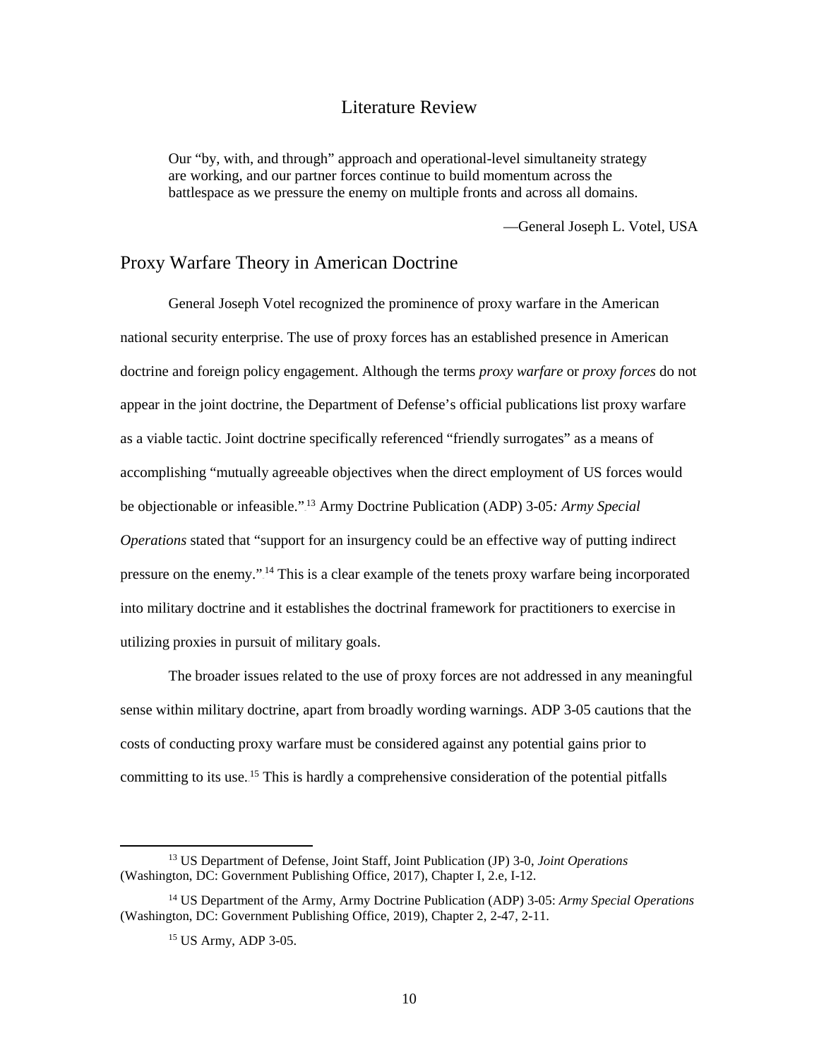# Literature Review

> Our "by, with, and through" approach and operational-level simultaneity strategy are working, and our partner forces continue to build momentum across the battlespace as we pressure the enemy on multiple fronts and across all domains.
>
> —General Joseph L. Votel, USA

## Proxy Warfare Theory in American Doctrine

General Joseph Votel recognized the prominence of proxy warfare in the American national security enterprise. The use of proxy forces has an established presence in American doctrine and foreign policy engagement. Although the terms *proxy warfare* or *proxy forces* do not appear in the joint doctrine, the Department of Defense's official publications list proxy warfare as a viable tactic. Joint doctrine specifically referenced "friendly surrogates" as a means of accomplishing "mutually agreeable objectives when the direct employment of US forces would be objectionable or infeasible."[13] Army Doctrine Publication (ADP) 3-05*: Army Special Operations* stated that "support for an insurgency could be an effective way of putting indirect pressure on the enemy."[14] This is a clear example of the tenets proxy warfare being incorporated into military doctrine and it establishes the doctrinal framework for practitioners to exercise in utilizing proxies in pursuit of military goals.

The broader issues related to the use of proxy forces are not addressed in any meaningful sense within military doctrine, apart from broadly wording warnings. ADP 3-05 cautions that the costs of conducting proxy warfare must be considered against any potential gains prior to committing to its use.[15] This is hardly a comprehensive consideration of the potential pitfalls

---

[13] US Department of Defense, Joint Staff, Joint Publication (JP) 3-0, *Joint Operations* (Washington, DC: Government Publishing Office, 2017), Chapter I, 2.e, I-12.

[14] US Department of the Army, Army Doctrine Publication (ADP) 3-05: *Army Special Operations* (Washington, DC: Government Publishing Office, 2019), Chapter 2, 2-47, 2-11.

[15] US Army, ADP 3-05.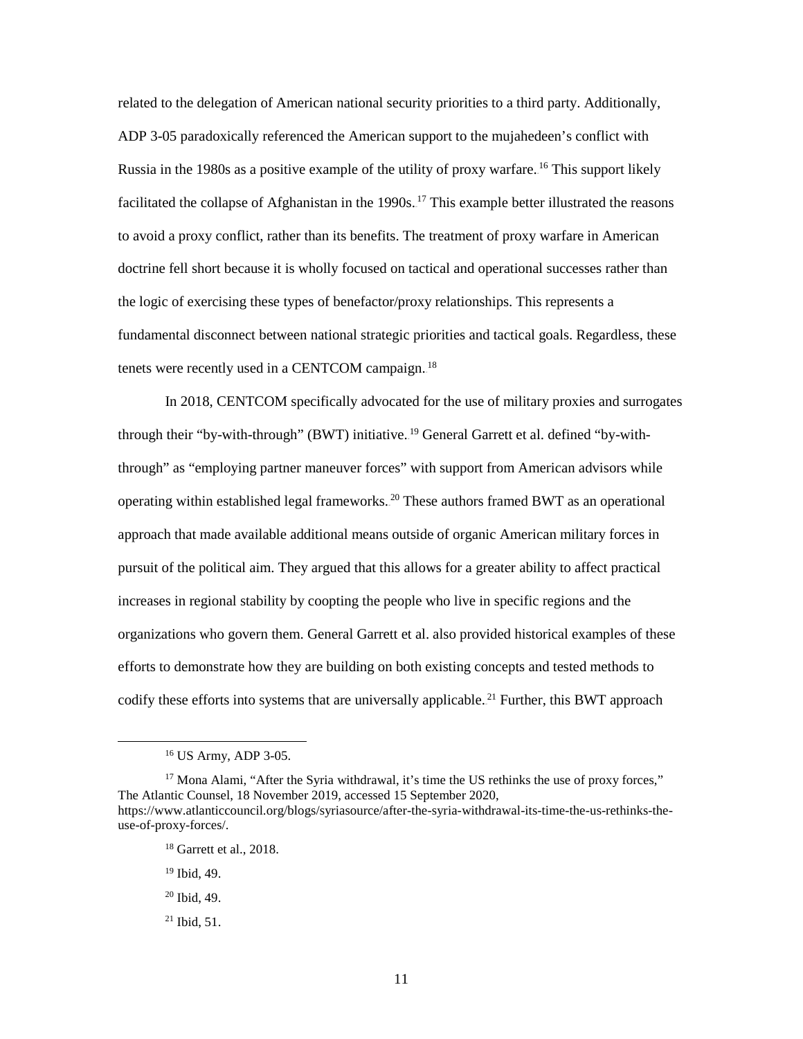related to the delegation of American national security priorities to a third party. Additionally, ADP 3-05 paradoxically referenced the American support to the mujahedeen's conflict with Russia in the 1980s as a positive example of the utility of proxy warfare.[16] This support likely facilitated the collapse of Afghanistan in the 1990s.[17] This example better illustrated the reasons to avoid a proxy conflict, rather than its benefits. The treatment of proxy warfare in American doctrine fell short because it is wholly focused on tactical and operational successes rather than the logic of exercising these types of benefactor/proxy relationships. This represents a fundamental disconnect between national strategic priorities and tactical goals. Regardless, these tenets were recently used in a CENTCOM campaign.[18]

In 2018, CENTCOM specifically advocated for the use of military proxies and surrogates through their "by-with-through" (BWT) initiative.[19] General Garrett et al. defined "by-with-through" as "employing partner maneuver forces" with support from American advisors while operating within established legal frameworks.[20] These authors framed BWT as an operational approach that made available additional means outside of organic American military forces in pursuit of the political aim. They argued that this allows for a greater ability to affect practical increases in regional stability by coopting the people who live in specific regions and the organizations who govern them. General Garrett et al. also provided historical examples of these efforts to demonstrate how they are building on both existing concepts and tested methods to codify these efforts into systems that are universally applicable.[21] Further, this BWT approach

---

[16] US Army, ADP 3-05.

[17] Mona Alami, "After the Syria withdrawal, it's time the US rethinks the use of proxy forces," The Atlantic Counsel, 18 November 2019, accessed 15 September 2020, https://www.atlanticcouncil.org/blogs/syriasource/after-the-syria-withdrawal-its-time-the-us-rethinks-the-use-of-proxy-forces/.

[18] Garrett et al., 2018.

[19] Ibid, 49.

[20] Ibid, 49.

[21] Ibid, 51.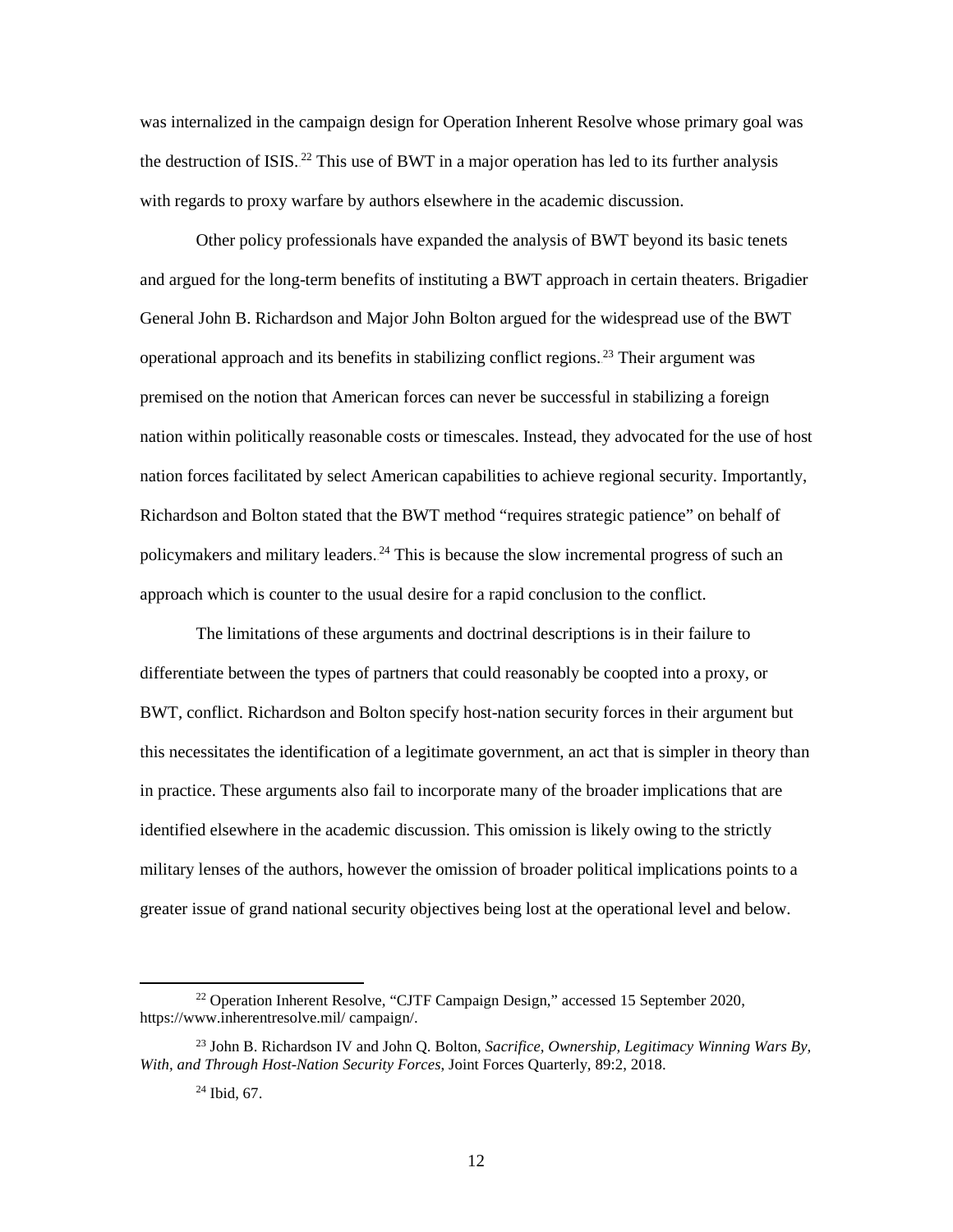was internalized in the campaign design for Operation Inherent Resolve whose primary goal was the destruction of ISIS.[22] This use of BWT in a major operation has led to its further analysis with regards to proxy warfare by authors elsewhere in the academic discussion.

Other policy professionals have expanded the analysis of BWT beyond its basic tenets and argued for the long-term benefits of instituting a BWT approach in certain theaters. Brigadier General John B. Richardson and Major John Bolton argued for the widespread use of the BWT operational approach and its benefits in stabilizing conflict regions.[23] Their argument was premised on the notion that American forces can never be successful in stabilizing a foreign nation within politically reasonable costs or timescales. Instead, they advocated for the use of host nation forces facilitated by select American capabilities to achieve regional security. Importantly, Richardson and Bolton stated that the BWT method "requires strategic patience" on behalf of policymakers and military leaders.[24] This is because the slow incremental progress of such an approach which is counter to the usual desire for a rapid conclusion to the conflict.

The limitations of these arguments and doctrinal descriptions is in their failure to differentiate between the types of partners that could reasonably be coopted into a proxy, or BWT, conflict. Richardson and Bolton specify host-nation security forces in their argument but this necessitates the identification of a legitimate government, an act that is simpler in theory than in practice. These arguments also fail to incorporate many of the broader implications that are identified elsewhere in the academic discussion. This omission is likely owing to the strictly military lenses of the authors, however the omission of broader political implications points to a greater issue of grand national security objectives being lost at the operational level and below.

---

[22] Operation Inherent Resolve, "CJTF Campaign Design," accessed 15 September 2020, https://www.inherentresolve.mil/ campaign/.

[23] John B. Richardson IV and John Q. Bolton, *Sacrifice, Ownership, Legitimacy Winning Wars By, With, and Through Host-Nation Security Forces*, Joint Forces Quarterly, 89:2, 2018.

[24] Ibid, 67.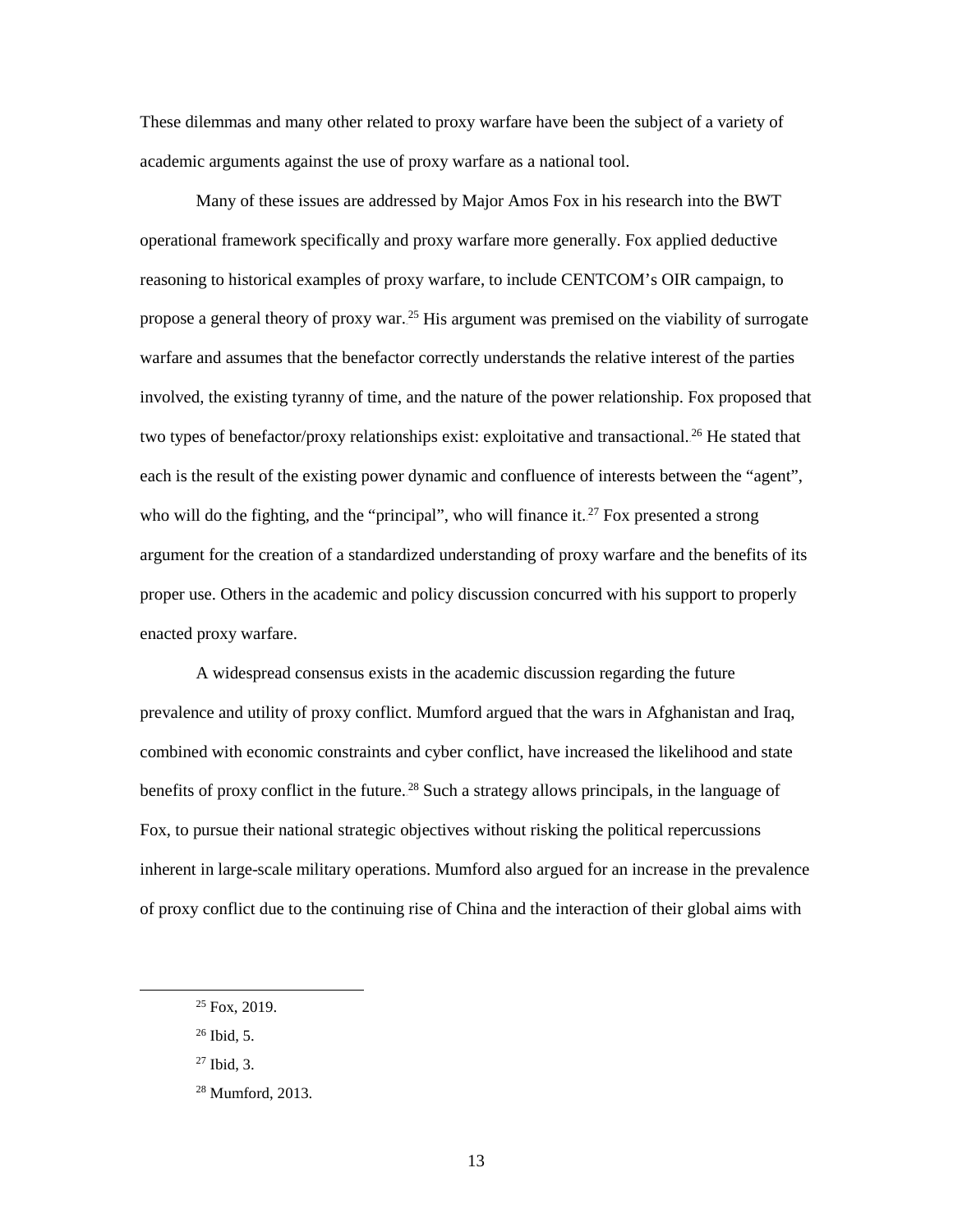These dilemmas and many other related to proxy warfare have been the subject of a variety of academic arguments against the use of proxy warfare as a national tool.

Many of these issues are addressed by Major Amos Fox in his research into the BWT operational framework specifically and proxy warfare more generally. Fox applied deductive reasoning to historical examples of proxy warfare, to include CENTCOM's OIR campaign, to propose a general theory of proxy war.[25] His argument was premised on the viability of surrogate warfare and assumes that the benefactor correctly understands the relative interest of the parties involved, the existing tyranny of time, and the nature of the power relationship. Fox proposed that two types of benefactor/proxy relationships exist: exploitative and transactional.[26] He stated that each is the result of the existing power dynamic and confluence of interests between the "agent", who will do the fighting, and the "principal", who will finance it.[27] Fox presented a strong argument for the creation of a standardized understanding of proxy warfare and the benefits of its proper use. Others in the academic and policy discussion concurred with his support to properly enacted proxy warfare.

A widespread consensus exists in the academic discussion regarding the future prevalence and utility of proxy conflict. Mumford argued that the wars in Afghanistan and Iraq, combined with economic constraints and cyber conflict, have increased the likelihood and state benefits of proxy conflict in the future.[28] Such a strategy allows principals, in the language of Fox, to pursue their national strategic objectives without risking the political repercussions inherent in large-scale military operations. Mumford also argued for an increase in the prevalence of proxy conflict due to the continuing rise of China and the interaction of their global aims with

---

[25] Fox, 2019.

[26] Ibid, 5.

[27] Ibid, 3.

[28] Mumford, 2013.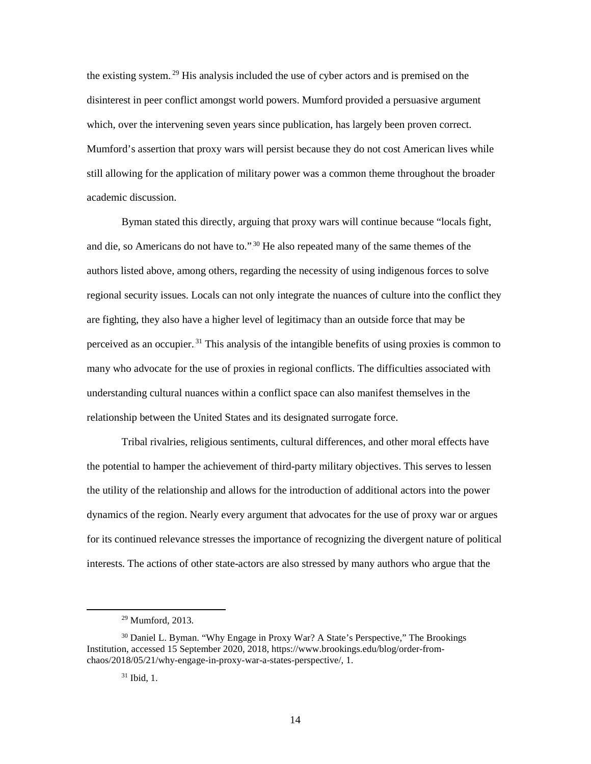the existing system.[29] His analysis included the use of cyber actors and is premised on the disinterest in peer conflict amongst world powers. Mumford provided a persuasive argument which, over the intervening seven years since publication, has largely been proven correct. Mumford's assertion that proxy wars will persist because they do not cost American lives while still allowing for the application of military power was a common theme throughout the broader academic discussion.

Byman stated this directly, arguing that proxy wars will continue because "locals fight, and die, so Americans do not have to."[30] He also repeated many of the same themes of the authors listed above, among others, regarding the necessity of using indigenous forces to solve regional security issues. Locals can not only integrate the nuances of culture into the conflict they are fighting, they also have a higher level of legitimacy than an outside force that may be perceived as an occupier.[31] This analysis of the intangible benefits of using proxies is common to many who advocate for the use of proxies in regional conflicts. The difficulties associated with understanding cultural nuances within a conflict space can also manifest themselves in the relationship between the United States and its designated surrogate force.

Tribal rivalries, religious sentiments, cultural differences, and other moral effects have the potential to hamper the achievement of third-party military objectives. This serves to lessen the utility of the relationship and allows for the introduction of additional actors into the power dynamics of the region. Nearly every argument that advocates for the use of proxy war or argues for its continued relevance stresses the importance of recognizing the divergent nature of political interests. The actions of other state-actors are also stressed by many authors who argue that the

---

[29] Mumford, 2013.

[30] Daniel L. Byman. "Why Engage in Proxy War? A State's Perspective," The Brookings Institution, accessed 15 September 2020, 2018, https://www.brookings.edu/blog/order-from-chaos/2018/05/21/why-engage-in-proxy-war-a-states-perspective/, 1.

[31] Ibid, 1.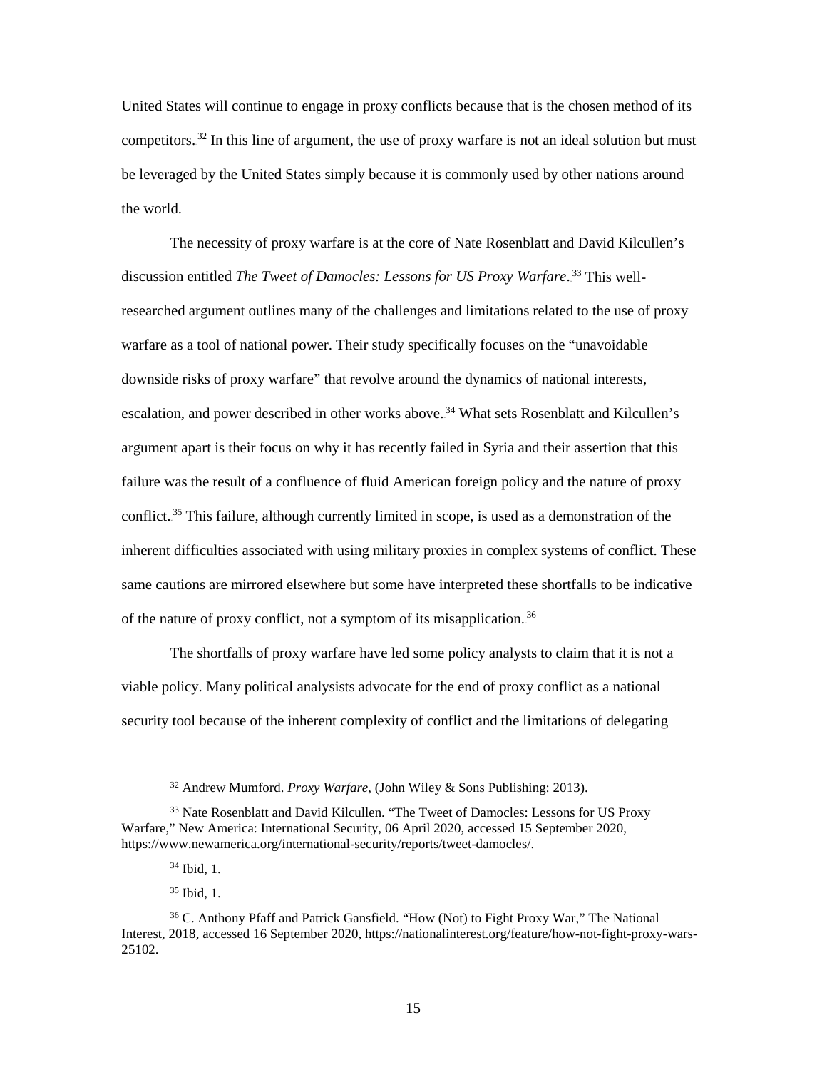United States will continue to engage in proxy conflicts because that is the chosen method of its competitors.[32] In this line of argument, the use of proxy warfare is not an ideal solution but must be leveraged by the United States simply because it is commonly used by other nations around the world.

The necessity of proxy warfare is at the core of Nate Rosenblatt and David Kilcullen's discussion entitled *The Tweet of Damocles: Lessons for US Proxy Warfare*.[33] This well-researched argument outlines many of the challenges and limitations related to the use of proxy warfare as a tool of national power. Their study specifically focuses on the "unavoidable downside risks of proxy warfare" that revolve around the dynamics of national interests, escalation, and power described in other works above.[34] What sets Rosenblatt and Kilcullen's argument apart is their focus on why it has recently failed in Syria and their assertion that this failure was the result of a confluence of fluid American foreign policy and the nature of proxy conflict.[35] This failure, although currently limited in scope, is used as a demonstration of the inherent difficulties associated with using military proxies in complex systems of conflict. These same cautions are mirrored elsewhere but some have interpreted these shortfalls to be indicative of the nature of proxy conflict, not a symptom of its misapplication.[36]

The shortfalls of proxy warfare have led some policy analysts to claim that it is not a viable policy. Many political analysists advocate for the end of proxy conflict as a national security tool because of the inherent complexity of conflict and the limitations of delegating

---

[32] Andrew Mumford. *Proxy Warfare*, (John Wiley & Sons Publishing: 2013).

[33] Nate Rosenblatt and David Kilcullen. "The Tweet of Damocles: Lessons for US Proxy Warfare," New America: International Security, 06 April 2020, accessed 15 September 2020, https://www.newamerica.org/international-security/reports/tweet-damocles/.

[34] Ibid, 1.

[35] Ibid, 1.

[36] C. Anthony Pfaff and Patrick Gansfield. "How (Not) to Fight Proxy War," The National Interest, 2018, accessed 16 September 2020, https://nationalinterest.org/feature/how-not-fight-proxy-wars-25102.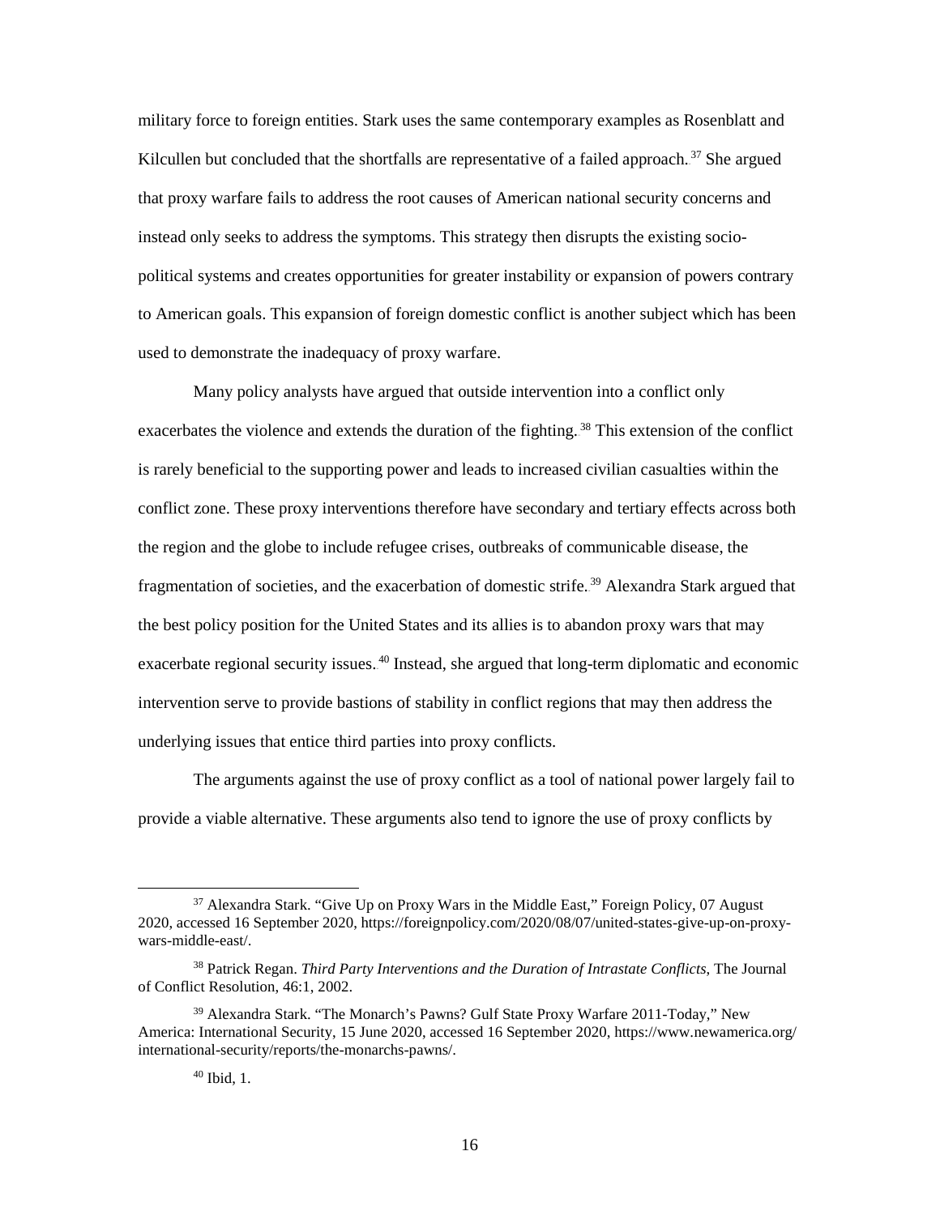military force to foreign entities. Stark uses the same contemporary examples as Rosenblatt and Kilcullen but concluded that the shortfalls are representative of a failed approach.[37] She argued that proxy warfare fails to address the root causes of American national security concerns and instead only seeks to address the symptoms. This strategy then disrupts the existing socio-political systems and creates opportunities for greater instability or expansion of powers contrary to American goals. This expansion of foreign domestic conflict is another subject which has been used to demonstrate the inadequacy of proxy warfare.

Many policy analysts have argued that outside intervention into a conflict only exacerbates the violence and extends the duration of the fighting.[38] This extension of the conflict is rarely beneficial to the supporting power and leads to increased civilian casualties within the conflict zone. These proxy interventions therefore have secondary and tertiary effects across both the region and the globe to include refugee crises, outbreaks of communicable disease, the fragmentation of societies, and the exacerbation of domestic strife.[39] Alexandra Stark argued that the best policy position for the United States and its allies is to abandon proxy wars that may exacerbate regional security issues.[40] Instead, she argued that long-term diplomatic and economic intervention serve to provide bastions of stability in conflict regions that may then address the underlying issues that entice third parties into proxy conflicts.

The arguments against the use of proxy conflict as a tool of national power largely fail to provide a viable alternative. These arguments also tend to ignore the use of proxy conflicts by

---

[37] Alexandra Stark. "Give Up on Proxy Wars in the Middle East," Foreign Policy, 07 August 2020, accessed 16 September 2020, https://foreignpolicy.com/2020/08/07/united-states-give-up-on-proxy-wars-middle-east/.

[38] Patrick Regan. *Third Party Interventions and the Duration of Intrastate Conflicts*, The Journal of Conflict Resolution, 46:1, 2002.

[39] Alexandra Stark. "The Monarch's Pawns? Gulf State Proxy Warfare 2011-Today," New America: International Security, 15 June 2020, accessed 16 September 2020, https://www.newamerica.org/international-security/reports/the-monarchs-pawns/.

[40] Ibid, 1.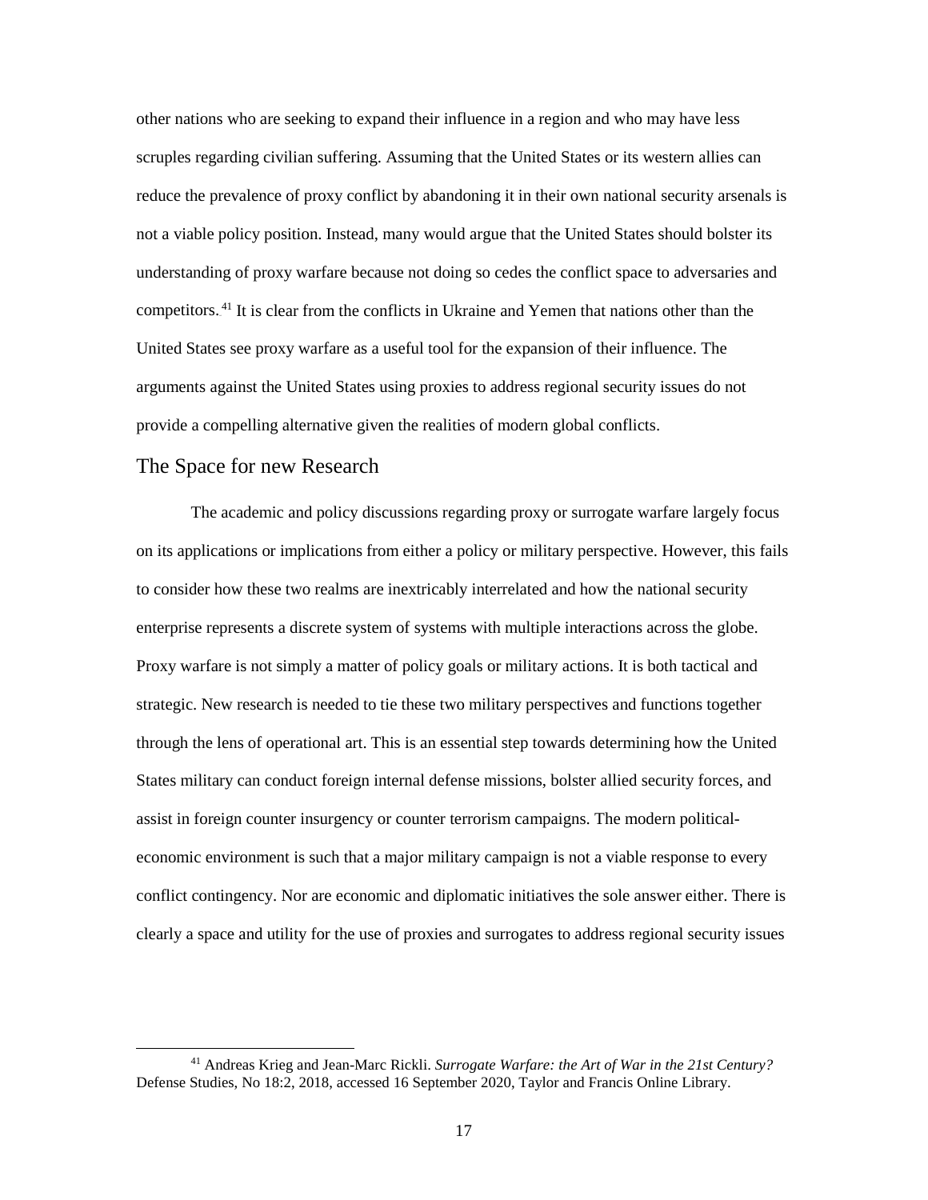other nations who are seeking to expand their influence in a region and who may have less scruples regarding civilian suffering. Assuming that the United States or its western allies can reduce the prevalence of proxy conflict by abandoning it in their own national security arsenals is not a viable policy position. Instead, many would argue that the United States should bolster its understanding of proxy warfare because not doing so cedes the conflict space to adversaries and competitors.[41] It is clear from the conflicts in Ukraine and Yemen that nations other than the United States see proxy warfare as a useful tool for the expansion of their influence. The arguments against the United States using proxies to address regional security issues do not provide a compelling alternative given the realities of modern global conflicts.

## The Space for new Research

The academic and policy discussions regarding proxy or surrogate warfare largely focus on its applications or implications from either a policy or military perspective. However, this fails to consider how these two realms are inextricably interrelated and how the national security enterprise represents a discrete system of systems with multiple interactions across the globe. Proxy warfare is not simply a matter of policy goals or military actions. It is both tactical and strategic. New research is needed to tie these two military perspectives and functions together through the lens of operational art. This is an essential step towards determining how the United States military can conduct foreign internal defense missions, bolster allied security forces, and assist in foreign counter insurgency or counter terrorism campaigns. The modern political-economic environment is such that a major military campaign is not a viable response to every conflict contingency. Nor are economic and diplomatic initiatives the sole answer either. There is clearly a space and utility for the use of proxies and surrogates to address regional security issues

[41] Andreas Krieg and Jean-Marc Rickli. *Surrogate Warfare: the Art of War in the 21st Century?* Defense Studies, No 18:2, 2018, accessed 16 September 2020, Taylor and Francis Online Library.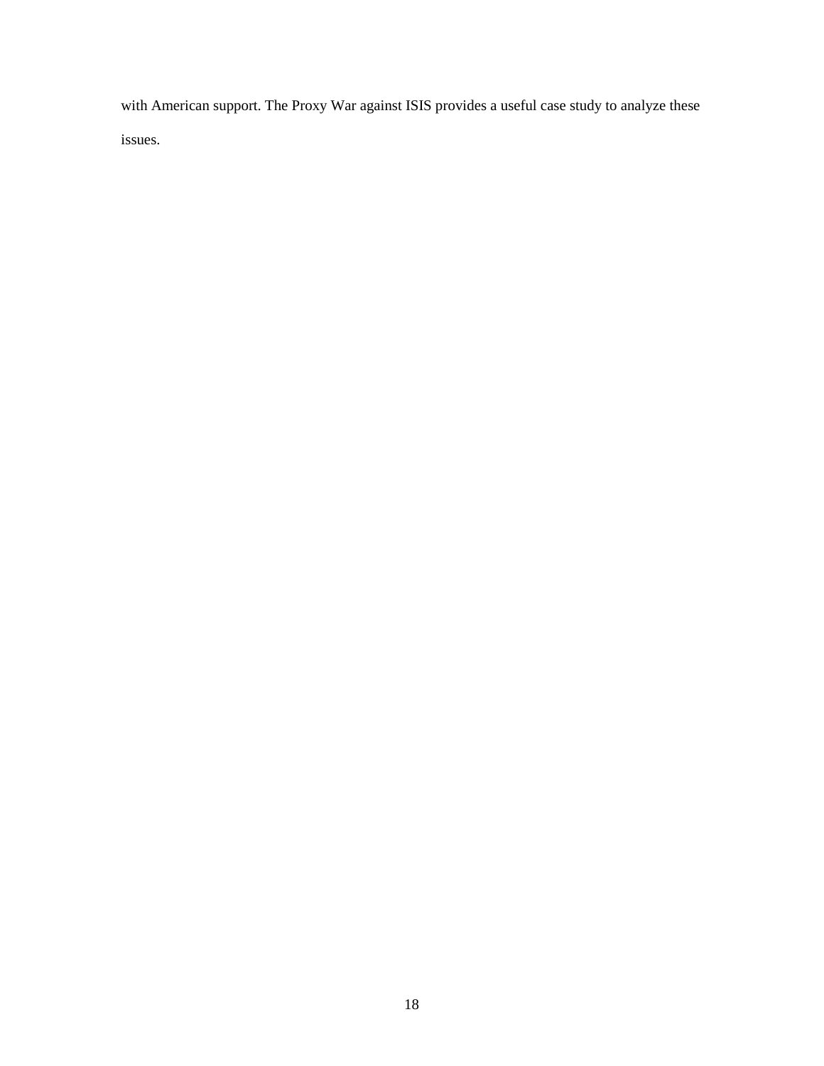with American support. The Proxy War against ISIS provides a useful case study to analyze these issues.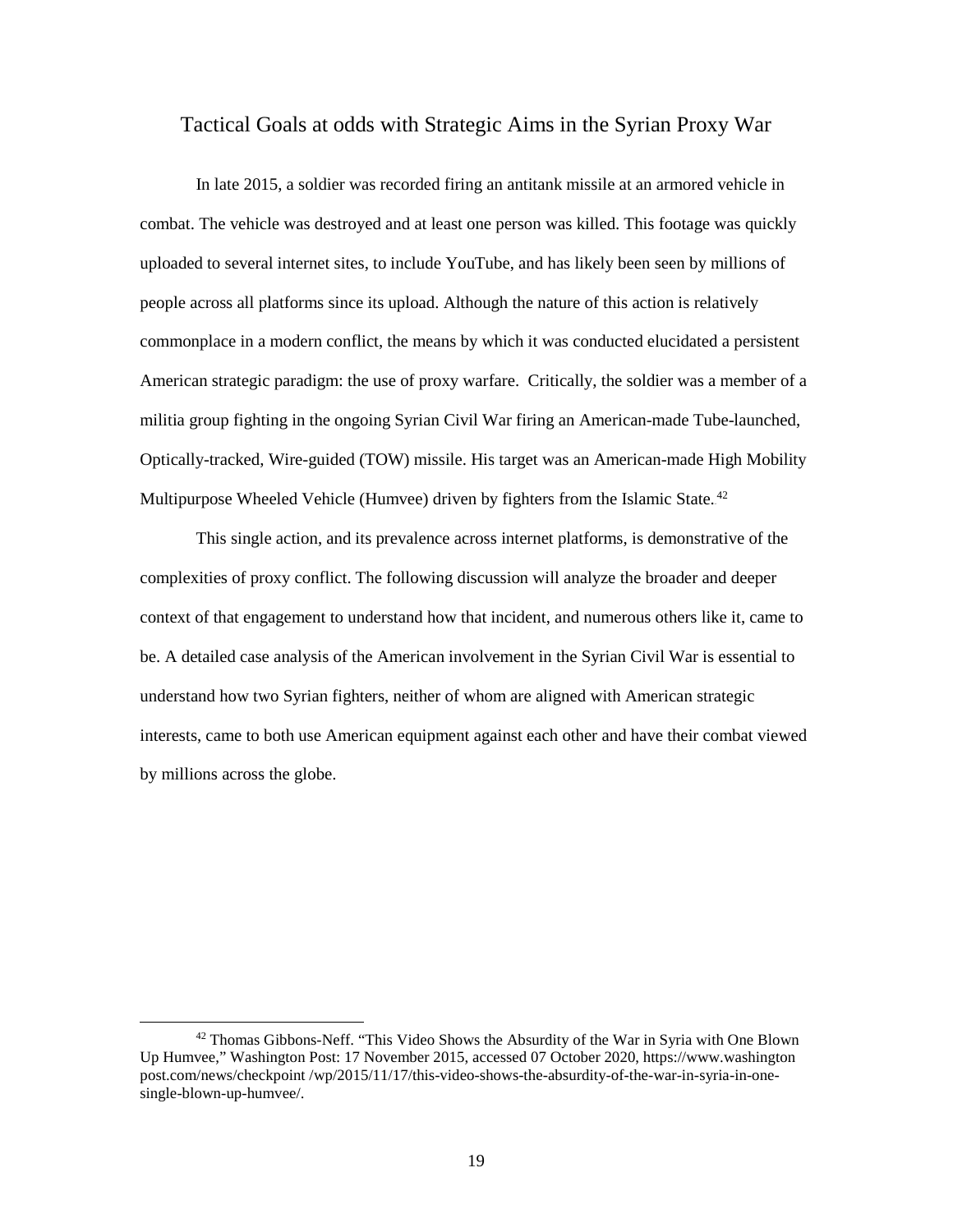## Tactical Goals at odds with Strategic Aims in the Syrian Proxy War

In late 2015, a soldier was recorded firing an antitank missile at an armored vehicle in combat. The vehicle was destroyed and at least one person was killed. This footage was quickly uploaded to several internet sites, to include YouTube, and has likely been seen by millions of people across all platforms since its upload. Although the nature of this action is relatively commonplace in a modern conflict, the means by which it was conducted elucidated a persistent American strategic paradigm: the use of proxy warfare. Critically, the soldier was a member of a militia group fighting in the ongoing Syrian Civil War firing an American-made Tube-launched, Optically-tracked, Wire-guided (TOW) missile. His target was an American-made High Mobility Multipurpose Wheeled Vehicle (Humvee) driven by fighters from the Islamic State.[42]

This single action, and its prevalence across internet platforms, is demonstrative of the complexities of proxy conflict. The following discussion will analyze the broader and deeper context of that engagement to understand how that incident, and numerous others like it, came to be. A detailed case analysis of the American involvement in the Syrian Civil War is essential to understand how two Syrian fighters, neither of whom are aligned with American strategic interests, came to both use American equipment against each other and have their combat viewed by millions across the globe.

[42] Thomas Gibbons-Neff. "This Video Shows the Absurdity of the War in Syria with One Blown Up Humvee," Washington Post: 17 November 2015, accessed 07 October 2020, https://www.washington post.com/news/checkpoint /wp/2015/11/17/this-video-shows-the-absurdity-of-the-war-in-syria-in-one-single-blown-up-humvee/.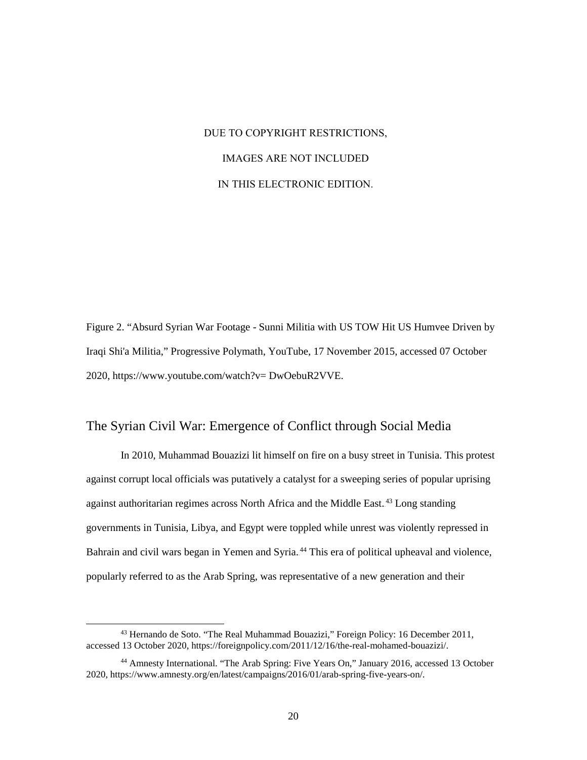DUE TO COPYRIGHT RESTRICTIONS,

IMAGES ARE NOT INCLUDED

IN THIS ELECTRONIC EDITION.

Figure 2. "Absurd Syrian War Footage - Sunni Militia with US TOW Hit US Humvee Driven by Iraqi Shi'a Militia," Progressive Polymath, YouTube, 17 November 2015, accessed 07 October 2020, https://www.youtube.com/watch?v= DwOebuR2VVE.

## The Syrian Civil War: Emergence of Conflict through Social Media

In 2010, Muhammad Bouazizi lit himself on fire on a busy street in Tunisia. This protest against corrupt local officials was putatively a catalyst for a sweeping series of popular uprising against authoritarian regimes across North Africa and the Middle East.[43] Long standing governments in Tunisia, Libya, and Egypt were toppled while unrest was violently repressed in Bahrain and civil wars began in Yemen and Syria.[44] This era of political upheaval and violence, popularly referred to as the Arab Spring, was representative of a new generation and their

[43] Hernando de Soto. "The Real Muhammad Bouazizi," Foreign Policy: 16 December 2011, accessed 13 October 2020, https://foreignpolicy.com/2011/12/16/the-real-mohamed-bouazizi/.

[44] Amnesty International. "The Arab Spring: Five Years On," January 2016, accessed 13 October 2020, https://www.amnesty.org/en/latest/campaigns/2016/01/arab-spring-five-years-on/.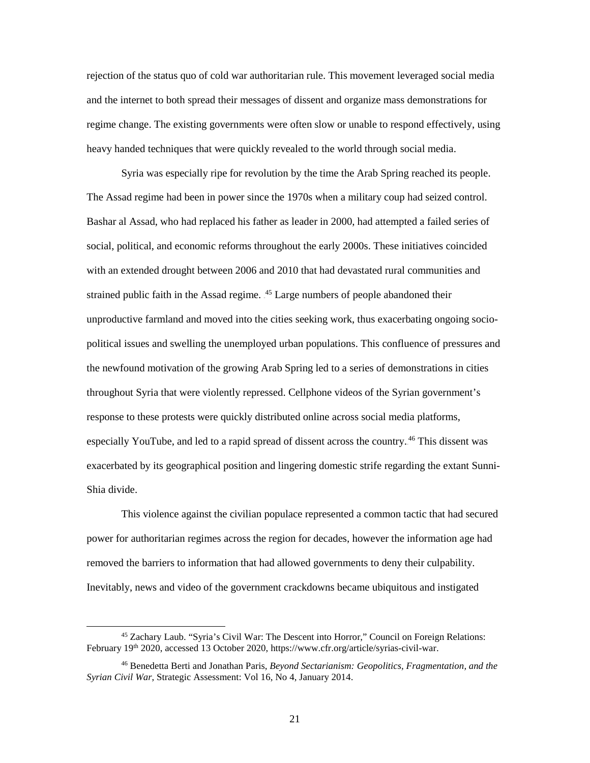rejection of the status quo of cold war authoritarian rule. This movement leveraged social media and the internet to both spread their messages of dissent and organize mass demonstrations for regime change. The existing governments were often slow or unable to respond effectively, using heavy handed techniques that were quickly revealed to the world through social media.

Syria was especially ripe for revolution by the time the Arab Spring reached its people. The Assad regime had been in power since the 1970s when a military coup had seized control. Bashar al Assad, who had replaced his father as leader in 2000, had attempted a failed series of social, political, and economic reforms throughout the early 2000s. These initiatives coincided with an extended drought between 2006 and 2010 that had devastated rural communities and strained public faith in the Assad regime. [45] Large numbers of people abandoned their unproductive farmland and moved into the cities seeking work, thus exacerbating ongoing socio-political issues and swelling the unemployed urban populations. This confluence of pressures and the newfound motivation of the growing Arab Spring led to a series of demonstrations in cities throughout Syria that were violently repressed. Cellphone videos of the Syrian government's response to these protests were quickly distributed online across social media platforms, especially YouTube, and led to a rapid spread of dissent across the country.[46] This dissent was exacerbated by its geographical position and lingering domestic strife regarding the extant Sunni-Shia divide.

This violence against the civilian populace represented a common tactic that had secured power for authoritarian regimes across the region for decades, however the information age had removed the barriers to information that had allowed governments to deny their culpability. Inevitably, news and video of the government crackdowns became ubiquitous and instigated

---

[45] Zachary Laub. "Syria's Civil War: The Descent into Horror," Council on Foreign Relations: February 19th 2020, accessed 13 October 2020, https://www.cfr.org/article/syrias-civil-war.

[46] Benedetta Berti and Jonathan Paris, *Beyond Sectarianism: Geopolitics, Fragmentation, and the Syrian Civil War*, Strategic Assessment: Vol 16, No 4, January 2014.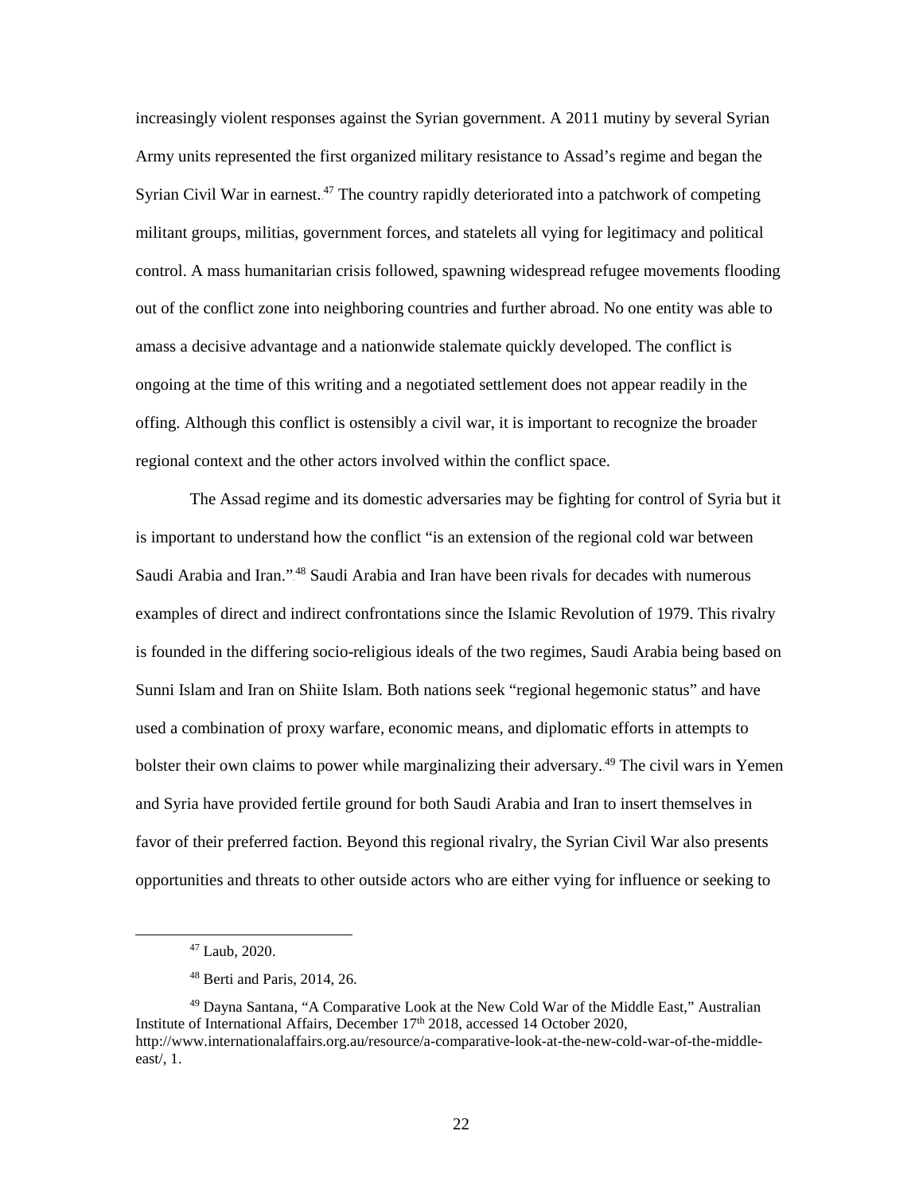increasingly violent responses against the Syrian government. A 2011 mutiny by several Syrian Army units represented the first organized military resistance to Assad's regime and began the Syrian Civil War in earnest.[47] The country rapidly deteriorated into a patchwork of competing militant groups, militias, government forces, and statelets all vying for legitimacy and political control. A mass humanitarian crisis followed, spawning widespread refugee movements flooding out of the conflict zone into neighboring countries and further abroad. No one entity was able to amass a decisive advantage and a nationwide stalemate quickly developed. The conflict is ongoing at the time of this writing and a negotiated settlement does not appear readily in the offing. Although this conflict is ostensibly a civil war, it is important to recognize the broader regional context and the other actors involved within the conflict space.

The Assad regime and its domestic adversaries may be fighting for control of Syria but it is important to understand how the conflict "is an extension of the regional cold war between Saudi Arabia and Iran."[48] Saudi Arabia and Iran have been rivals for decades with numerous examples of direct and indirect confrontations since the Islamic Revolution of 1979. This rivalry is founded in the differing socio-religious ideals of the two regimes, Saudi Arabia being based on Sunni Islam and Iran on Shiite Islam. Both nations seek "regional hegemonic status" and have used a combination of proxy warfare, economic means, and diplomatic efforts in attempts to bolster their own claims to power while marginalizing their adversary.[49] The civil wars in Yemen and Syria have provided fertile ground for both Saudi Arabia and Iran to insert themselves in favor of their preferred faction. Beyond this regional rivalry, the Syrian Civil War also presents opportunities and threats to other outside actors who are either vying for influence or seeking to

---

[47] Laub, 2020.

[48] Berti and Paris, 2014, 26.

[49] Dayna Santana, "A Comparative Look at the New Cold War of the Middle East," Australian Institute of International Affairs, December 17th 2018, accessed 14 October 2020, http://www.internationalaffairs.org.au/resource/a-comparative-look-at-the-new-cold-war-of-the-middle-east/, 1.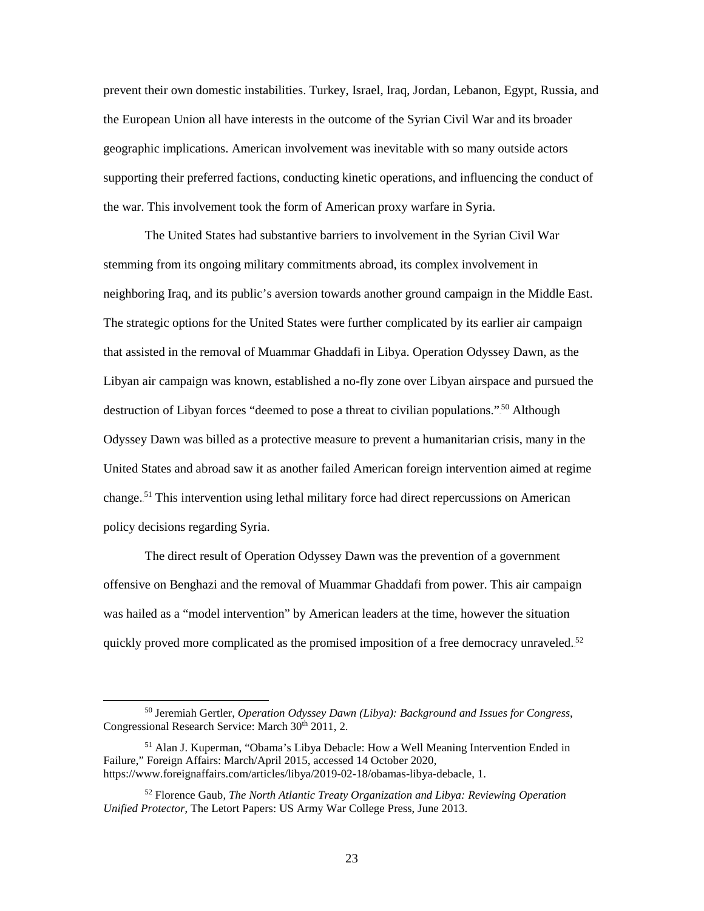prevent their own domestic instabilities. Turkey, Israel, Iraq, Jordan, Lebanon, Egypt, Russia, and the European Union all have interests in the outcome of the Syrian Civil War and its broader geographic implications. American involvement was inevitable with so many outside actors supporting their preferred factions, conducting kinetic operations, and influencing the conduct of the war. This involvement took the form of American proxy warfare in Syria.

The United States had substantive barriers to involvement in the Syrian Civil War stemming from its ongoing military commitments abroad, its complex involvement in neighboring Iraq, and its public's aversion towards another ground campaign in the Middle East. The strategic options for the United States were further complicated by its earlier air campaign that assisted in the removal of Muammar Ghaddafi in Libya. Operation Odyssey Dawn, as the Libyan air campaign was known, established a no-fly zone over Libyan airspace and pursued the destruction of Libyan forces "deemed to pose a threat to civilian populations."[50] Although Odyssey Dawn was billed as a protective measure to prevent a humanitarian crisis, many in the United States and abroad saw it as another failed American foreign intervention aimed at regime change.[51] This intervention using lethal military force had direct repercussions on American policy decisions regarding Syria.

The direct result of Operation Odyssey Dawn was the prevention of a government offensive on Benghazi and the removal of Muammar Ghaddafi from power. This air campaign was hailed as a "model intervention" by American leaders at the time, however the situation quickly proved more complicated as the promised imposition of a free democracy unraveled.[52]

---

[50] Jeremiah Gertler, *Operation Odyssey Dawn (Libya): Background and Issues for Congress*, Congressional Research Service: March 30th 2011, 2.

[51] Alan J. Kuperman, "Obama's Libya Debacle: How a Well Meaning Intervention Ended in Failure," Foreign Affairs: March/April 2015, accessed 14 October 2020, https://www.foreignaffairs.com/articles/libya/2019-02-18/obamas-libya-debacle, 1.

[52] Florence Gaub, *The North Atlantic Treaty Organization and Libya: Reviewing Operation Unified Protector*, The Letort Papers: US Army War College Press, June 2013.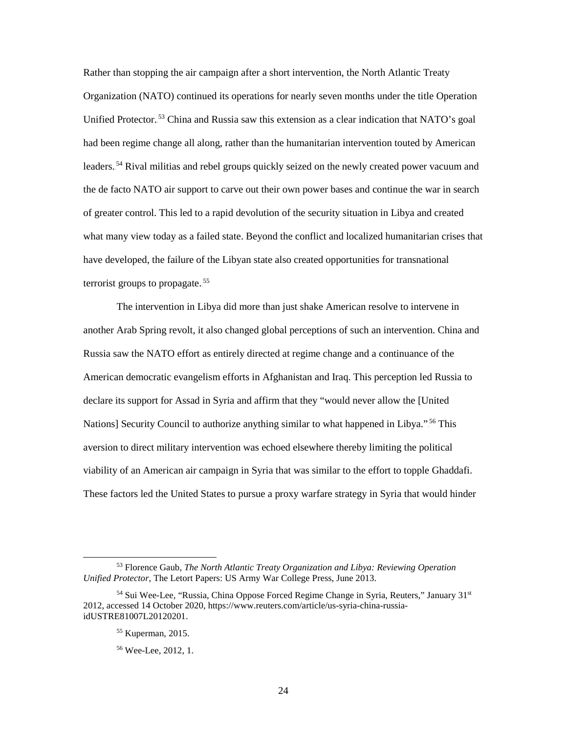Rather than stopping the air campaign after a short intervention, the North Atlantic Treaty Organization (NATO) continued its operations for nearly seven months under the title Operation Unified Protector.[53] China and Russia saw this extension as a clear indication that NATO's goal had been regime change all along, rather than the humanitarian intervention touted by American leaders.[54] Rival militias and rebel groups quickly seized on the newly created power vacuum and the de facto NATO air support to carve out their own power bases and continue the war in search of greater control. This led to a rapid devolution of the security situation in Libya and created what many view today as a failed state. Beyond the conflict and localized humanitarian crises that have developed, the failure of the Libyan state also created opportunities for transnational terrorist groups to propagate.[55]

The intervention in Libya did more than just shake American resolve to intervene in another Arab Spring revolt, it also changed global perceptions of such an intervention. China and Russia saw the NATO effort as entirely directed at regime change and a continuance of the American democratic evangelism efforts in Afghanistan and Iraq. This perception led Russia to declare its support for Assad in Syria and affirm that they "would never allow the [United Nations] Security Council to authorize anything similar to what happened in Libya."[56] This aversion to direct military intervention was echoed elsewhere thereby limiting the political viability of an American air campaign in Syria that was similar to the effort to topple Ghaddafi. These factors led the United States to pursue a proxy warfare strategy in Syria that would hinder

---

[53] Florence Gaub, *The North Atlantic Treaty Organization and Libya: Reviewing Operation Unified Protector*, The Letort Papers: US Army War College Press, June 2013.

[54] Sui Wee-Lee, "Russia, China Oppose Forced Regime Change in Syria, Reuters," January 31st 2012, accessed 14 October 2020, https://www.reuters.com/article/us-syria-china-russia-idUSTRE81007L20120201.

[55] Kuperman, 2015.

[56] Wee-Lee, 2012, 1.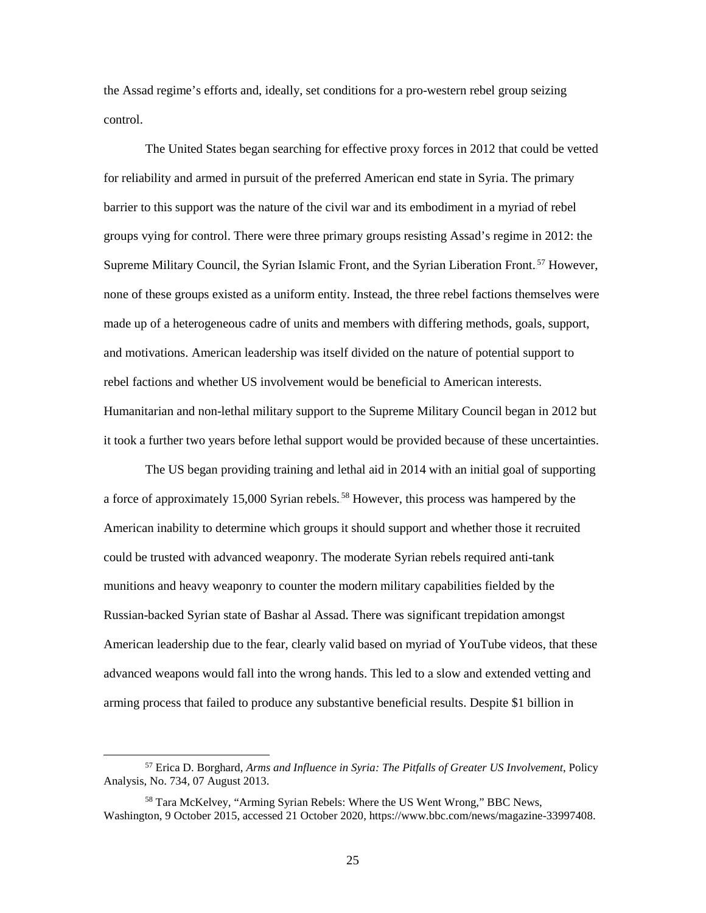the Assad regime's efforts and, ideally, set conditions for a pro-western rebel group seizing control.

The United States began searching for effective proxy forces in 2012 that could be vetted for reliability and armed in pursuit of the preferred American end state in Syria. The primary barrier to this support was the nature of the civil war and its embodiment in a myriad of rebel groups vying for control. There were three primary groups resisting Assad's regime in 2012: the Supreme Military Council, the Syrian Islamic Front, and the Syrian Liberation Front.[57] However, none of these groups existed as a uniform entity. Instead, the three rebel factions themselves were made up of a heterogeneous cadre of units and members with differing methods, goals, support, and motivations. American leadership was itself divided on the nature of potential support to rebel factions and whether US involvement would be beneficial to American interests. Humanitarian and non-lethal military support to the Supreme Military Council began in 2012 but it took a further two years before lethal support would be provided because of these uncertainties.

The US began providing training and lethal aid in 2014 with an initial goal of supporting a force of approximately 15,000 Syrian rebels.[58] However, this process was hampered by the American inability to determine which groups it should support and whether those it recruited could be trusted with advanced weaponry. The moderate Syrian rebels required anti-tank munitions and heavy weaponry to counter the modern military capabilities fielded by the Russian-backed Syrian state of Bashar al Assad. There was significant trepidation amongst American leadership due to the fear, clearly valid based on myriad of YouTube videos, that these advanced weapons would fall into the wrong hands. This led to a slow and extended vetting and arming process that failed to produce any substantive beneficial results. Despite $1 billion in

[57] Erica D. Borghard, *Arms and Influence in Syria: The Pitfalls of Greater US Involvement*, Policy Analysis, No. 734, 07 August 2013.

[58] Tara McKelvey, "Arming Syrian Rebels: Where the US Went Wrong," BBC News, Washington, 9 October 2015, accessed 21 October 2020, https://www.bbc.com/news/magazine-33997408.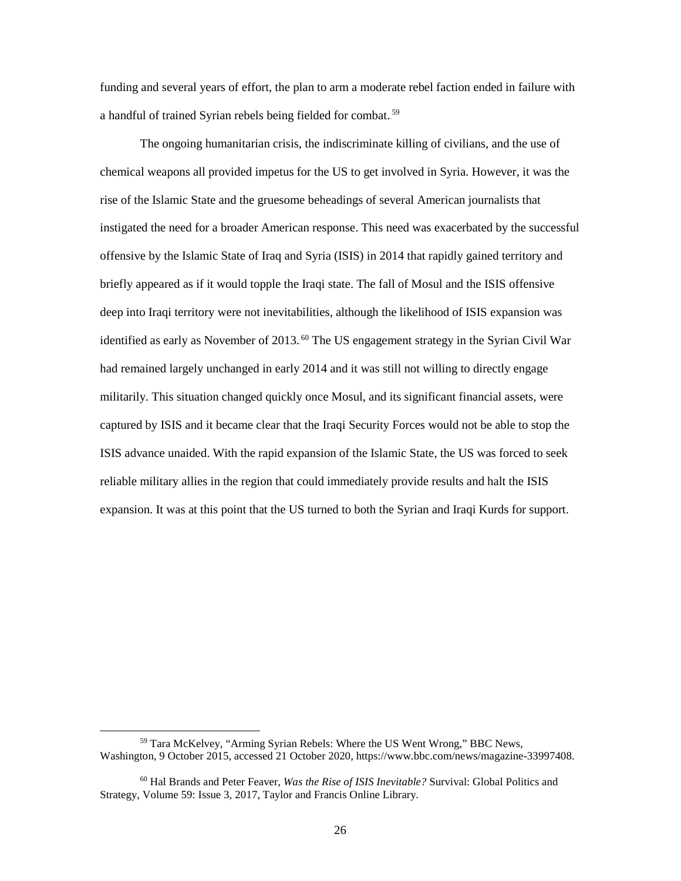funding and several years of effort, the plan to arm a moderate rebel faction ended in failure with a handful of trained Syrian rebels being fielded for combat.[59]

The ongoing humanitarian crisis, the indiscriminate killing of civilians, and the use of chemical weapons all provided impetus for the US to get involved in Syria. However, it was the rise of the Islamic State and the gruesome beheadings of several American journalists that instigated the need for a broader American response. This need was exacerbated by the successful offensive by the Islamic State of Iraq and Syria (ISIS) in 2014 that rapidly gained territory and briefly appeared as if it would topple the Iraqi state. The fall of Mosul and the ISIS offensive deep into Iraqi territory were not inevitabilities, although the likelihood of ISIS expansion was identified as early as November of 2013.[60] The US engagement strategy in the Syrian Civil War had remained largely unchanged in early 2014 and it was still not willing to directly engage militarily. This situation changed quickly once Mosul, and its significant financial assets, were captured by ISIS and it became clear that the Iraqi Security Forces would not be able to stop the ISIS advance unaided. With the rapid expansion of the Islamic State, the US was forced to seek reliable military allies in the region that could immediately provide results and halt the ISIS expansion. It was at this point that the US turned to both the Syrian and Iraqi Kurds for support.

---

[59] Tara McKelvey, "Arming Syrian Rebels: Where the US Went Wrong," BBC News, Washington, 9 October 2015, accessed 21 October 2020, https://www.bbc.com/news/magazine-33997408.

[60] Hal Brands and Peter Feaver, *Was the Rise of ISIS Inevitable?* Survival: Global Politics and Strategy, Volume 59: Issue 3, 2017, Taylor and Francis Online Library.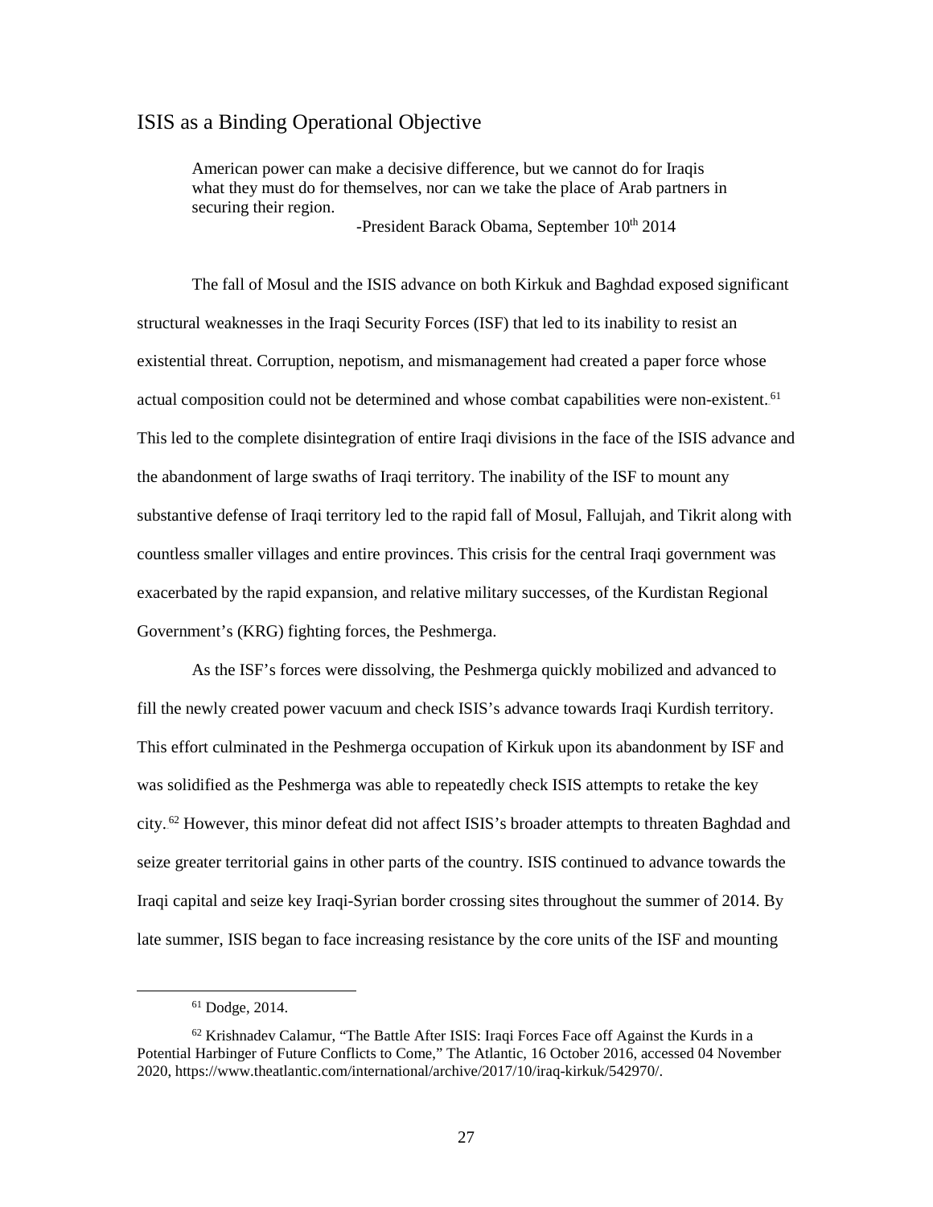## ISIS as a Binding Operational Objective

> American power can make a decisive difference, but we cannot do for Iraqis what they must do for themselves, nor can we take the place of Arab partners in securing their region.
>
> -President Barack Obama, September 10th 2014

The fall of Mosul and the ISIS advance on both Kirkuk and Baghdad exposed significant structural weaknesses in the Iraqi Security Forces (ISF) that led to its inability to resist an existential threat. Corruption, nepotism, and mismanagement had created a paper force whose actual composition could not be determined and whose combat capabilities were non-existent.[61] This led to the complete disintegration of entire Iraqi divisions in the face of the ISIS advance and the abandonment of large swaths of Iraqi territory. The inability of the ISF to mount any substantive defense of Iraqi territory led to the rapid fall of Mosul, Fallujah, and Tikrit along with countless smaller villages and entire provinces. This crisis for the central Iraqi government was exacerbated by the rapid expansion, and relative military successes, of the Kurdistan Regional Government's (KRG) fighting forces, the Peshmerga.

As the ISF's forces were dissolving, the Peshmerga quickly mobilized and advanced to fill the newly created power vacuum and check ISIS's advance towards Iraqi Kurdish territory. This effort culminated in the Peshmerga occupation of Kirkuk upon its abandonment by ISF and was solidified as the Peshmerga was able to repeatedly check ISIS attempts to retake the key city.[62] However, this minor defeat did not affect ISIS's broader attempts to threaten Baghdad and seize greater territorial gains in other parts of the country. ISIS continued to advance towards the Iraqi capital and seize key Iraqi-Syrian border crossing sites throughout the summer of 2014. By late summer, ISIS began to face increasing resistance by the core units of the ISF and mounting

---

[61] Dodge, 2014.

[62] Krishnadev Calamur, "The Battle After ISIS: Iraqi Forces Face off Against the Kurds in a Potential Harbinger of Future Conflicts to Come," The Atlantic, 16 October 2016, accessed 04 November 2020, https://www.theatlantic.com/international/archive/2017/10/iraq-kirkuk/542970/.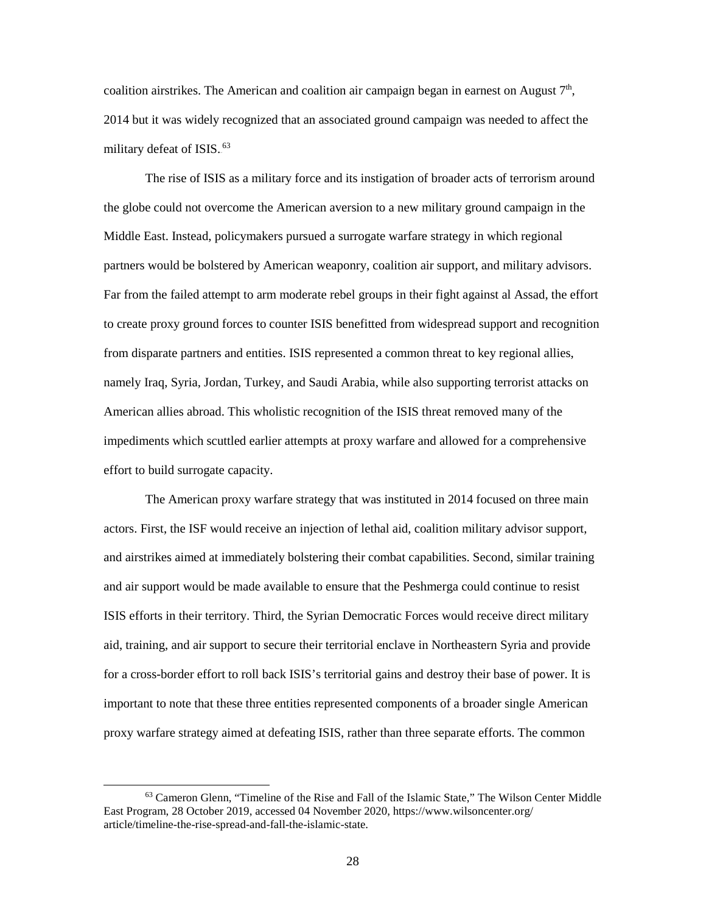coalition airstrikes. The American and coalition air campaign began in earnest on August 7th, 2014 but it was widely recognized that an associated ground campaign was needed to affect the military defeat of ISIS.[63]

The rise of ISIS as a military force and its instigation of broader acts of terrorism around the globe could not overcome the American aversion to a new military ground campaign in the Middle East. Instead, policymakers pursued a surrogate warfare strategy in which regional partners would be bolstered by American weaponry, coalition air support, and military advisors. Far from the failed attempt to arm moderate rebel groups in their fight against al Assad, the effort to create proxy ground forces to counter ISIS benefitted from widespread support and recognition from disparate partners and entities. ISIS represented a common threat to key regional allies, namely Iraq, Syria, Jordan, Turkey, and Saudi Arabia, while also supporting terrorist attacks on American allies abroad. This wholistic recognition of the ISIS threat removed many of the impediments which scuttled earlier attempts at proxy warfare and allowed for a comprehensive effort to build surrogate capacity.

The American proxy warfare strategy that was instituted in 2014 focused on three main actors. First, the ISF would receive an injection of lethal aid, coalition military advisor support, and airstrikes aimed at immediately bolstering their combat capabilities. Second, similar training and air support would be made available to ensure that the Peshmerga could continue to resist ISIS efforts in their territory. Third, the Syrian Democratic Forces would receive direct military aid, training, and air support to secure their territorial enclave in Northeastern Syria and provide for a cross-border effort to roll back ISIS's territorial gains and destroy their base of power. It is important to note that these three entities represented components of a broader single American proxy warfare strategy aimed at defeating ISIS, rather than three separate efforts. The common

[63] Cameron Glenn, "Timeline of the Rise and Fall of the Islamic State," The Wilson Center Middle East Program, 28 October 2019, accessed 04 November 2020, https://www.wilsoncenter.org/article/timeline-the-rise-spread-and-fall-the-islamic-state.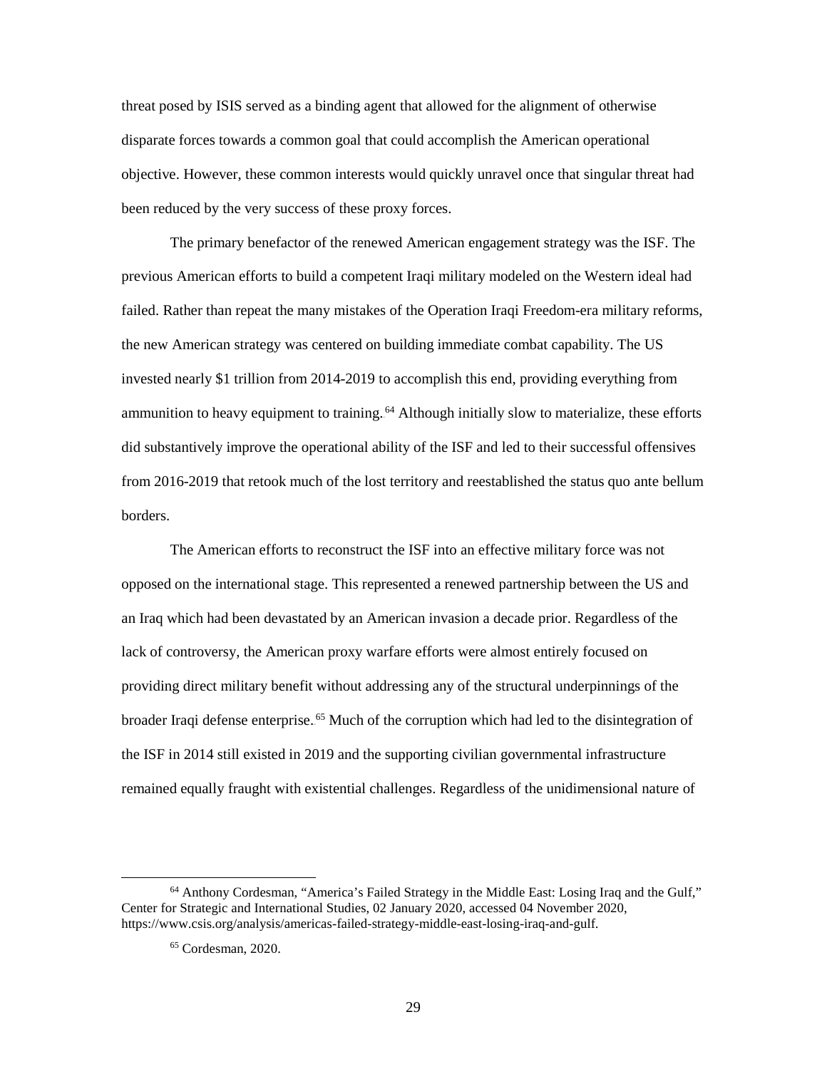threat posed by ISIS served as a binding agent that allowed for the alignment of otherwise disparate forces towards a common goal that could accomplish the American operational objective. However, these common interests would quickly unravel once that singular threat had been reduced by the very success of these proxy forces.

The primary benefactor of the renewed American engagement strategy was the ISF. The previous American efforts to build a competent Iraqi military modeled on the Western ideal had failed. Rather than repeat the many mistakes of the Operation Iraqi Freedom-era military reforms, the new American strategy was centered on building immediate combat capability. The US invested nearly $1 trillion from 2014-2019 to accomplish this end, providing everything from ammunition to heavy equipment to training.[64] Although initially slow to materialize, these efforts did substantively improve the operational ability of the ISF and led to their successful offensives from 2016-2019 that retook much of the lost territory and reestablished the status quo ante bellum borders.

The American efforts to reconstruct the ISF into an effective military force was not opposed on the international stage. This represented a renewed partnership between the US and an Iraq which had been devastated by an American invasion a decade prior. Regardless of the lack of controversy, the American proxy warfare efforts were almost entirely focused on providing direct military benefit without addressing any of the structural underpinnings of the broader Iraqi defense enterprise.[65] Much of the corruption which had led to the disintegration of the ISF in 2014 still existed in 2019 and the supporting civilian governmental infrastructure remained equally fraught with existential challenges. Regardless of the unidimensional nature of

---

[64] Anthony Cordesman, "America's Failed Strategy in the Middle East: Losing Iraq and the Gulf," Center for Strategic and International Studies, 02 January 2020, accessed 04 November 2020, https://www.csis.org/analysis/americas-failed-strategy-middle-east-losing-iraq-and-gulf.

[65] Cordesman, 2020.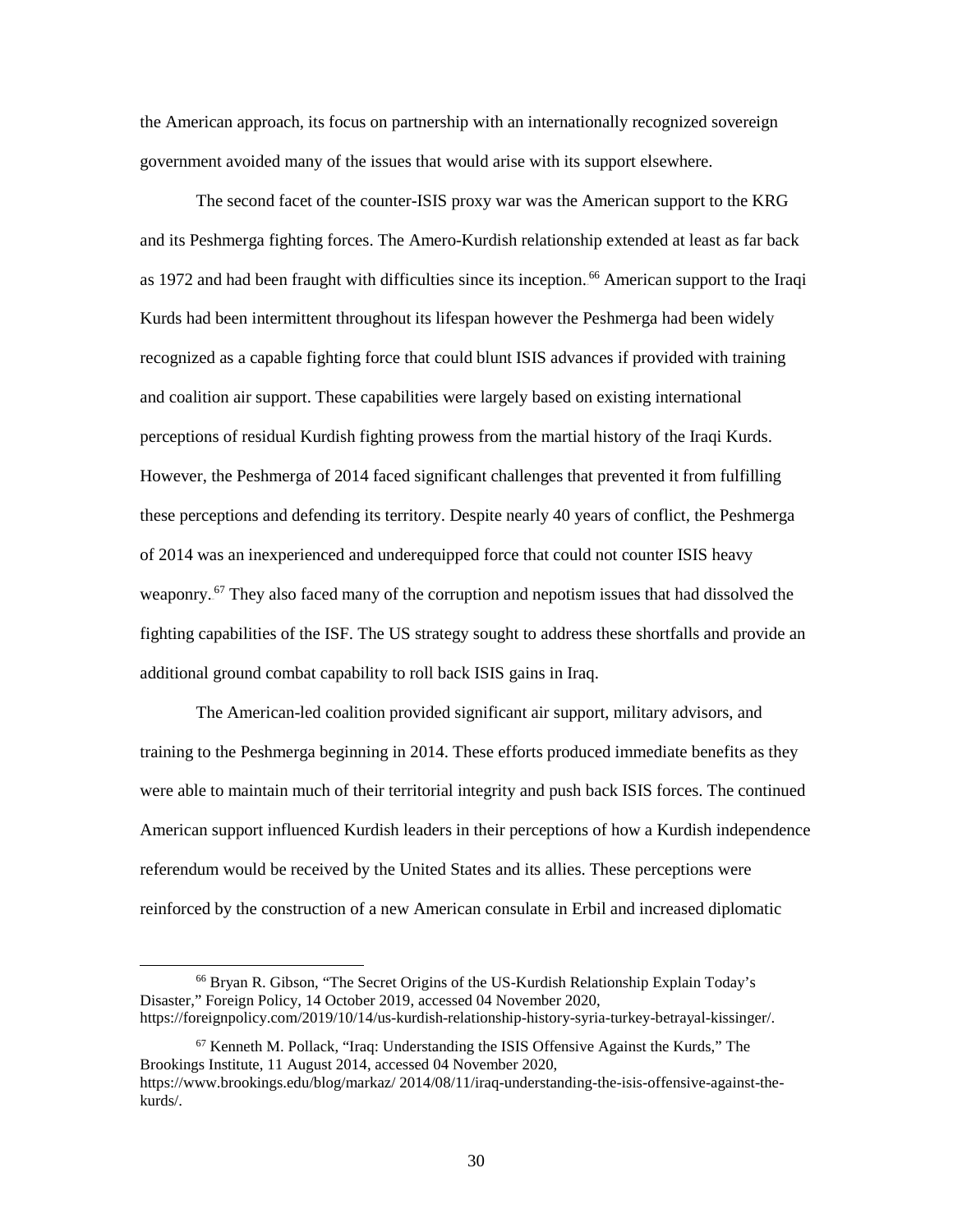the American approach, its focus on partnership with an internationally recognized sovereign government avoided many of the issues that would arise with its support elsewhere.

The second facet of the counter-ISIS proxy war was the American support to the KRG and its Peshmerga fighting forces. The Amero-Kurdish relationship extended at least as far back as 1972 and had been fraught with difficulties since its inception.[66] American support to the Iraqi Kurds had been intermittent throughout its lifespan however the Peshmerga had been widely recognized as a capable fighting force that could blunt ISIS advances if provided with training and coalition air support. These capabilities were largely based on existing international perceptions of residual Kurdish fighting prowess from the martial history of the Iraqi Kurds. However, the Peshmerga of 2014 faced significant challenges that prevented it from fulfilling these perceptions and defending its territory. Despite nearly 40 years of conflict, the Peshmerga of 2014 was an inexperienced and underequipped force that could not counter ISIS heavy weaponry.[67] They also faced many of the corruption and nepotism issues that had dissolved the fighting capabilities of the ISF. The US strategy sought to address these shortfalls and provide an additional ground combat capability to roll back ISIS gains in Iraq.

The American-led coalition provided significant air support, military advisors, and training to the Peshmerga beginning in 2014. These efforts produced immediate benefits as they were able to maintain much of their territorial integrity and push back ISIS forces. The continued American support influenced Kurdish leaders in their perceptions of how a Kurdish independence referendum would be received by the United States and its allies. These perceptions were reinforced by the construction of a new American consulate in Erbil and increased diplomatic

---

[66] Bryan R. Gibson, "The Secret Origins of the US-Kurdish Relationship Explain Today's Disaster," Foreign Policy, 14 October 2019, accessed 04 November 2020, https://foreignpolicy.com/2019/10/14/us-kurdish-relationship-history-syria-turkey-betrayal-kissinger/.

[67] Kenneth M. Pollack, "Iraq: Understanding the ISIS Offensive Against the Kurds," The Brookings Institute, 11 August 2014, accessed 04 November 2020, https://www.brookings.edu/blog/markaz/ 2014/08/11/iraq-understanding-the-isis-offensive-against-the-kurds/.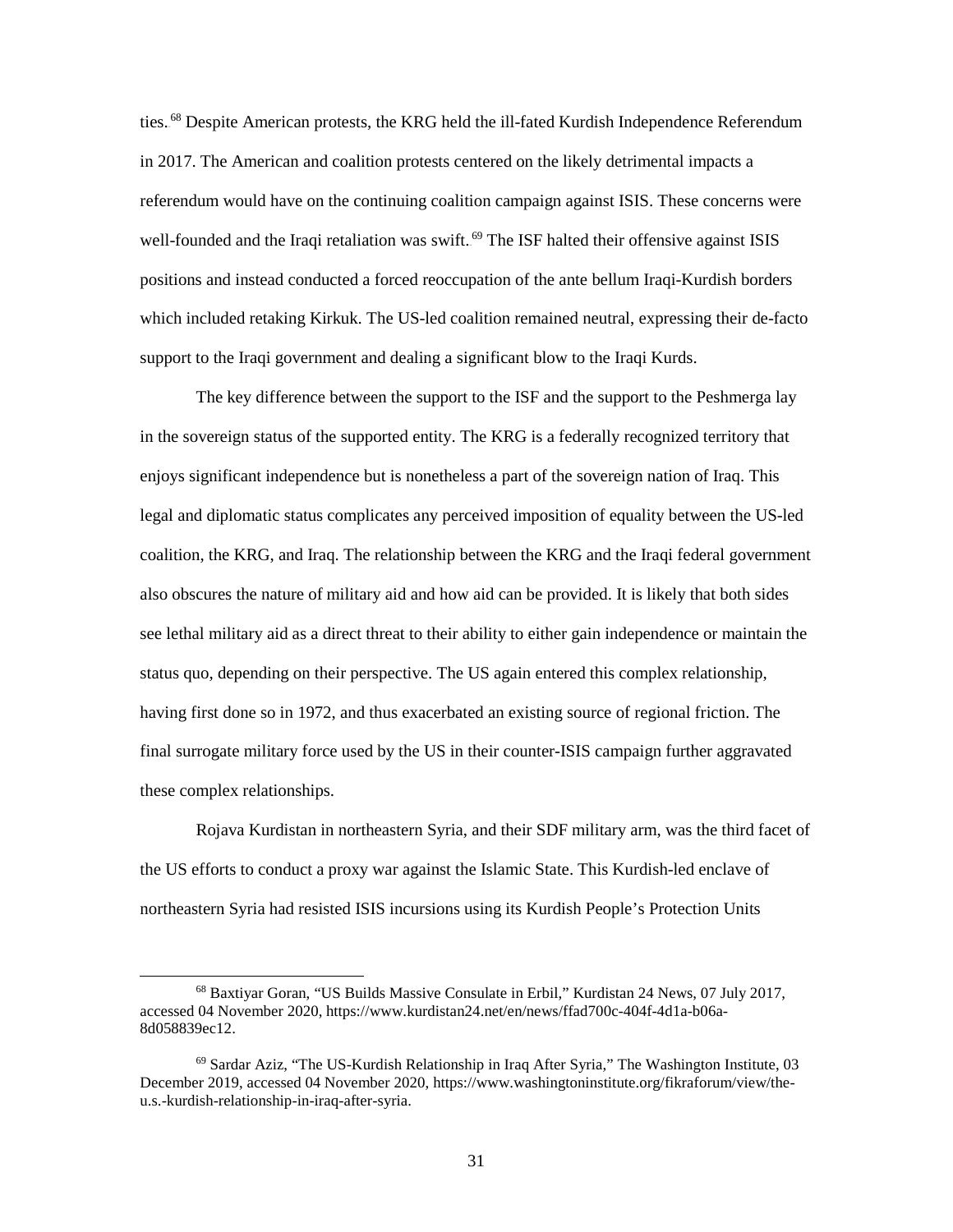ties.[68] Despite American protests, the KRG held the ill-fated Kurdish Independence Referendum in 2017. The American and coalition protests centered on the likely detrimental impacts a referendum would have on the continuing coalition campaign against ISIS. These concerns were well-founded and the Iraqi retaliation was swift.[69] The ISF halted their offensive against ISIS positions and instead conducted a forced reoccupation of the ante bellum Iraqi-Kurdish borders which included retaking Kirkuk. The US-led coalition remained neutral, expressing their de-facto support to the Iraqi government and dealing a significant blow to the Iraqi Kurds.

The key difference between the support to the ISF and the support to the Peshmerga lay in the sovereign status of the supported entity. The KRG is a federally recognized territory that enjoys significant independence but is nonetheless a part of the sovereign nation of Iraq. This legal and diplomatic status complicates any perceived imposition of equality between the US-led coalition, the KRG, and Iraq. The relationship between the KRG and the Iraqi federal government also obscures the nature of military aid and how aid can be provided. It is likely that both sides see lethal military aid as a direct threat to their ability to either gain independence or maintain the status quo, depending on their perspective. The US again entered this complex relationship, having first done so in 1972, and thus exacerbated an existing source of regional friction. The final surrogate military force used by the US in their counter-ISIS campaign further aggravated these complex relationships.

Rojava Kurdistan in northeastern Syria, and their SDF military arm, was the third facet of the US efforts to conduct a proxy war against the Islamic State. This Kurdish-led enclave of northeastern Syria had resisted ISIS incursions using its Kurdish People's Protection Units

---

[68] Baxtiyar Goran, "US Builds Massive Consulate in Erbil," Kurdistan 24 News, 07 July 2017, accessed 04 November 2020, https://www.kurdistan24.net/en/news/ffad700c-404f-4d1a-b06a-8d058839ec12.

[69] Sardar Aziz, "The US-Kurdish Relationship in Iraq After Syria," The Washington Institute, 03 December 2019, accessed 04 November 2020, https://www.washingtoninstitute.org/fikraforum/view/the-u.s.-kurdish-relationship-in-iraq-after-syria.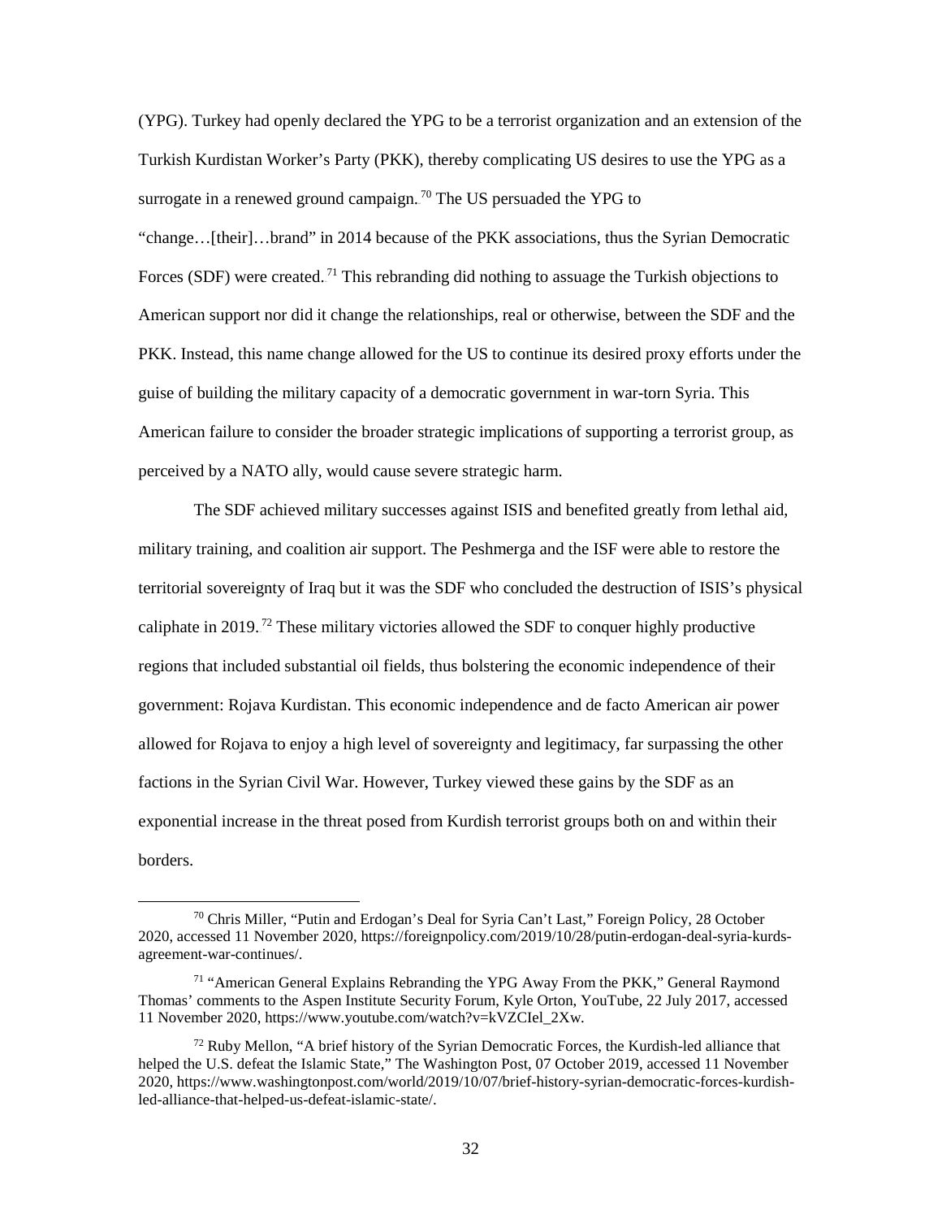(YPG). Turkey had openly declared the YPG to be a terrorist organization and an extension of the Turkish Kurdistan Worker's Party (PKK), thereby complicating US desires to use the YPG as a surrogate in a renewed ground campaign.[70] The US persuaded the YPG to "change…[their]…brand" in 2014 because of the PKK associations, thus the Syrian Democratic Forces (SDF) were created.[71] This rebranding did nothing to assuage the Turkish objections to American support nor did it change the relationships, real or otherwise, between the SDF and the PKK. Instead, this name change allowed for the US to continue its desired proxy efforts under the guise of building the military capacity of a democratic government in war-torn Syria. This American failure to consider the broader strategic implications of supporting a terrorist group, as perceived by a NATO ally, would cause severe strategic harm.

The SDF achieved military successes against ISIS and benefited greatly from lethal aid, military training, and coalition air support. The Peshmerga and the ISF were able to restore the territorial sovereignty of Iraq but it was the SDF who concluded the destruction of ISIS's physical caliphate in 2019.[72] These military victories allowed the SDF to conquer highly productive regions that included substantial oil fields, thus bolstering the economic independence of their government: Rojava Kurdistan. This economic independence and de facto American air power allowed for Rojava to enjoy a high level of sovereignty and legitimacy, far surpassing the other factions in the Syrian Civil War. However, Turkey viewed these gains by the SDF as an exponential increase in the threat posed from Kurdish terrorist groups both on and within their borders.

---

[70] Chris Miller, "Putin and Erdogan's Deal for Syria Can't Last," Foreign Policy, 28 October 2020, accessed 11 November 2020, https://foreignpolicy.com/2019/10/28/putin-erdogan-deal-syria-kurds-agreement-war-continues/.

[71] "American General Explains Rebranding the YPG Away From the PKK," General Raymond Thomas' comments to the Aspen Institute Security Forum, Kyle Orton, YouTube, 22 July 2017, accessed 11 November 2020, https://www.youtube.com/watch?v=kVZCIel_2Xw.

[72] Ruby Mellon, "A brief history of the Syrian Democratic Forces, the Kurdish-led alliance that helped the U.S. defeat the Islamic State," The Washington Post, 07 October 2019, accessed 11 November 2020, https://www.washingtonpost.com/world/2019/10/07/brief-history-syrian-democratic-forces-kurdish-led-alliance-that-helped-us-defeat-islamic-state/.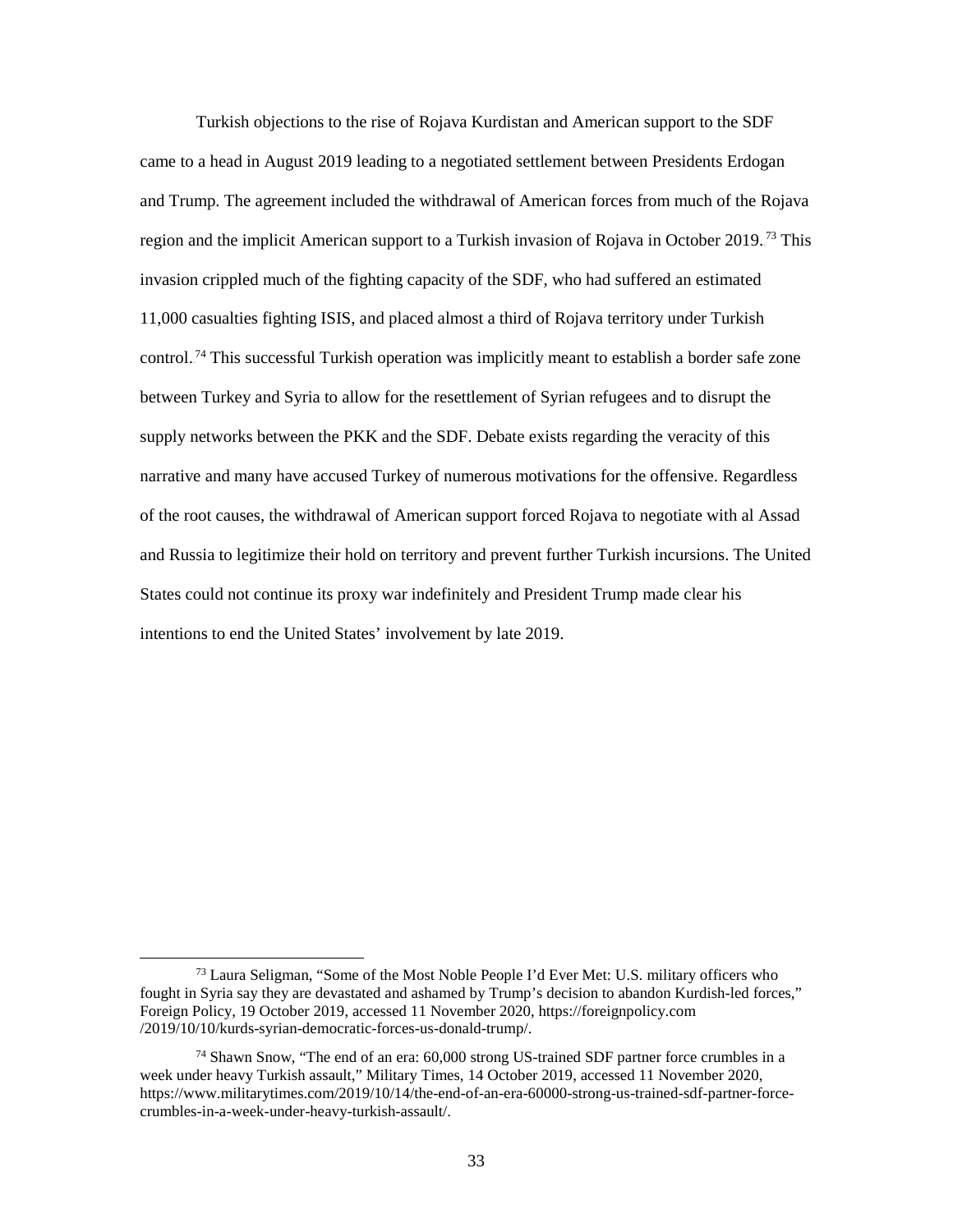Turkish objections to the rise of Rojava Kurdistan and American support to the SDF came to a head in August 2019 leading to a negotiated settlement between Presidents Erdogan and Trump. The agreement included the withdrawal of American forces from much of the Rojava region and the implicit American support to a Turkish invasion of Rojava in October 2019.[73] This invasion crippled much of the fighting capacity of the SDF, who had suffered an estimated 11,000 casualties fighting ISIS, and placed almost a third of Rojava territory under Turkish control.[74] This successful Turkish operation was implicitly meant to establish a border safe zone between Turkey and Syria to allow for the resettlement of Syrian refugees and to disrupt the supply networks between the PKK and the SDF. Debate exists regarding the veracity of this narrative and many have accused Turkey of numerous motivations for the offensive. Regardless of the root causes, the withdrawal of American support forced Rojava to negotiate with al Assad and Russia to legitimize their hold on territory and prevent further Turkish incursions. The United States could not continue its proxy war indefinitely and President Trump made clear his intentions to end the United States' involvement by late 2019.

---

[73] Laura Seligman, "Some of the Most Noble People I'd Ever Met: U.S. military officers who fought in Syria say they are devastated and ashamed by Trump's decision to abandon Kurdish-led forces," Foreign Policy, 19 October 2019, accessed 11 November 2020, https://foreignpolicy.com /2019/10/10/kurds-syrian-democratic-forces-us-donald-trump/.

[74] Shawn Snow, "The end of an era: 60,000 strong US-trained SDF partner force crumbles in a week under heavy Turkish assault," Military Times, 14 October 2019, accessed 11 November 2020, https://www.militarytimes.com/2019/10/14/the-end-of-an-era-60000-strong-us-trained-sdf-partner-force-crumbles-in-a-week-under-heavy-turkish-assault/.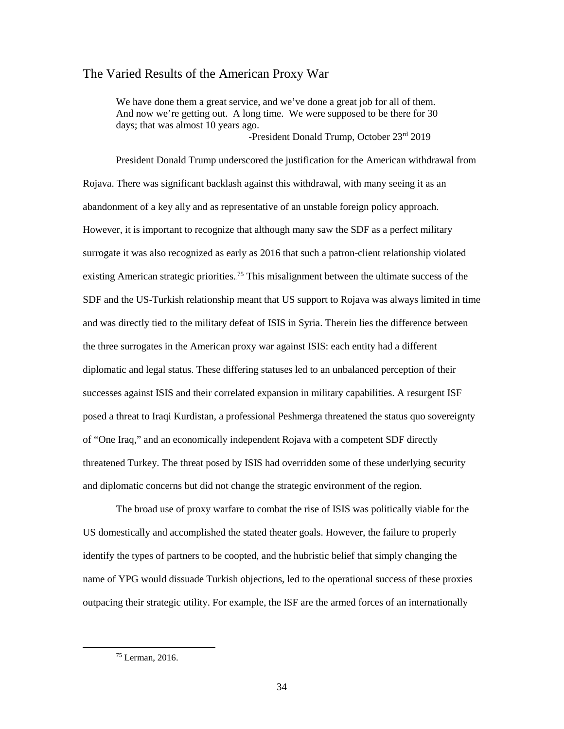## The Varied Results of the American Proxy War

> We have done them a great service, and we've done a great job for all of them. And now we're getting out. A long time. We were supposed to be there for 30 days; that was almost 10 years ago.
>
> -President Donald Trump, October 23rd 2019

President Donald Trump underscored the justification for the American withdrawal from Rojava. There was significant backlash against this withdrawal, with many seeing it as an abandonment of a key ally and as representative of an unstable foreign policy approach. However, it is important to recognize that although many saw the SDF as a perfect military surrogate it was also recognized as early as 2016 that such a patron-client relationship violated existing American strategic priorities.[75] This misalignment between the ultimate success of the SDF and the US-Turkish relationship meant that US support to Rojava was always limited in time and was directly tied to the military defeat of ISIS in Syria. Therein lies the difference between the three surrogates in the American proxy war against ISIS: each entity had a different diplomatic and legal status. These differing statuses led to an unbalanced perception of their successes against ISIS and their correlated expansion in military capabilities. A resurgent ISF posed a threat to Iraqi Kurdistan, a professional Peshmerga threatened the status quo sovereignty of "One Iraq," and an economically independent Rojava with a competent SDF directly threatened Turkey. The threat posed by ISIS had overridden some of these underlying security and diplomatic concerns but did not change the strategic environment of the region.

The broad use of proxy warfare to combat the rise of ISIS was politically viable for the US domestically and accomplished the stated theater goals. However, the failure to properly identify the types of partners to be coopted, and the hubristic belief that simply changing the name of YPG would dissuade Turkish objections, led to the operational success of these proxies outpacing their strategic utility. For example, the ISF are the armed forces of an internationally

[75] Lerman, 2016.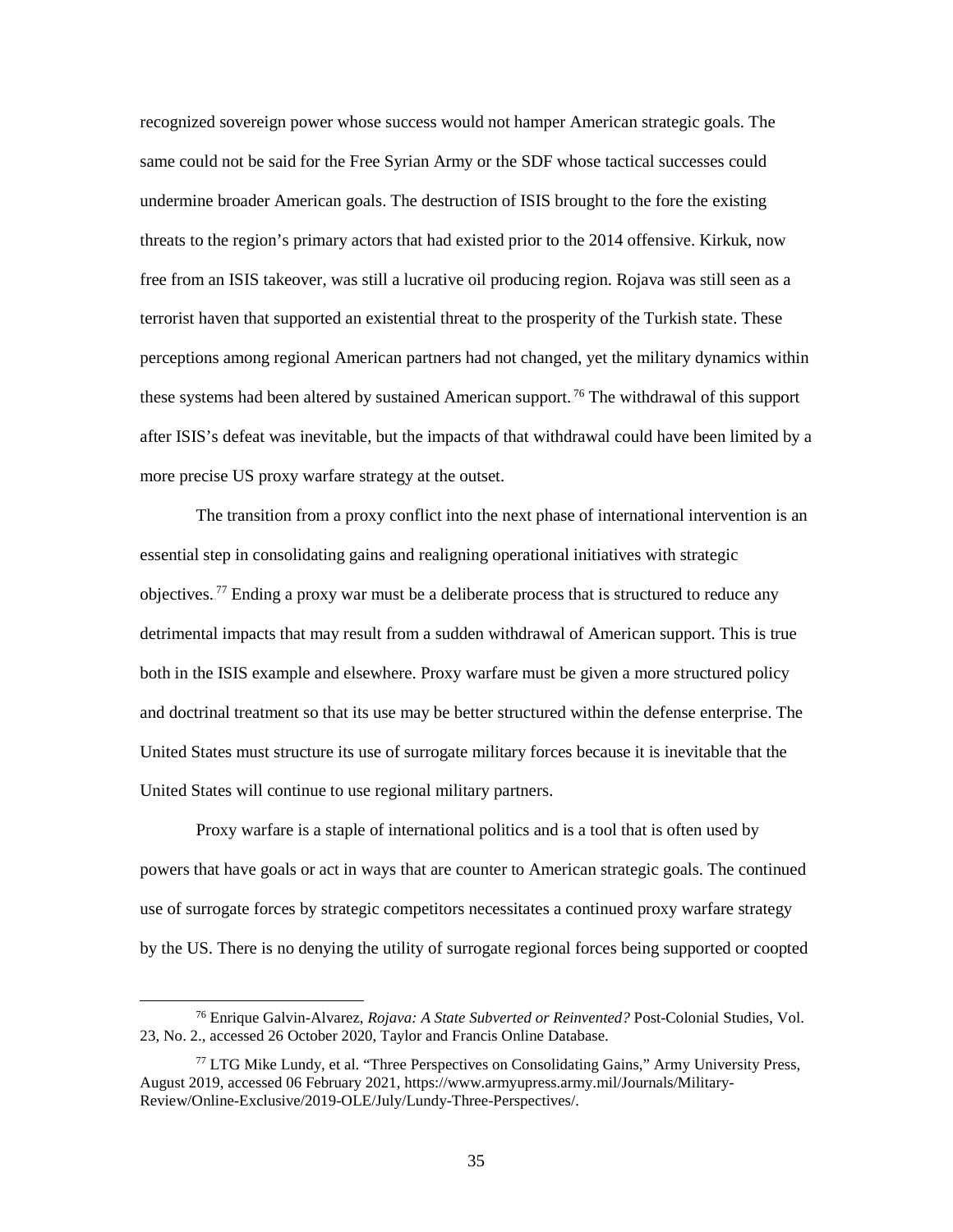recognized sovereign power whose success would not hamper American strategic goals. The same could not be said for the Free Syrian Army or the SDF whose tactical successes could undermine broader American goals. The destruction of ISIS brought to the fore the existing threats to the region's primary actors that had existed prior to the 2014 offensive. Kirkuk, now free from an ISIS takeover, was still a lucrative oil producing region. Rojava was still seen as a terrorist haven that supported an existential threat to the prosperity of the Turkish state. These perceptions among regional American partners had not changed, yet the military dynamics within these systems had been altered by sustained American support.[76] The withdrawal of this support after ISIS's defeat was inevitable, but the impacts of that withdrawal could have been limited by a more precise US proxy warfare strategy at the outset.

The transition from a proxy conflict into the next phase of international intervention is an essential step in consolidating gains and realigning operational initiatives with strategic objectives.[77] Ending a proxy war must be a deliberate process that is structured to reduce any detrimental impacts that may result from a sudden withdrawal of American support. This is true both in the ISIS example and elsewhere. Proxy warfare must be given a more structured policy and doctrinal treatment so that its use may be better structured within the defense enterprise. The United States must structure its use of surrogate military forces because it is inevitable that the United States will continue to use regional military partners.

Proxy warfare is a staple of international politics and is a tool that is often used by powers that have goals or act in ways that are counter to American strategic goals. The continued use of surrogate forces by strategic competitors necessitates a continued proxy warfare strategy by the US. There is no denying the utility of surrogate regional forces being supported or coopted

---

[76] Enrique Galvin-Alvarez, *Rojava: A State Subverted or Reinvented?* Post-Colonial Studies, Vol. 23, No. 2., accessed 26 October 2020, Taylor and Francis Online Database.

[77] LTG Mike Lundy, et al. "Three Perspectives on Consolidating Gains," Army University Press, August 2019, accessed 06 February 2021, https://www.armyupress.army.mil/Journals/Military-Review/Online-Exclusive/2019-OLE/July/Lundy-Three-Perspectives/.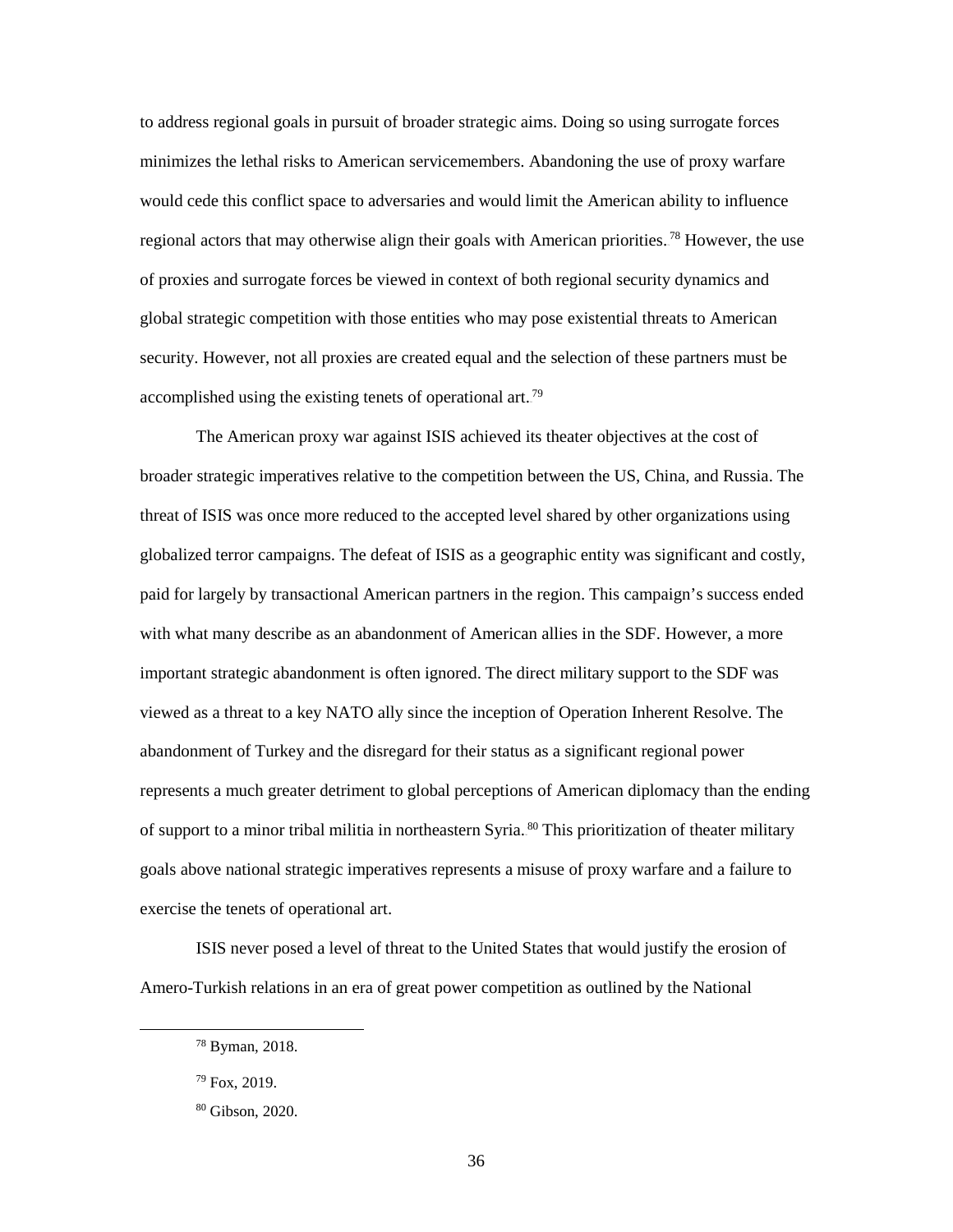to address regional goals in pursuit of broader strategic aims. Doing so using surrogate forces minimizes the lethal risks to American servicemembers. Abandoning the use of proxy warfare would cede this conflict space to adversaries and would limit the American ability to influence regional actors that may otherwise align their goals with American priorities.[78] However, the use of proxies and surrogate forces be viewed in context of both regional security dynamics and global strategic competition with those entities who may pose existential threats to American security. However, not all proxies are created equal and the selection of these partners must be accomplished using the existing tenets of operational art.[79]

The American proxy war against ISIS achieved its theater objectives at the cost of broader strategic imperatives relative to the competition between the US, China, and Russia. The threat of ISIS was once more reduced to the accepted level shared by other organizations using globalized terror campaigns. The defeat of ISIS as a geographic entity was significant and costly, paid for largely by transactional American partners in the region. This campaign's success ended with what many describe as an abandonment of American allies in the SDF. However, a more important strategic abandonment is often ignored. The direct military support to the SDF was viewed as a threat to a key NATO ally since the inception of Operation Inherent Resolve. The abandonment of Turkey and the disregard for their status as a significant regional power represents a much greater detriment to global perceptions of American diplomacy than the ending of support to a minor tribal militia in northeastern Syria.[80] This prioritization of theater military goals above national strategic imperatives represents a misuse of proxy warfare and a failure to exercise the tenets of operational art.

ISIS never posed a level of threat to the United States that would justify the erosion of Amero-Turkish relations in an era of great power competition as outlined by the National

[78] Byman, 2018.

[79] Fox, 2019.

[80] Gibson, 2020.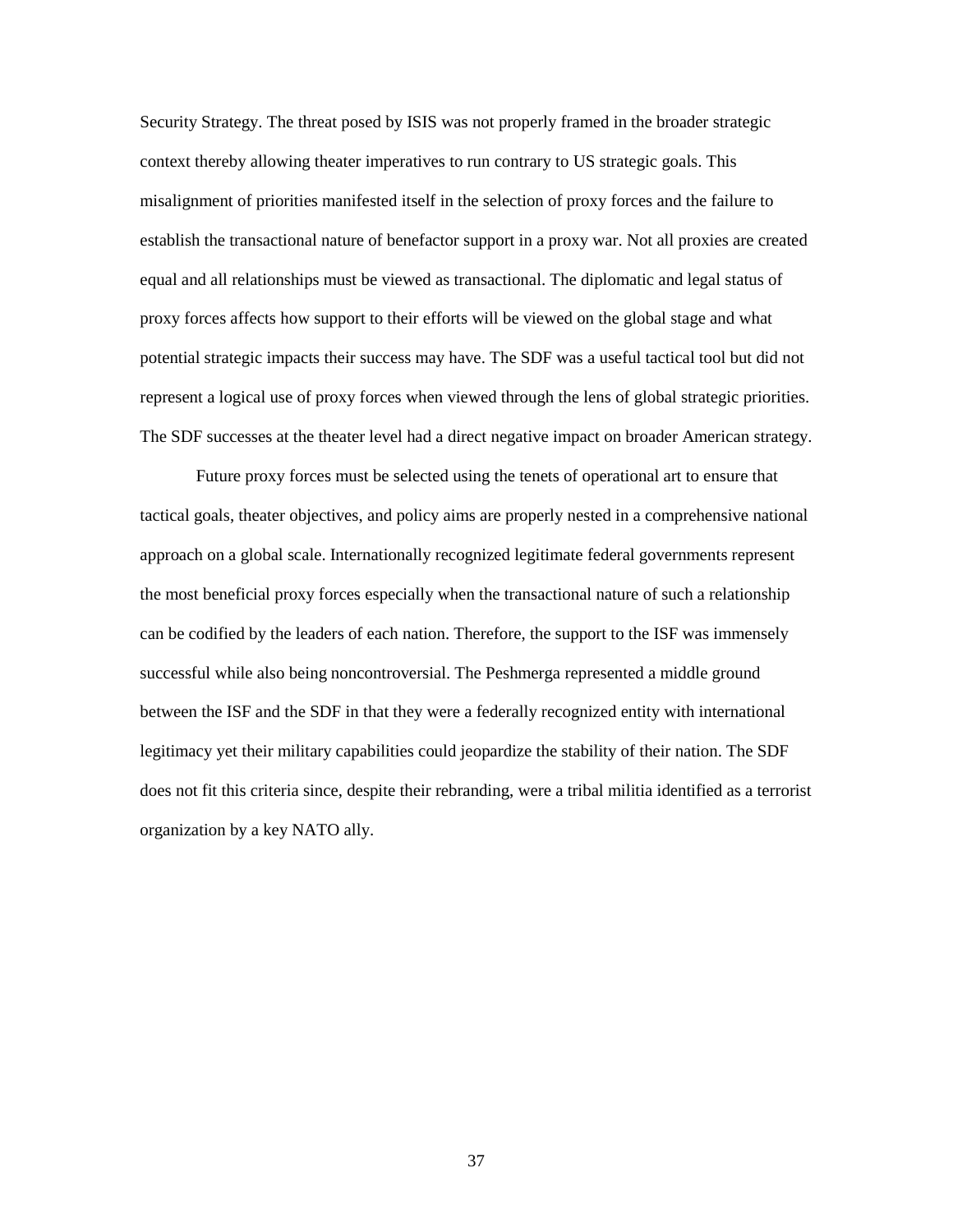Security Strategy. The threat posed by ISIS was not properly framed in the broader strategic context thereby allowing theater imperatives to run contrary to US strategic goals. This misalignment of priorities manifested itself in the selection of proxy forces and the failure to establish the transactional nature of benefactor support in a proxy war. Not all proxies are created equal and all relationships must be viewed as transactional. The diplomatic and legal status of proxy forces affects how support to their efforts will be viewed on the global stage and what potential strategic impacts their success may have. The SDF was a useful tactical tool but did not represent a logical use of proxy forces when viewed through the lens of global strategic priorities. The SDF successes at the theater level had a direct negative impact on broader American strategy.

Future proxy forces must be selected using the tenets of operational art to ensure that tactical goals, theater objectives, and policy aims are properly nested in a comprehensive national approach on a global scale. Internationally recognized legitimate federal governments represent the most beneficial proxy forces especially when the transactional nature of such a relationship can be codified by the leaders of each nation. Therefore, the support to the ISF was immensely successful while also being noncontroversial. The Peshmerga represented a middle ground between the ISF and the SDF in that they were a federally recognized entity with international legitimacy yet their military capabilities could jeopardize the stability of their nation. The SDF does not fit this criteria since, despite their rebranding, were a tribal militia identified as a terrorist organization by a key NATO ally.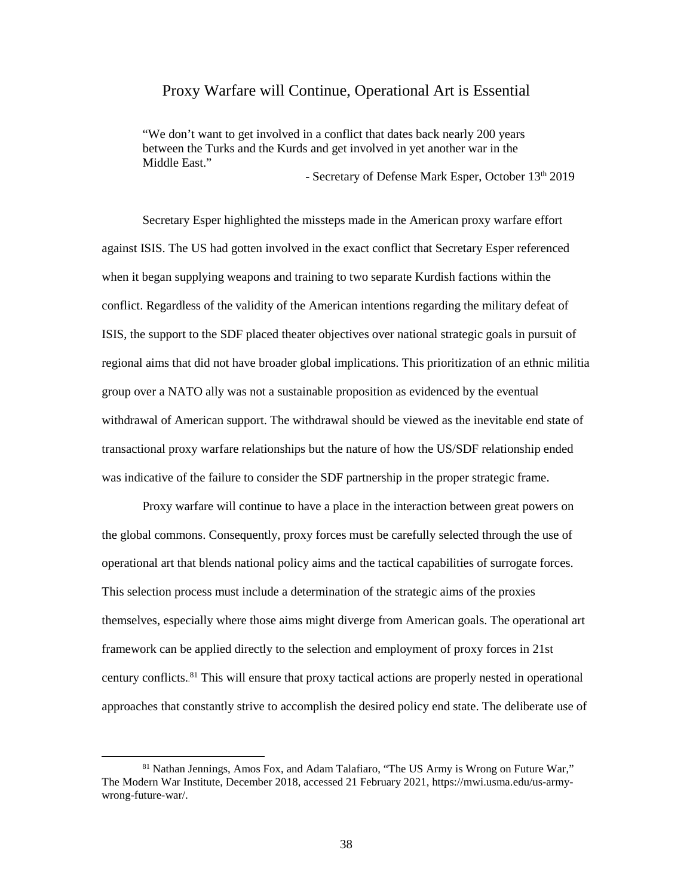## Proxy Warfare will Continue, Operational Art is Essential

> "We don't want to get involved in a conflict that dates back nearly 200 years between the Turks and the Kurds and get involved in yet another war in the Middle East."
>
> - Secretary of Defense Mark Esper, October 13th 2019

Secretary Esper highlighted the missteps made in the American proxy warfare effort against ISIS. The US had gotten involved in the exact conflict that Secretary Esper referenced when it began supplying weapons and training to two separate Kurdish factions within the conflict. Regardless of the validity of the American intentions regarding the military defeat of ISIS, the support to the SDF placed theater objectives over national strategic goals in pursuit of regional aims that did not have broader global implications. This prioritization of an ethnic militia group over a NATO ally was not a sustainable proposition as evidenced by the eventual withdrawal of American support. The withdrawal should be viewed as the inevitable end state of transactional proxy warfare relationships but the nature of how the US/SDF relationship ended was indicative of the failure to consider the SDF partnership in the proper strategic frame.

Proxy warfare will continue to have a place in the interaction between great powers on the global commons. Consequently, proxy forces must be carefully selected through the use of operational art that blends national policy aims and the tactical capabilities of surrogate forces. This selection process must include a determination of the strategic aims of the proxies themselves, especially where those aims might diverge from American goals. The operational art framework can be applied directly to the selection and employment of proxy forces in 21st century conflicts.[81] This will ensure that proxy tactical actions are properly nested in operational approaches that constantly strive to accomplish the desired policy end state. The deliberate use of

[81] Nathan Jennings, Amos Fox, and Adam Talafiaro, "The US Army is Wrong on Future War," The Modern War Institute, December 2018, accessed 21 February 2021, https://mwi.usma.edu/us-army-wrong-future-war/.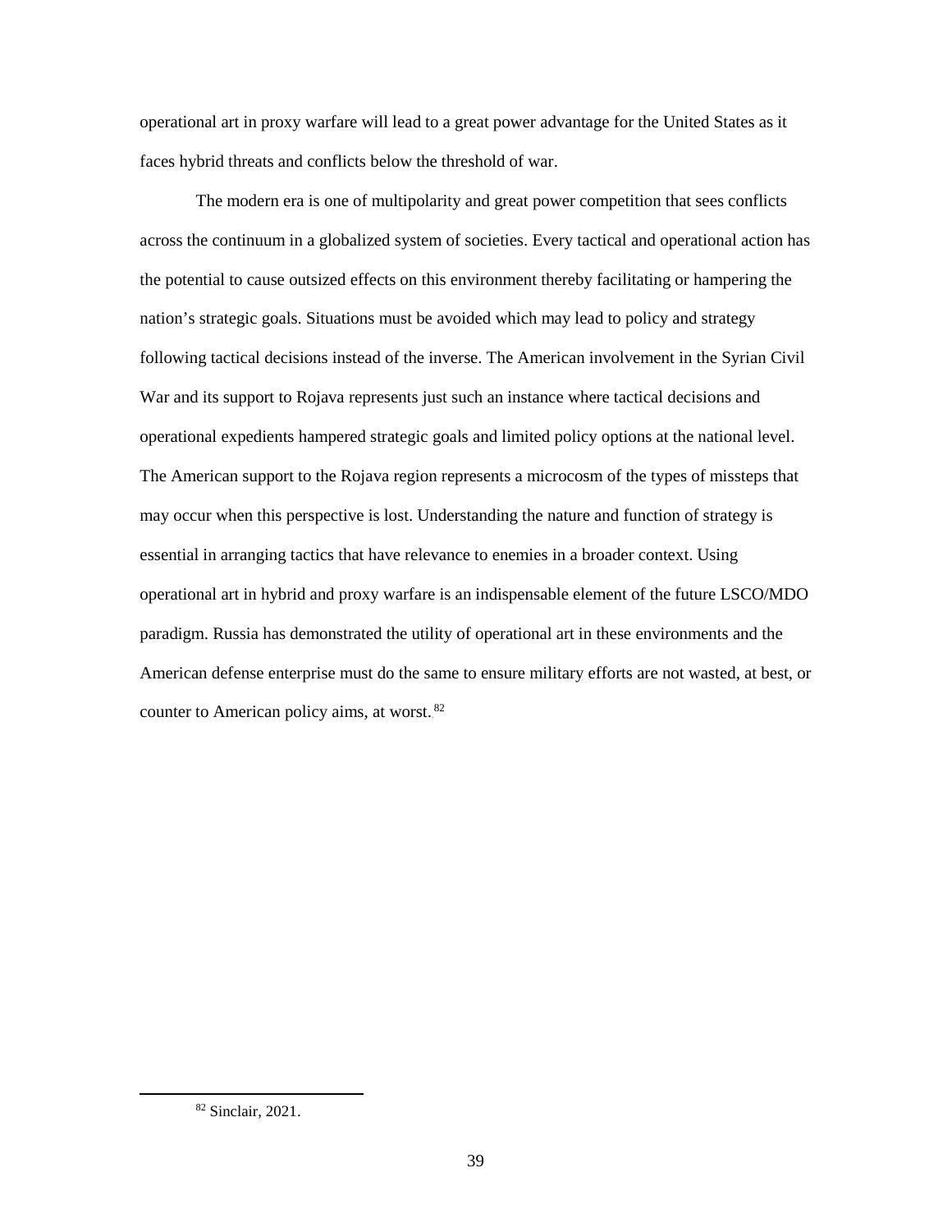operational art in proxy warfare will lead to a great power advantage for the United States as it faces hybrid threats and conflicts below the threshold of war.

The modern era is one of multipolarity and great power competition that sees conflicts across the continuum in a globalized system of societies. Every tactical and operational action has the potential to cause outsized effects on this environment thereby facilitating or hampering the nation's strategic goals. Situations must be avoided which may lead to policy and strategy following tactical decisions instead of the inverse. The American involvement in the Syrian Civil War and its support to Rojava represents just such an instance where tactical decisions and operational expedients hampered strategic goals and limited policy options at the national level. The American support to the Rojava region represents a microcosm of the types of missteps that may occur when this perspective is lost. Understanding the nature and function of strategy is essential in arranging tactics that have relevance to enemies in a broader context. Using operational art in hybrid and proxy warfare is an indispensable element of the future LSCO/MDO paradigm. Russia has demonstrated the utility of operational art in these environments and the American defense enterprise must do the same to ensure military efforts are not wasted, at best, or counter to American policy aims, at worst.[82]

---

[82] Sinclair, 2021.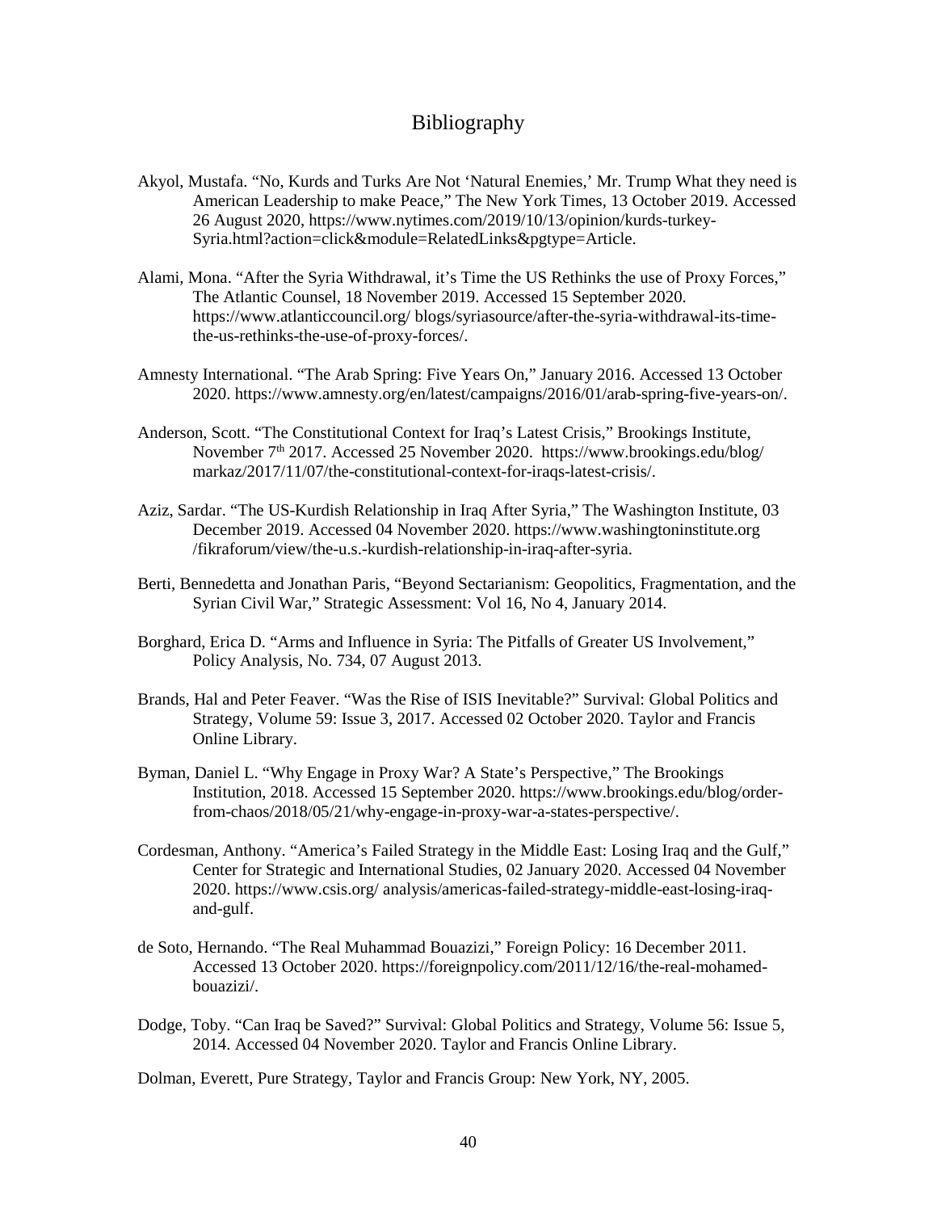# Bibliography

Akyol, Mustafa. "No, Kurds and Turks Are Not 'Natural Enemies,' Mr. Trump What they need is American Leadership to make Peace," The New York Times, 13 October 2019. Accessed 26 August 2020, https://www.nytimes.com/2019/10/13/opinion/kurds-turkey-Syria.html?action=click&module=RelatedLinks&pgtype=Article.

Alami, Mona. "After the Syria Withdrawal, it's Time the US Rethinks the use of Proxy Forces," The Atlantic Counsel, 18 November 2019. Accessed 15 September 2020. https://www.atlanticcouncil.org/ blogs/syriasource/after-the-syria-withdrawal-its-time-the-us-rethinks-the-use-of-proxy-forces/.

Amnesty International. "The Arab Spring: Five Years On," January 2016. Accessed 13 October 2020. https://www.amnesty.org/en/latest/campaigns/2016/01/arab-spring-five-years-on/.

Anderson, Scott. "The Constitutional Context for Iraq's Latest Crisis," Brookings Institute, November 7th 2017. Accessed 25 November 2020. https://www.brookings.edu/blog/ markaz/2017/11/07/the-constitutional-context-for-iraqs-latest-crisis/.

Aziz, Sardar. "The US-Kurdish Relationship in Iraq After Syria," The Washington Institute, 03 December 2019. Accessed 04 November 2020. https://www.washingtoninstitute.org /fikraforum/view/the-u.s.-kurdish-relationship-in-iraq-after-syria.

Berti, Bennedetta and Jonathan Paris, "Beyond Sectarianism: Geopolitics, Fragmentation, and the Syrian Civil War," Strategic Assessment: Vol 16, No 4, January 2014.

Borghard, Erica D. "Arms and Influence in Syria: The Pitfalls of Greater US Involvement," Policy Analysis, No. 734, 07 August 2013.

Brands, Hal and Peter Feaver. "Was the Rise of ISIS Inevitable?" Survival: Global Politics and Strategy, Volume 59: Issue 3, 2017. Accessed 02 October 2020. Taylor and Francis Online Library.

Byman, Daniel L. "Why Engage in Proxy War? A State's Perspective," The Brookings Institution, 2018. Accessed 15 September 2020. https://www.brookings.edu/blog/order-from-chaos/2018/05/21/why-engage-in-proxy-war-a-states-perspective/.

Cordesman, Anthony. "America's Failed Strategy in the Middle East: Losing Iraq and the Gulf," Center for Strategic and International Studies, 02 January 2020. Accessed 04 November 2020. https://www.csis.org/ analysis/americas-failed-strategy-middle-east-losing-iraq-and-gulf.

de Soto, Hernando. "The Real Muhammad Bouazizi," Foreign Policy: 16 December 2011. Accessed 13 October 2020. https://foreignpolicy.com/2011/12/16/the-real-mohamed-bouazizi/.

Dodge, Toby. "Can Iraq be Saved?" Survival: Global Politics and Strategy, Volume 56: Issue 5, 2014. Accessed 04 November 2020. Taylor and Francis Online Library.

Dolman, Everett, Pure Strategy, Taylor and Francis Group: New York, NY, 2005.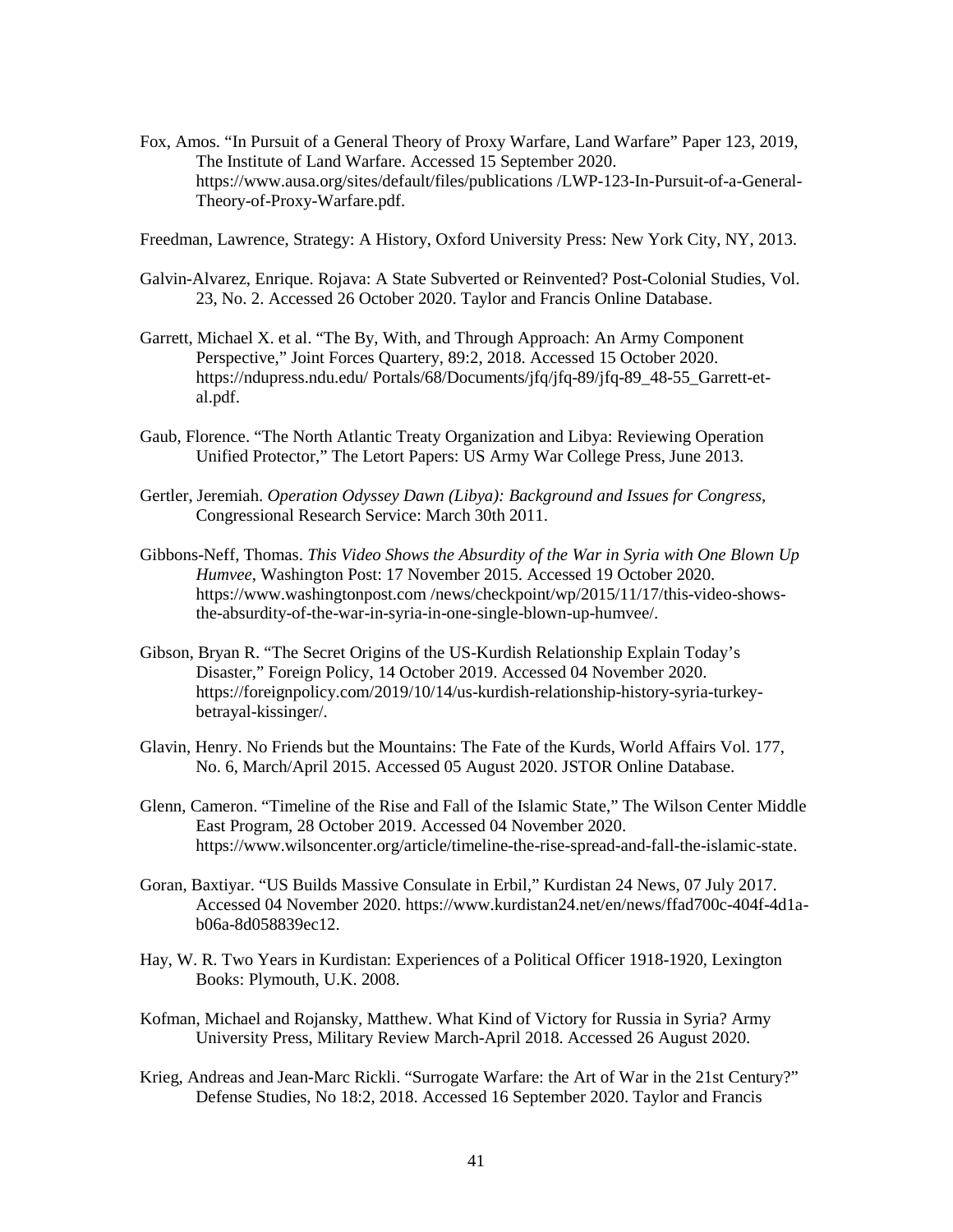Fox, Amos. "In Pursuit of a General Theory of Proxy Warfare, Land Warfare" Paper 123, 2019, The Institute of Land Warfare. Accessed 15 September 2020. https://www.ausa.org/sites/default/files/publications /LWP-123-In-Pursuit-of-a-General-Theory-of-Proxy-Warfare.pdf.

Freedman, Lawrence, Strategy: A History, Oxford University Press: New York City, NY, 2013.

Galvin-Alvarez, Enrique. Rojava: A State Subverted or Reinvented? Post-Colonial Studies, Vol. 23, No. 2. Accessed 26 October 2020. Taylor and Francis Online Database.

Garrett, Michael X. et al. "The By, With, and Through Approach: An Army Component Perspective," Joint Forces Quartery, 89:2, 2018. Accessed 15 October 2020. https://ndupress.ndu.edu/ Portals/68/Documents/jfq/jfq-89/jfq-89_48-55_Garrett-et-al.pdf.

Gaub, Florence. "The North Atlantic Treaty Organization and Libya: Reviewing Operation Unified Protector," The Letort Papers: US Army War College Press, June 2013.

Gertler, Jeremiah. *Operation Odyssey Dawn (Libya): Background and Issues for Congress*, Congressional Research Service: March 30th 2011.

Gibbons-Neff, Thomas. *This Video Shows the Absurdity of the War in Syria with One Blown Up Humvee*, Washington Post: 17 November 2015. Accessed 19 October 2020. https://www.washingtonpost.com /news/checkpoint/wp/2015/11/17/this-video-shows-the-absurdity-of-the-war-in-syria-in-one-single-blown-up-humvee/.

Gibson, Bryan R. "The Secret Origins of the US-Kurdish Relationship Explain Today's Disaster," Foreign Policy, 14 October 2019. Accessed 04 November 2020. https://foreignpolicy.com/2019/10/14/us-kurdish-relationship-history-syria-turkey-betrayal-kissinger/.

Glavin, Henry. No Friends but the Mountains: The Fate of the Kurds, World Affairs Vol. 177, No. 6, March/April 2015. Accessed 05 August 2020. JSTOR Online Database.

Glenn, Cameron. "Timeline of the Rise and Fall of the Islamic State," The Wilson Center Middle East Program, 28 October 2019. Accessed 04 November 2020. https://www.wilsoncenter.org/article/timeline-the-rise-spread-and-fall-the-islamic-state.

Goran, Baxtiyar. "US Builds Massive Consulate in Erbil," Kurdistan 24 News, 07 July 2017. Accessed 04 November 2020. https://www.kurdistan24.net/en/news/ffad700c-404f-4d1a-b06a-8d058839ec12.

Hay, W. R. Two Years in Kurdistan: Experiences of a Political Officer 1918-1920, Lexington Books: Plymouth, U.K. 2008.

Kofman, Michael and Rojansky, Matthew. What Kind of Victory for Russia in Syria? Army University Press, Military Review March-April 2018. Accessed 26 August 2020.

Krieg, Andreas and Jean-Marc Rickli. "Surrogate Warfare: the Art of War in the 21st Century?" Defense Studies, No 18:2, 2018. Accessed 16 September 2020. Taylor and Francis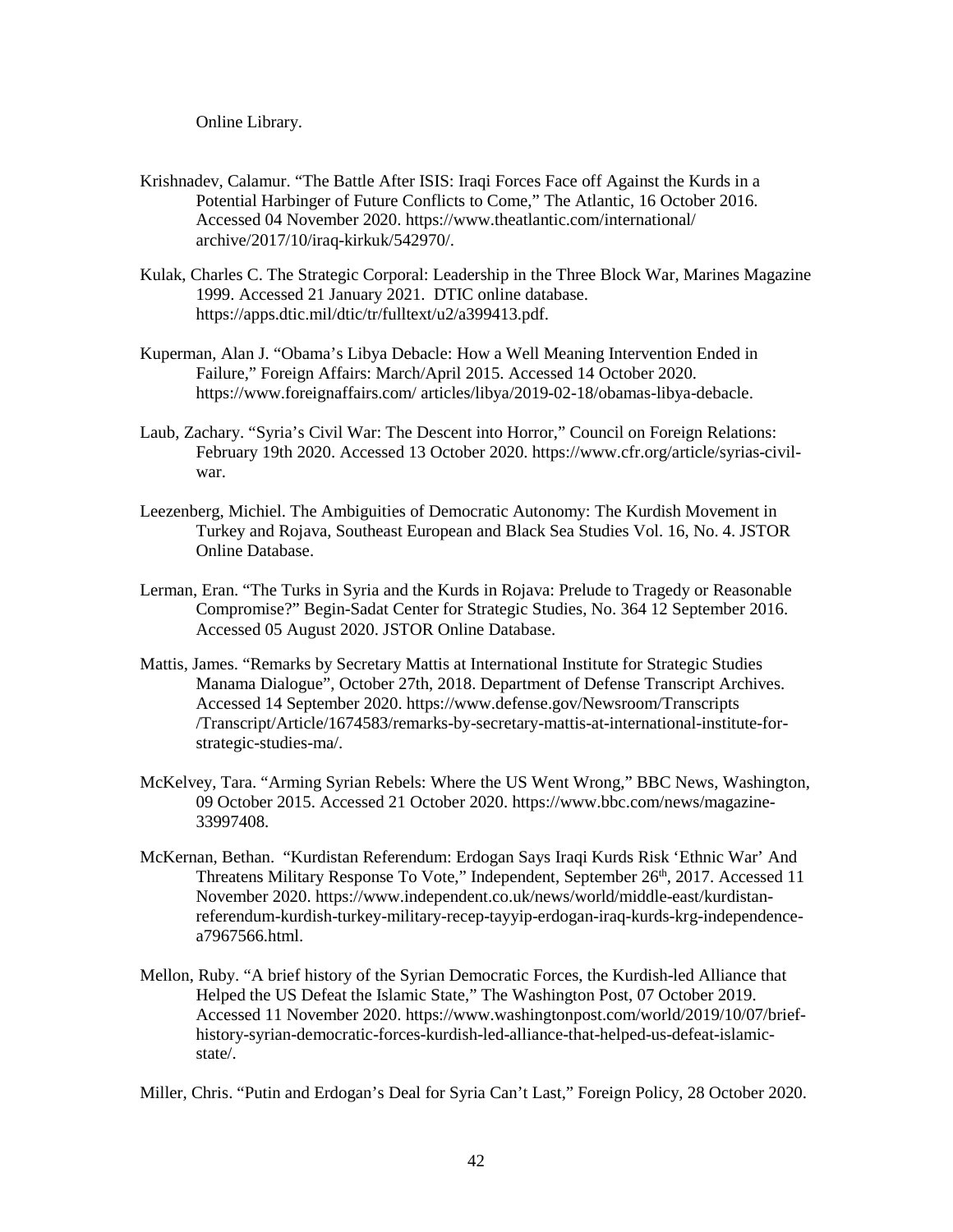Online Library.

Krishnadev, Calamur. "The Battle After ISIS: Iraqi Forces Face off Against the Kurds in a Potential Harbinger of Future Conflicts to Come," The Atlantic, 16 October 2016. Accessed 04 November 2020. https://www.theatlantic.com/international/ archive/2017/10/iraq-kirkuk/542970/.

Kulak, Charles C. The Strategic Corporal: Leadership in the Three Block War, Marines Magazine 1999. Accessed 21 January 2021. DTIC online database. https://apps.dtic.mil/dtic/tr/fulltext/u2/a399413.pdf.

Kuperman, Alan J. "Obama's Libya Debacle: How a Well Meaning Intervention Ended in Failure," Foreign Affairs: March/April 2015. Accessed 14 October 2020. https://www.foreignaffairs.com/ articles/libya/2019-02-18/obamas-libya-debacle.

Laub, Zachary. "Syria's Civil War: The Descent into Horror," Council on Foreign Relations: February 19th 2020. Accessed 13 October 2020. https://www.cfr.org/article/syrias-civil-war.

Leezenberg, Michiel. The Ambiguities of Democratic Autonomy: The Kurdish Movement in Turkey and Rojava, Southeast European and Black Sea Studies Vol. 16, No. 4. JSTOR Online Database.

Lerman, Eran. "The Turks in Syria and the Kurds in Rojava: Prelude to Tragedy or Reasonable Compromise?" Begin-Sadat Center for Strategic Studies, No. 364 12 September 2016. Accessed 05 August 2020. JSTOR Online Database.

Mattis, James. "Remarks by Secretary Mattis at International Institute for Strategic Studies Manama Dialogue", October 27th, 2018. Department of Defense Transcript Archives. Accessed 14 September 2020. https://www.defense.gov/Newsroom/Transcripts /Transcript/Article/1674583/remarks-by-secretary-mattis-at-international-institute-for-strategic-studies-ma/.

McKelvey, Tara. "Arming Syrian Rebels: Where the US Went Wrong," BBC News, Washington, 09 October 2015. Accessed 21 October 2020. https://www.bbc.com/news/magazine-33997408.

McKernan, Bethan. "Kurdistan Referendum: Erdogan Says Iraqi Kurds Risk 'Ethnic War' And Threatens Military Response To Vote," Independent, September 26th, 2017. Accessed 11 November 2020. https://www.independent.co.uk/news/world/middle-east/kurdistan-referendum-kurdish-turkey-military-recep-tayyip-erdogan-iraq-kurds-krg-independence-a7967566.html.

Mellon, Ruby. "A brief history of the Syrian Democratic Forces, the Kurdish-led Alliance that Helped the US Defeat the Islamic State," The Washington Post, 07 October 2019. Accessed 11 November 2020. https://www.washingtonpost.com/world/2019/10/07/brief-history-syrian-democratic-forces-kurdish-led-alliance-that-helped-us-defeat-islamic-state/.

Miller, Chris. "Putin and Erdogan's Deal for Syria Can't Last," Foreign Policy, 28 October 2020.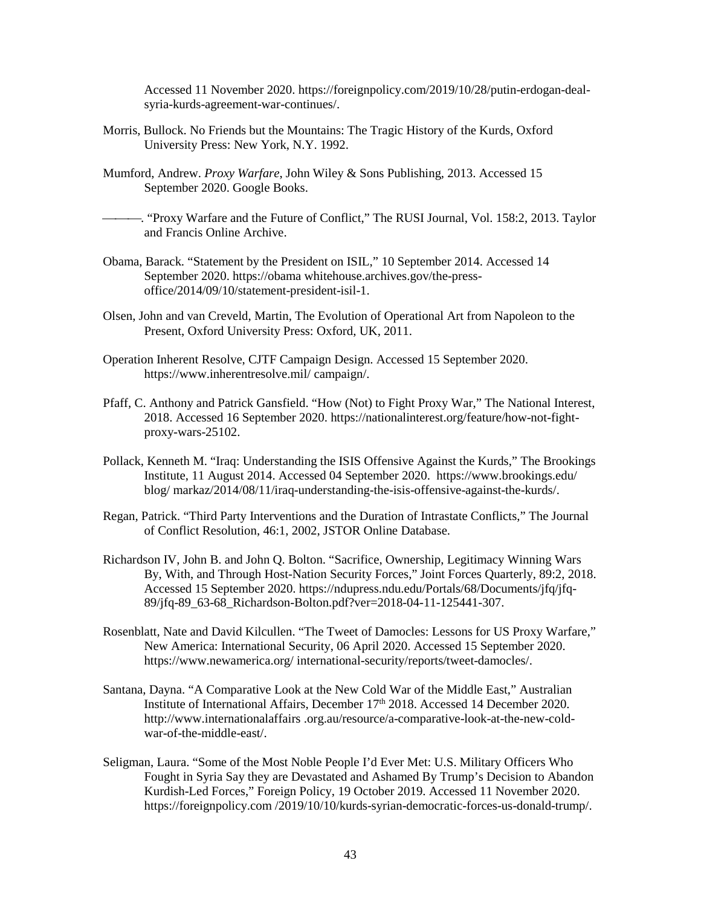Accessed 11 November 2020. https://foreignpolicy.com/2019/10/28/putin-erdogan-deal-syria-kurds-agreement-war-continues/.

Morris, Bullock. No Friends but the Mountains: The Tragic History of the Kurds, Oxford University Press: New York, N.Y. 1992.

Mumford, Andrew. *Proxy Warfare*, John Wiley & Sons Publishing, 2013. Accessed 15 September 2020. Google Books.

———. "Proxy Warfare and the Future of Conflict," The RUSI Journal, Vol. 158:2, 2013. Taylor and Francis Online Archive.

Obama, Barack. "Statement by the President on ISIL," 10 September 2014. Accessed 14 September 2020. https://obama whitehouse.archives.gov/the-press-office/2014/09/10/statement-president-isil-1.

Olsen, John and van Creveld, Martin, The Evolution of Operational Art from Napoleon to the Present, Oxford University Press: Oxford, UK, 2011.

Operation Inherent Resolve, CJTF Campaign Design. Accessed 15 September 2020. https://www.inherentresolve.mil/ campaign/.

Pfaff, C. Anthony and Patrick Gansfield. "How (Not) to Fight Proxy War," The National Interest, 2018. Accessed 16 September 2020. https://nationalinterest.org/feature/how-not-fight-proxy-wars-25102.

Pollack, Kenneth M. "Iraq: Understanding the ISIS Offensive Against the Kurds," The Brookings Institute, 11 August 2014. Accessed 04 September 2020. https://www.brookings.edu/ blog/ markaz/2014/08/11/iraq-understanding-the-isis-offensive-against-the-kurds/.

Regan, Patrick. "Third Party Interventions and the Duration of Intrastate Conflicts," The Journal of Conflict Resolution, 46:1, 2002, JSTOR Online Database.

Richardson IV, John B. and John Q. Bolton. "Sacrifice, Ownership, Legitimacy Winning Wars By, With, and Through Host-Nation Security Forces," Joint Forces Quarterly, 89:2, 2018. Accessed 15 September 2020. https://ndupress.ndu.edu/Portals/68/Documents/jfq/jfq-89/jfq-89_63-68_Richardson-Bolton.pdf?ver=2018-04-11-125441-307.

Rosenblatt, Nate and David Kilcullen. "The Tweet of Damocles: Lessons for US Proxy Warfare," New America: International Security, 06 April 2020. Accessed 15 September 2020. https://www.newamerica.org/ international-security/reports/tweet-damocles/.

Santana, Dayna. "A Comparative Look at the New Cold War of the Middle East," Australian Institute of International Affairs, December 17th 2018. Accessed 14 December 2020. http://www.internationalaffairs .org.au/resource/a-comparative-look-at-the-new-cold-war-of-the-middle-east/.

Seligman, Laura. "Some of the Most Noble People I'd Ever Met: U.S. Military Officers Who Fought in Syria Say they are Devastated and Ashamed By Trump's Decision to Abandon Kurdish-Led Forces," Foreign Policy, 19 October 2019. Accessed 11 November 2020. https://foreignpolicy.com /2019/10/10/kurds-syrian-democratic-forces-us-donald-trump/.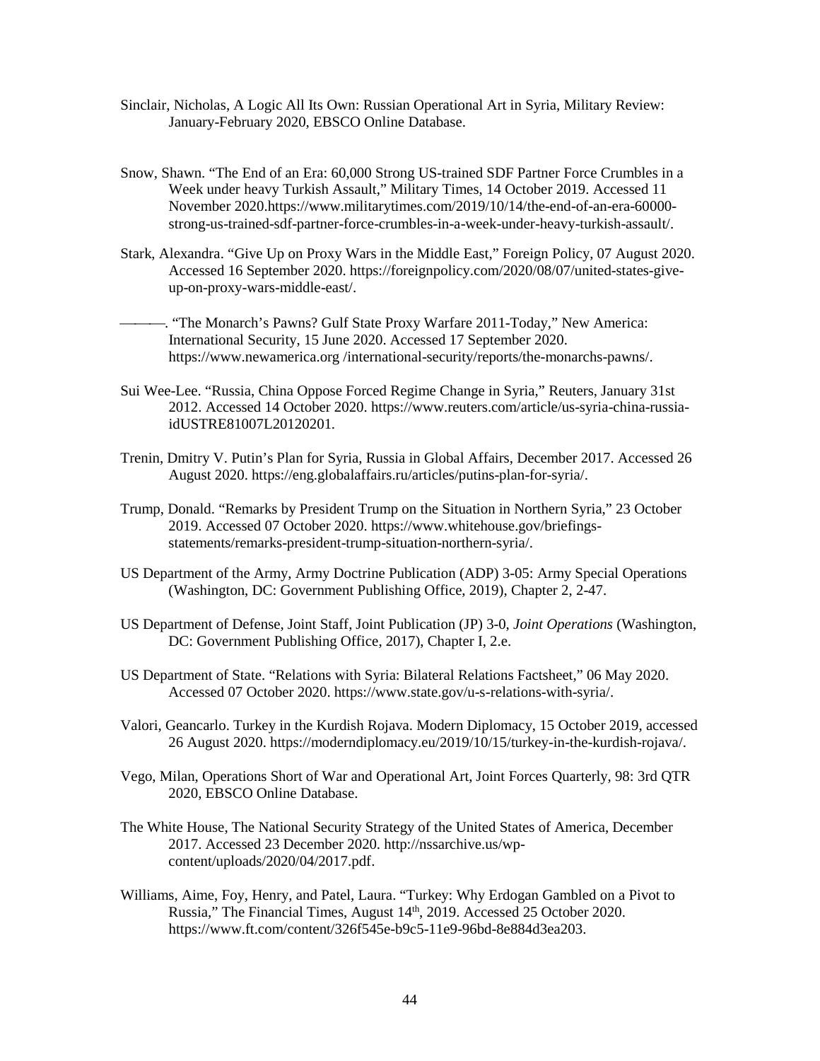Sinclair, Nicholas, A Logic All Its Own: Russian Operational Art in Syria, Military Review: January-February 2020, EBSCO Online Database.

Snow, Shawn. "The End of an Era: 60,000 Strong US-trained SDF Partner Force Crumbles in a Week under heavy Turkish Assault," Military Times, 14 October 2019. Accessed 11 November 2020.https://www.militarytimes.com/2019/10/14/the-end-of-an-era-60000-strong-us-trained-sdf-partner-force-crumbles-in-a-week-under-heavy-turkish-assault/.

Stark, Alexandra. "Give Up on Proxy Wars in the Middle East," Foreign Policy, 07 August 2020. Accessed 16 September 2020. https://foreignpolicy.com/2020/08/07/united-states-give-up-on-proxy-wars-middle-east/.

———. "The Monarch's Pawns? Gulf State Proxy Warfare 2011-Today," New America: International Security, 15 June 2020. Accessed 17 September 2020. https://www.newamerica.org /international-security/reports/the-monarchs-pawns/.

Sui Wee-Lee. "Russia, China Oppose Forced Regime Change in Syria," Reuters, January 31st 2012. Accessed 14 October 2020. https://www.reuters.com/article/us-syria-china-russia-idUSTRE81007L20120201.

Trenin, Dmitry V. Putin's Plan for Syria, Russia in Global Affairs, December 2017. Accessed 26 August 2020. https://eng.globalaffairs.ru/articles/putins-plan-for-syria/.

Trump, Donald. "Remarks by President Trump on the Situation in Northern Syria," 23 October 2019. Accessed 07 October 2020. https://www.whitehouse.gov/briefings-statements/remarks-president-trump-situation-northern-syria/.

US Department of the Army, Army Doctrine Publication (ADP) 3-05: Army Special Operations (Washington, DC: Government Publishing Office, 2019), Chapter 2, 2-47.

US Department of Defense, Joint Staff, Joint Publication (JP) 3-0, *Joint Operations* (Washington, DC: Government Publishing Office, 2017), Chapter I, 2.e.

US Department of State. "Relations with Syria: Bilateral Relations Factsheet," 06 May 2020. Accessed 07 October 2020. https://www.state.gov/u-s-relations-with-syria/.

Valori, Geancarlo. Turkey in the Kurdish Rojava. Modern Diplomacy, 15 October 2019, accessed 26 August 2020. https://moderndiplomacy.eu/2019/10/15/turkey-in-the-kurdish-rojava/.

Vego, Milan, Operations Short of War and Operational Art, Joint Forces Quarterly, 98: 3rd QTR 2020, EBSCO Online Database.

The White House, The National Security Strategy of the United States of America, December 2017. Accessed 23 December 2020. http://nssarchive.us/wp-content/uploads/2020/04/2017.pdf.

Williams, Aime, Foy, Henry, and Patel, Laura. "Turkey: Why Erdogan Gambled on a Pivot to Russia," The Financial Times, August 14th, 2019. Accessed 25 October 2020. https://www.ft.com/content/326f545e-b9c5-11e9-96bd-8e884d3ea203.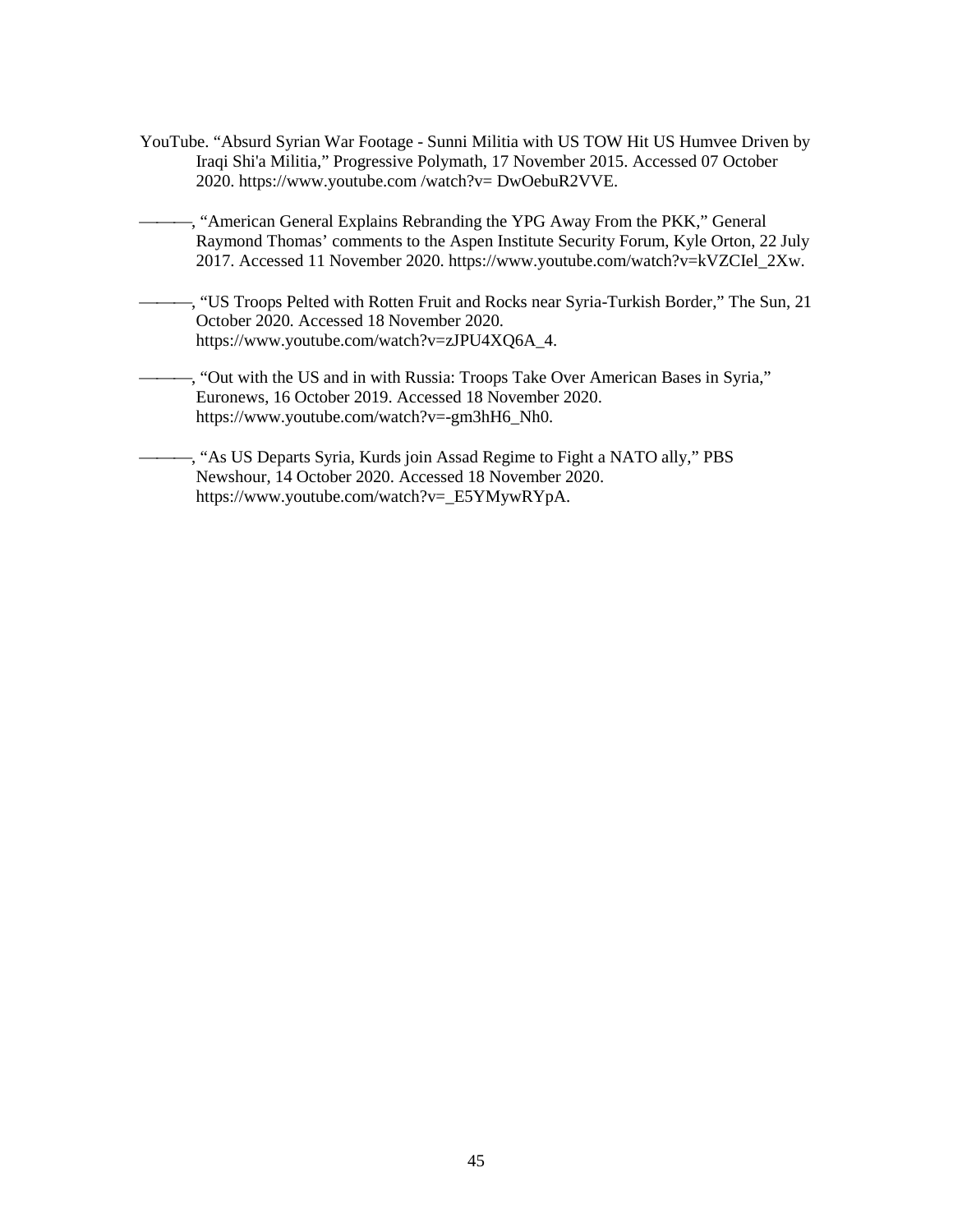YouTube. "Absurd Syrian War Footage - Sunni Militia with US TOW Hit US Humvee Driven by Iraqi Shi'a Militia," Progressive Polymath, 17 November 2015. Accessed 07 October 2020. https://www.youtube.com /watch?v= DwOebuR2VVE.

———, "American General Explains Rebranding the YPG Away From the PKK," General Raymond Thomas' comments to the Aspen Institute Security Forum, Kyle Orton, 22 July 2017. Accessed 11 November 2020. https://www.youtube.com/watch?v=kVZCIel_2Xw.

———, "US Troops Pelted with Rotten Fruit and Rocks near Syria-Turkish Border," The Sun, 21 October 2020. Accessed 18 November 2020. https://www.youtube.com/watch?v=zJPU4XQ6A_4.

———, "Out with the US and in with Russia: Troops Take Over American Bases in Syria," Euronews, 16 October 2019. Accessed 18 November 2020. https://www.youtube.com/watch?v=-gm3hH6_Nh0.

———, "As US Departs Syria, Kurds join Assad Regime to Fight a NATO ally," PBS Newshour, 14 October 2020. Accessed 18 November 2020. https://www.youtube.com/watch?v=_E5YMywRYpA.